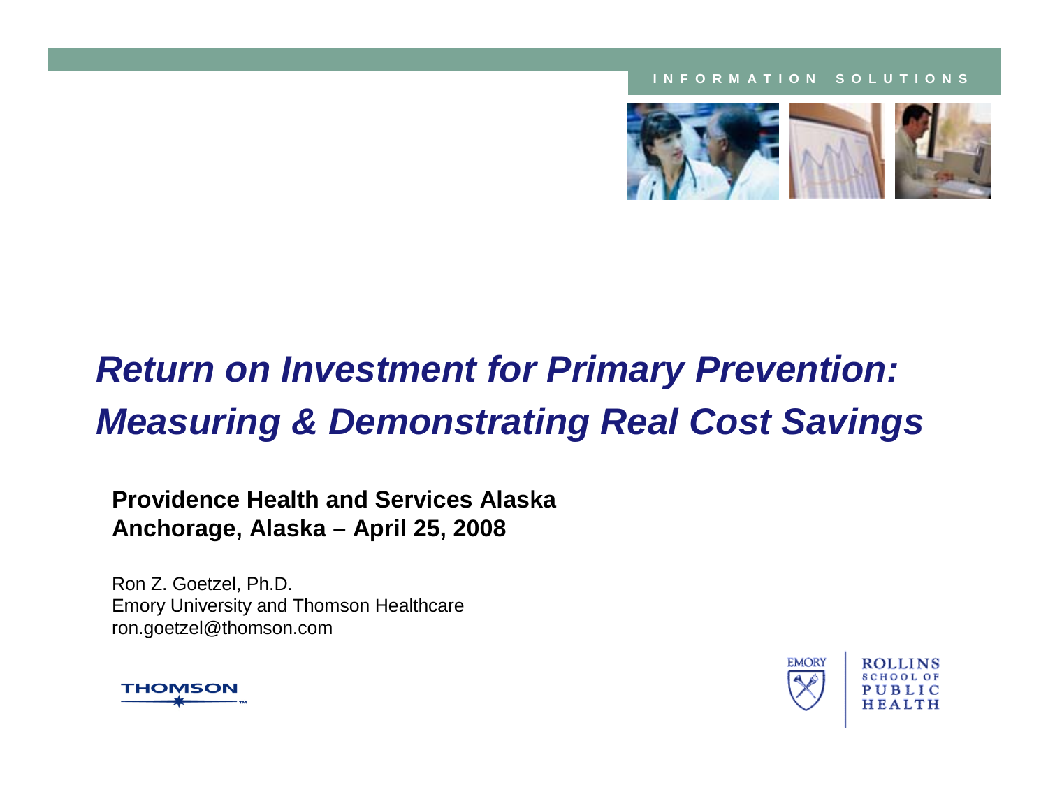INFORMATION SOLUTIONS

# *Return on Investment for Primary Prevention: Measuring & Demonstrating Real Cost Savings*

**Providence Health and Services Alaska**
**Anchorage, Alaska – April 25, 2008**

Ron Z. Goetzel, Ph.D.
Emory University and Thomson Healthcare
ron.goetzel@thomson.com

THOMSON

EMORY | ROLLINS SCHOOL OF PUBLIC HEALTH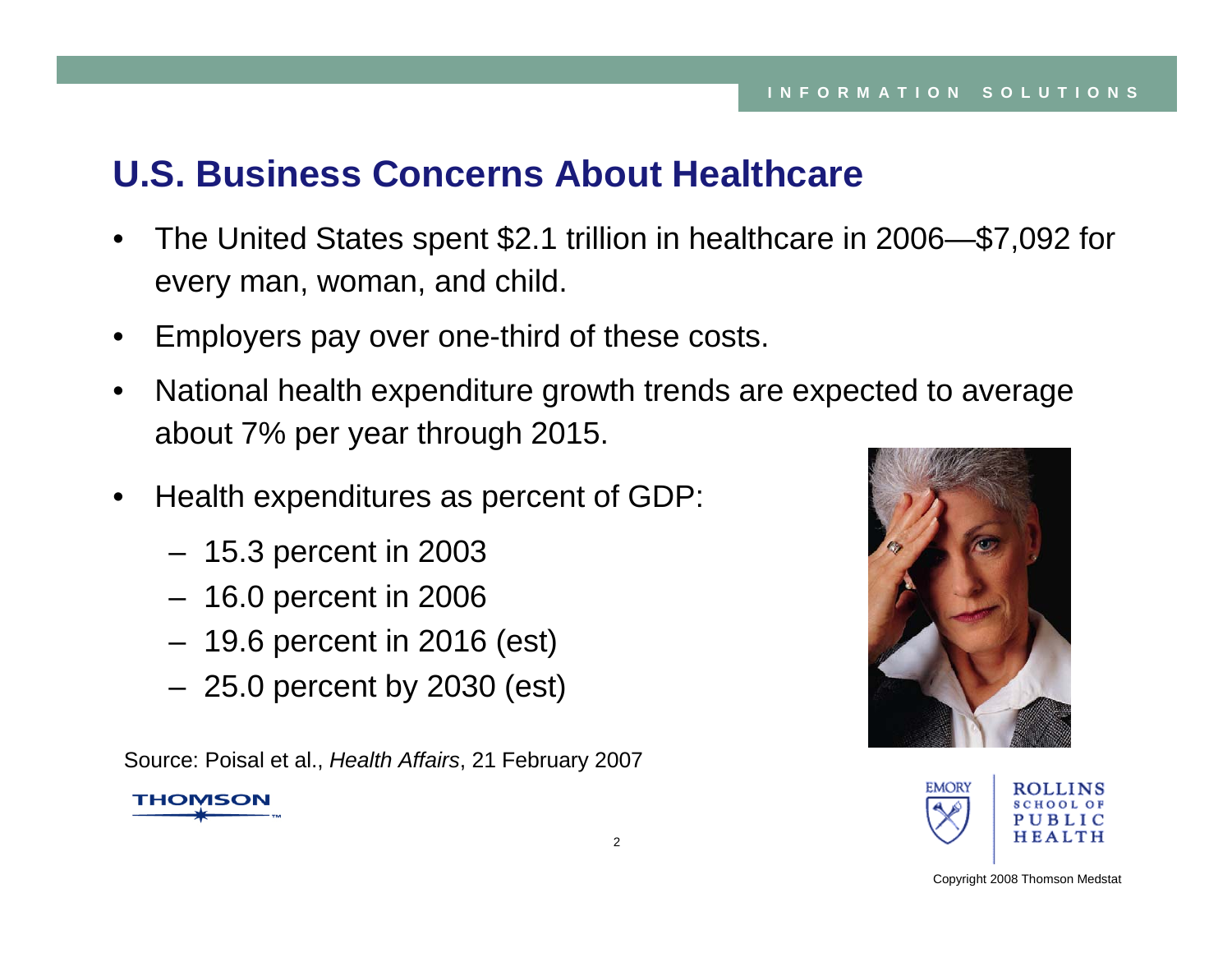## U.S. Business Concerns About Healthcare

- The United States spent $2.1 trillion in healthcare in 2006—$7,092 for every man, woman, and child.
- Employers pay over one-third of these costs.
- National health expenditure growth trends are expected to average about 7% per year through 2015.
- Health expenditures as percent of GDP:
  - 15.3 percent in 2003
  - 16.0 percent in 2006
  - 19.6 percent in 2016 (est)
  - 25.0 percent by 2030 (est)

Source: Poisal et al., *Health Affairs*, 21 February 2007

Copyright 2008 Thomson Medstat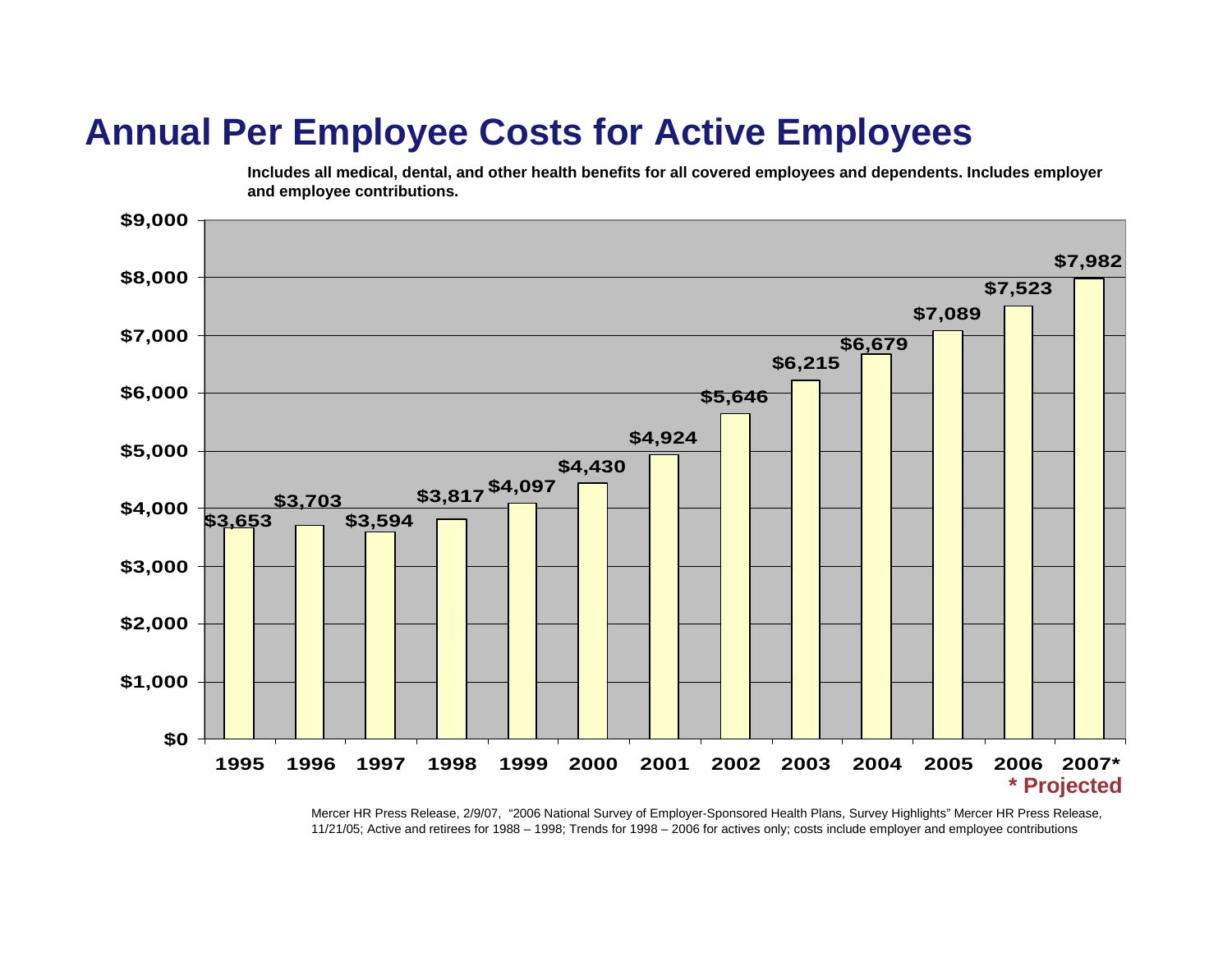# Annual Per Employee Costs for Active Employees

**Includes all medical, dental, and other health benefits for all covered employees and dependents. Includes employer and employee contributions.**

| Year | Cost |
|---|---|
| 1995 | $3,653 |
| 1996 | $3,703 |
| 1997 | $3,594 |
| 1998 | $3,817 |
| 1999 | $4,097 |
| 2000 | $4,430 |
| 2001 | $4,924 |
| 2002 | $5,646 |
| 2003 | $6,215 |
| 2004 | $6,679 |
| 2005 | $7,089 |
| 2006 | $7,523 |
| 2007* | $7,982 |

**\* Projected**

Mercer HR Press Release, 2/9/07, "2006 National Survey of Employer-Sponsored Health Plans, Survey Highlights" Mercer HR Press Release, 11/21/05; Active and retirees for 1988 – 1998; Trends for 1998 – 2006 for actives only; costs include employer and employee contributions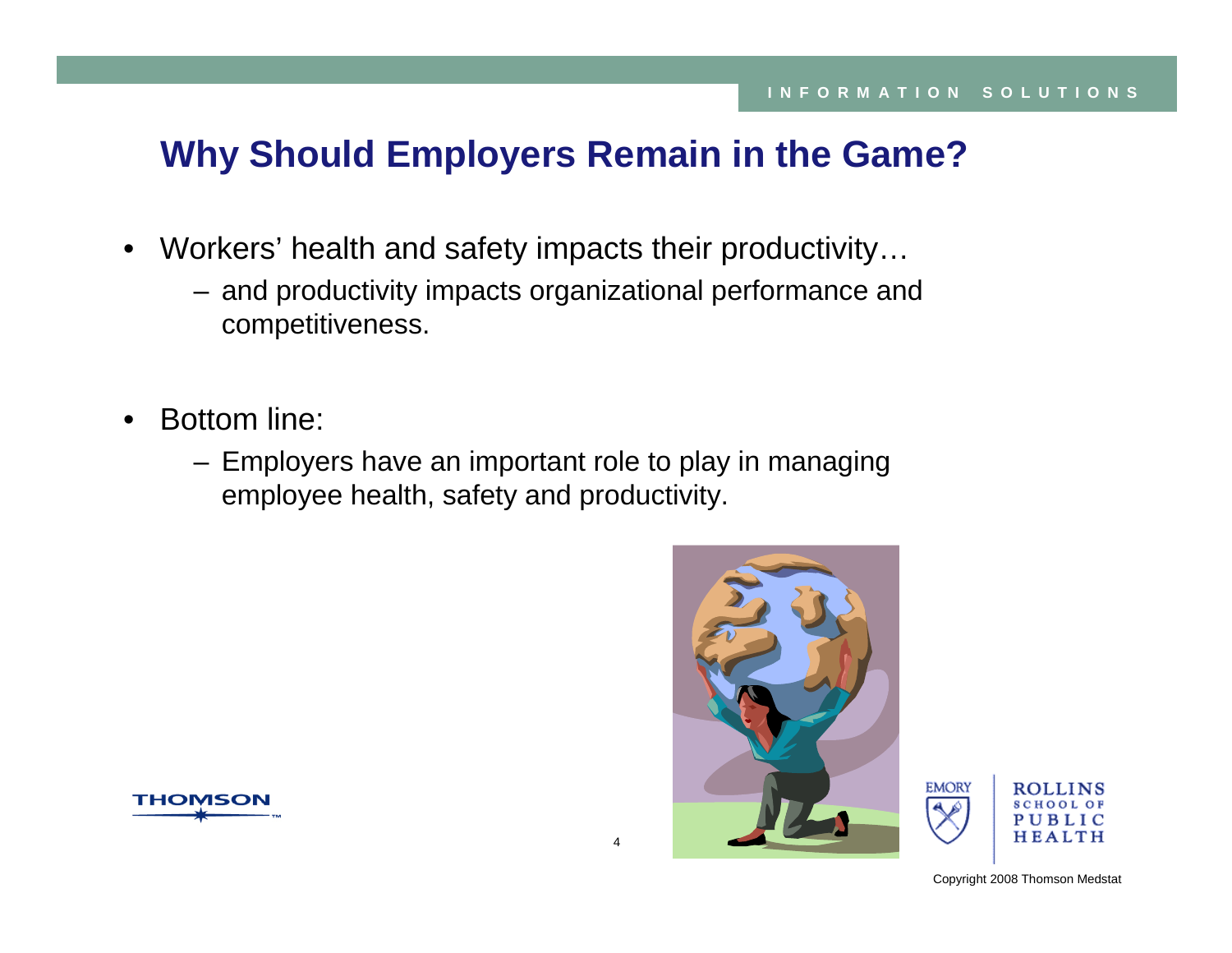## Why Should Employers Remain in the Game?

- Workers' health and safety impacts their productivity…
  - and productivity impacts organizational performance and competitiveness.
- Bottom line:
  - Employers have an important role to play in managing employee health, safety and productivity.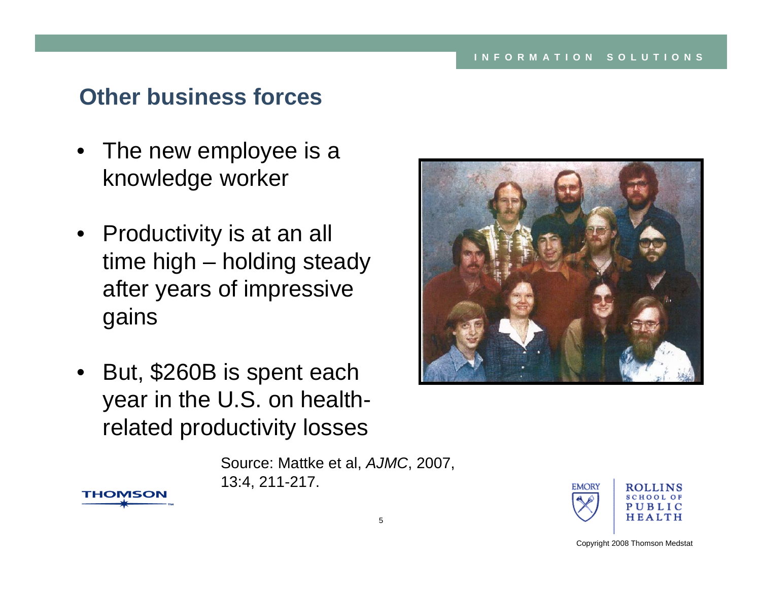## Other business forces

- The new employee is a knowledge worker
- Productivity is at an all time high – holding steady after years of impressive gains
- But, $260B is spent each year in the U.S. on health-related productivity losses

Source: Mattke et al, *AJMC*, 2007, 13:4, 211-217.

Copyright 2008 Thomson Medstat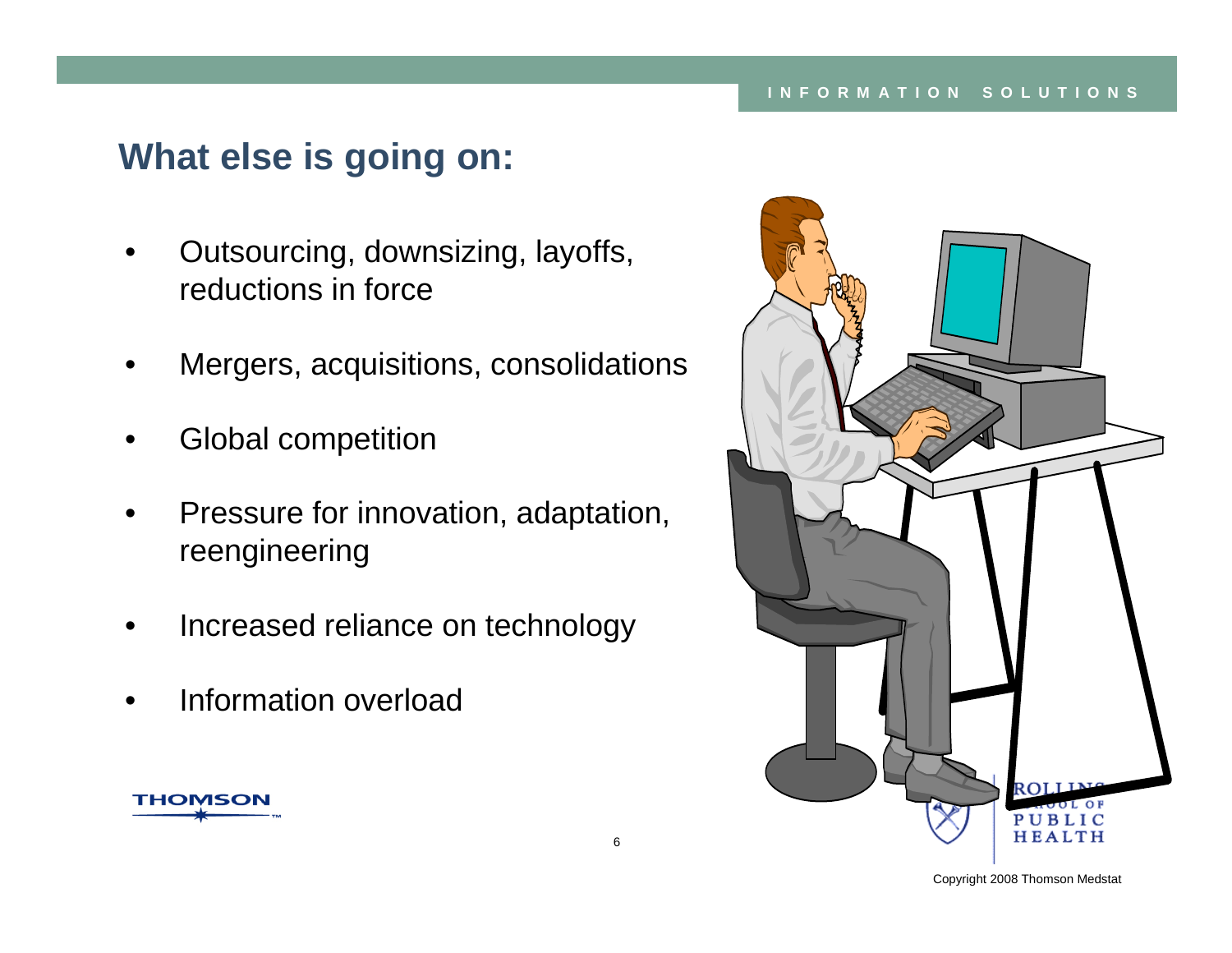## What else is going on:

- Outsourcing, downsizing, layoffs, reductions in force
- Mergers, acquisitions, consolidations
- Global competition
- Pressure for innovation, adaptation, reengineering
- Increased reliance on technology
- Information overload

Copyright 2008 Thomson Medstat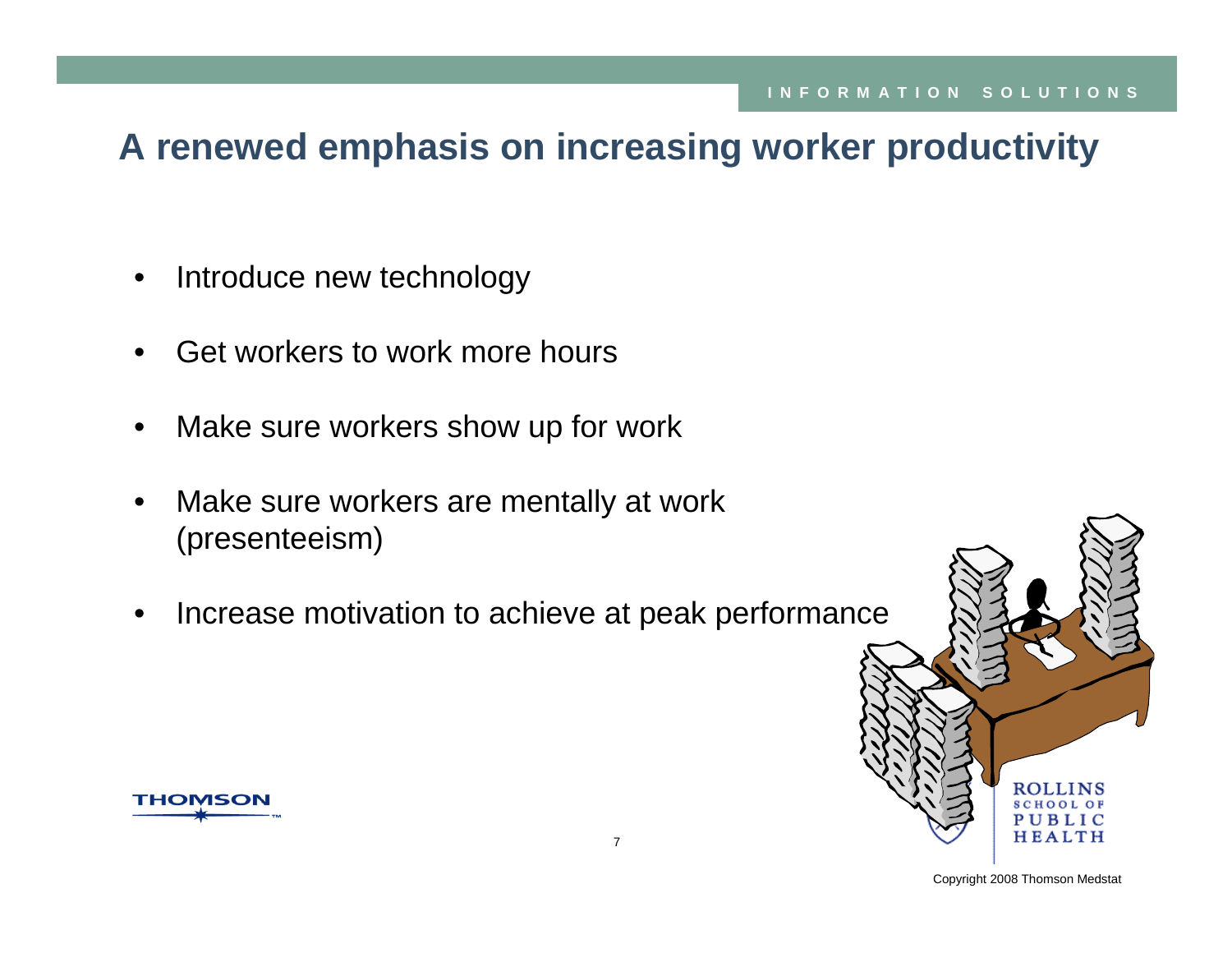# A renewed emphasis on increasing worker productivity

- Introduce new technology
- Get workers to work more hours
- Make sure workers show up for work
- Make sure workers are mentally at work (presenteeism)
- Increase motivation to achieve at peak performance

Copyright 2008 Thomson Medstat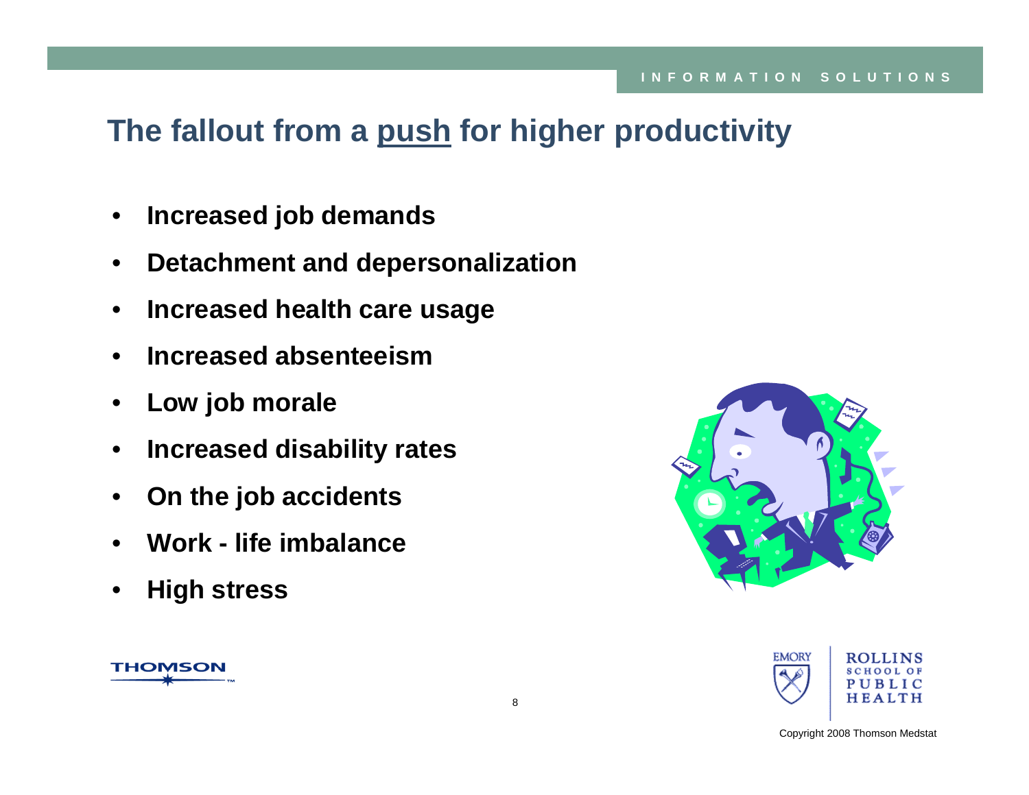## The fallout from a push for higher productivity

- **Increased job demands**
- **Detachment and depersonalization**
- **Increased health care usage**
- **Increased absenteeism**
- **Low job morale**
- **Increased disability rates**
- **On the job accidents**
- **Work - life imbalance**
- **High stress**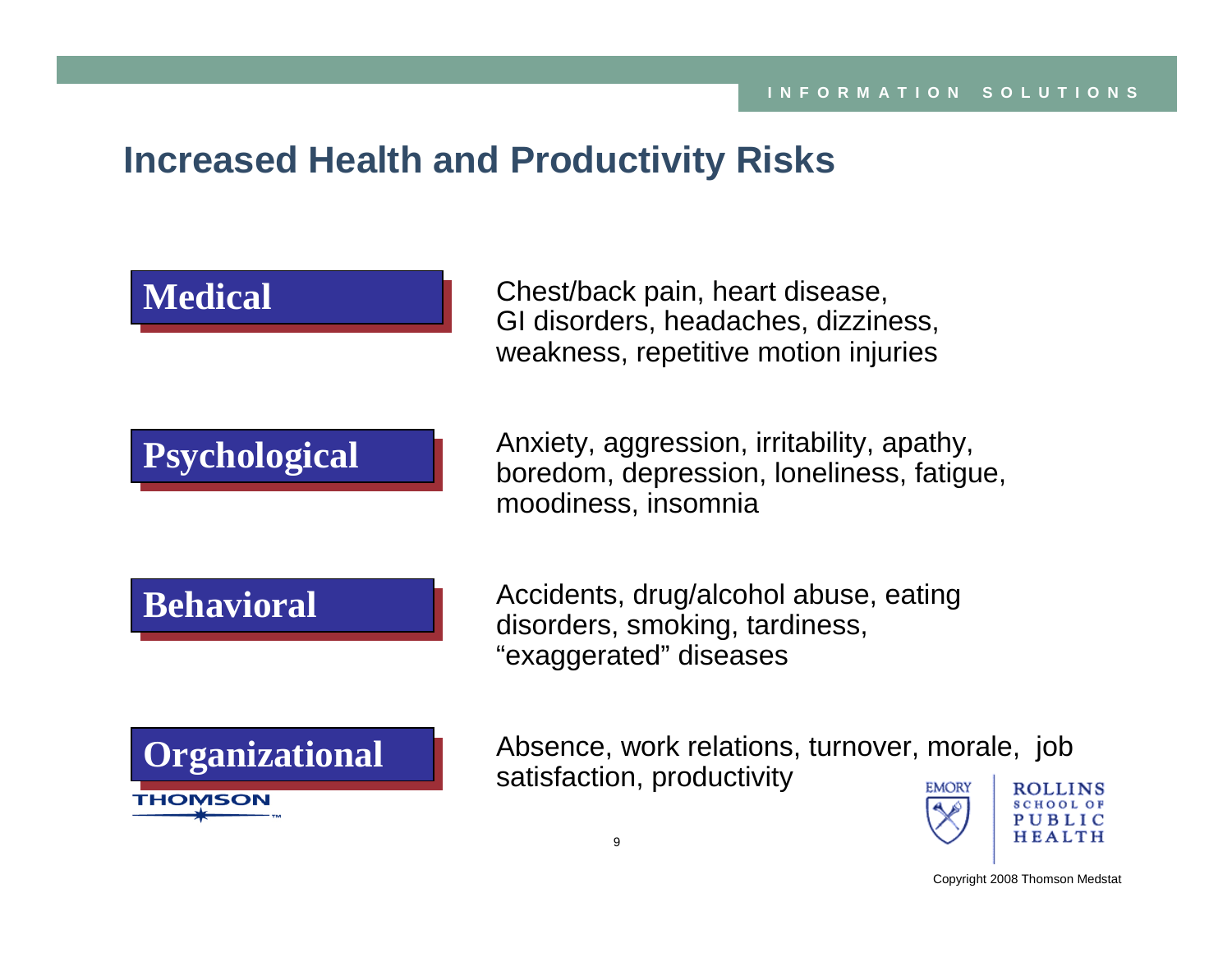## Increased Health and Productivity Risks

**Medical**

Chest/back pain, heart disease, GI disorders, headaches, dizziness, weakness, repetitive motion injuries

**Psychological**

Anxiety, aggression, irritability, apathy, boredom, depression, loneliness, fatigue, moodiness, insomnia

**Behavioral**

Accidents, drug/alcohol abuse, eating disorders, smoking, tardiness, "exaggerated" diseases

**Organizational**

Absence, work relations, turnover, morale, job satisfaction, productivity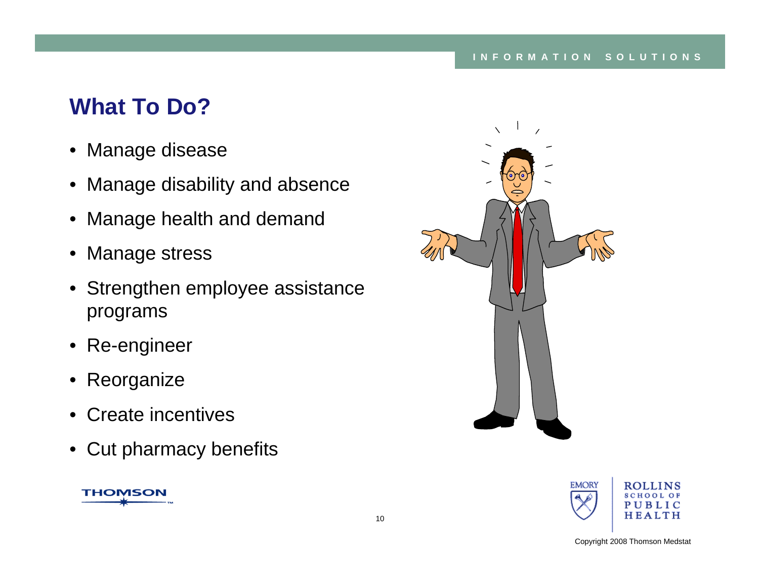## What To Do?

- Manage disease
- Manage disability and absence
- Manage health and demand
- Manage stress
- Strengthen employee assistance programs
- Re-engineer
- Reorganize
- Create incentives
- Cut pharmacy benefits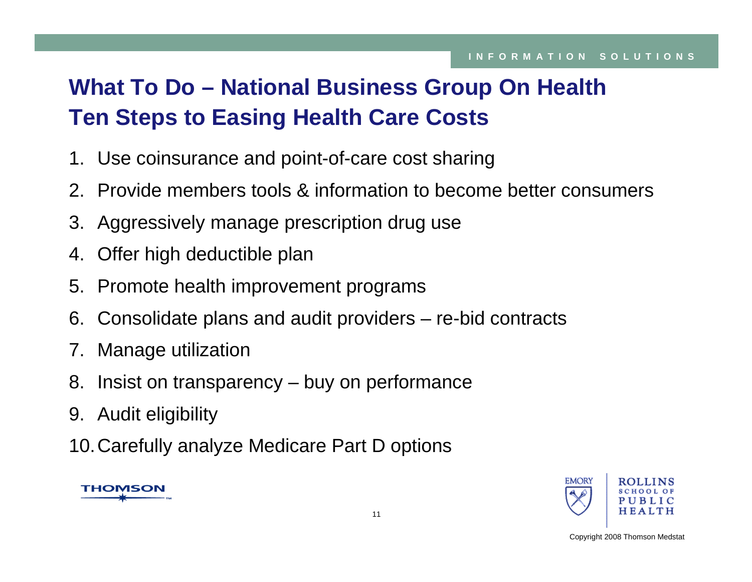# What To Do – National Business Group On Health Ten Steps to Easing Health Care Costs

1. Use coinsurance and point-of-care cost sharing
2. Provide members tools & information to become better consumers
3. Aggressively manage prescription drug use
4. Offer high deductible plan
5. Promote health improvement programs
6. Consolidate plans and audit providers – re-bid contracts
7. Manage utilization
8. Insist on transparency – buy on performance
9. Audit eligibility
10. Carefully analyze Medicare Part D options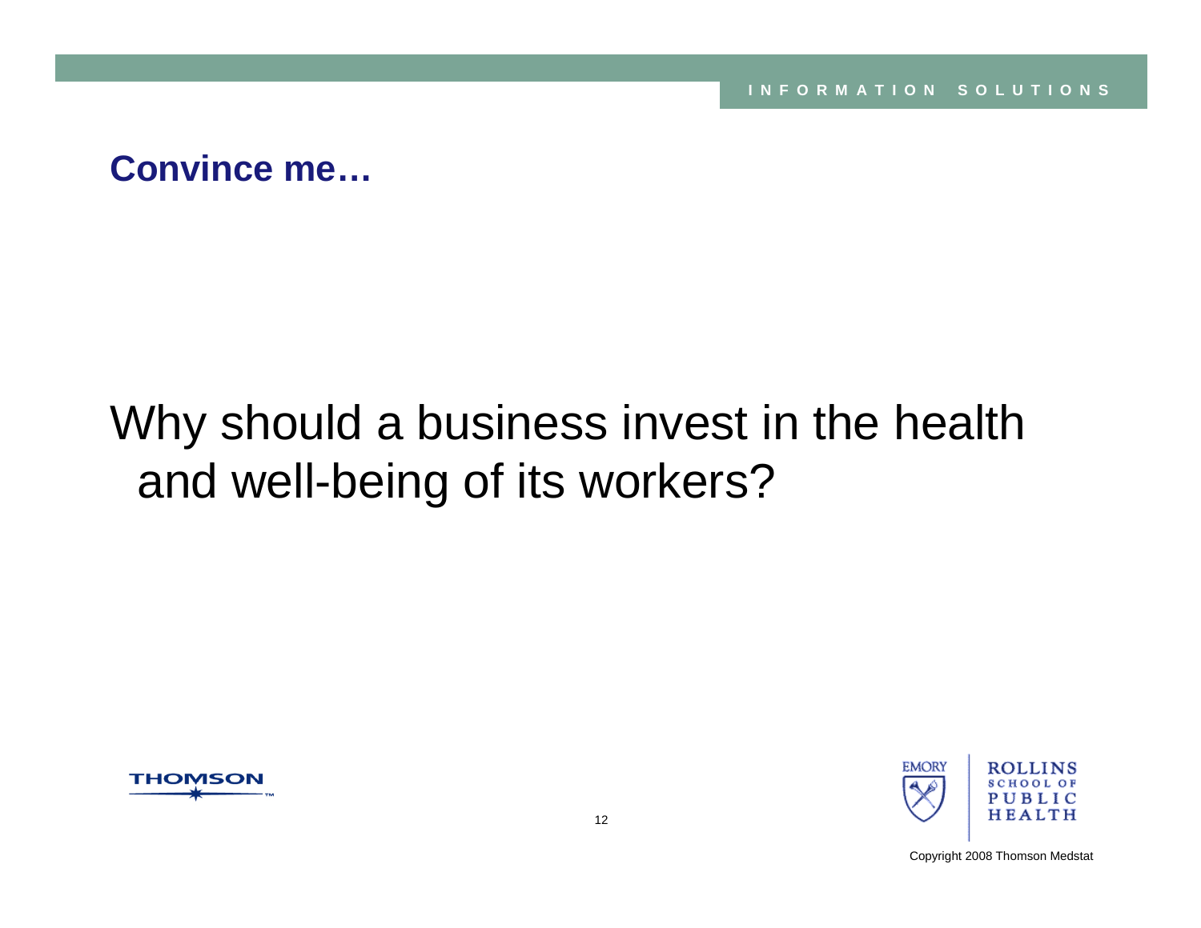## Convince me…

Why should a business invest in the health and well-being of its workers?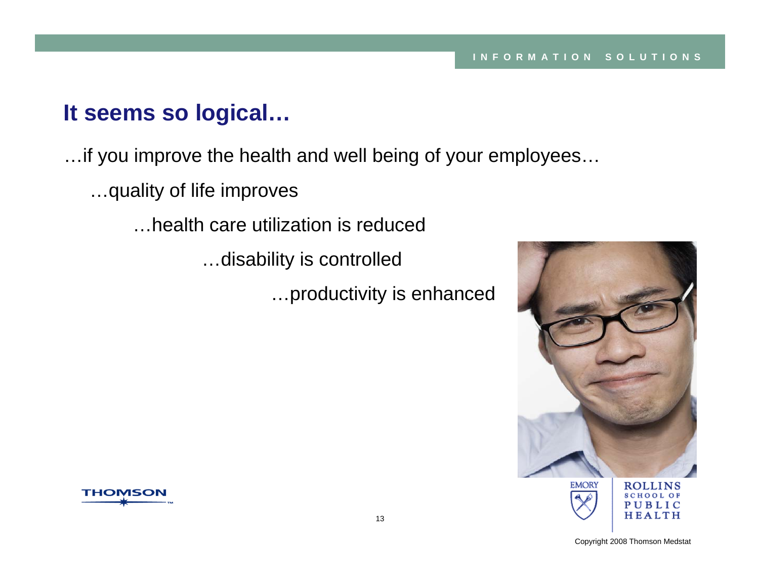## It seems so logical…

…if you improve the health and well being of your employees…

…quality of life improves

…health care utilization is reduced

…disability is controlled

…productivity is enhanced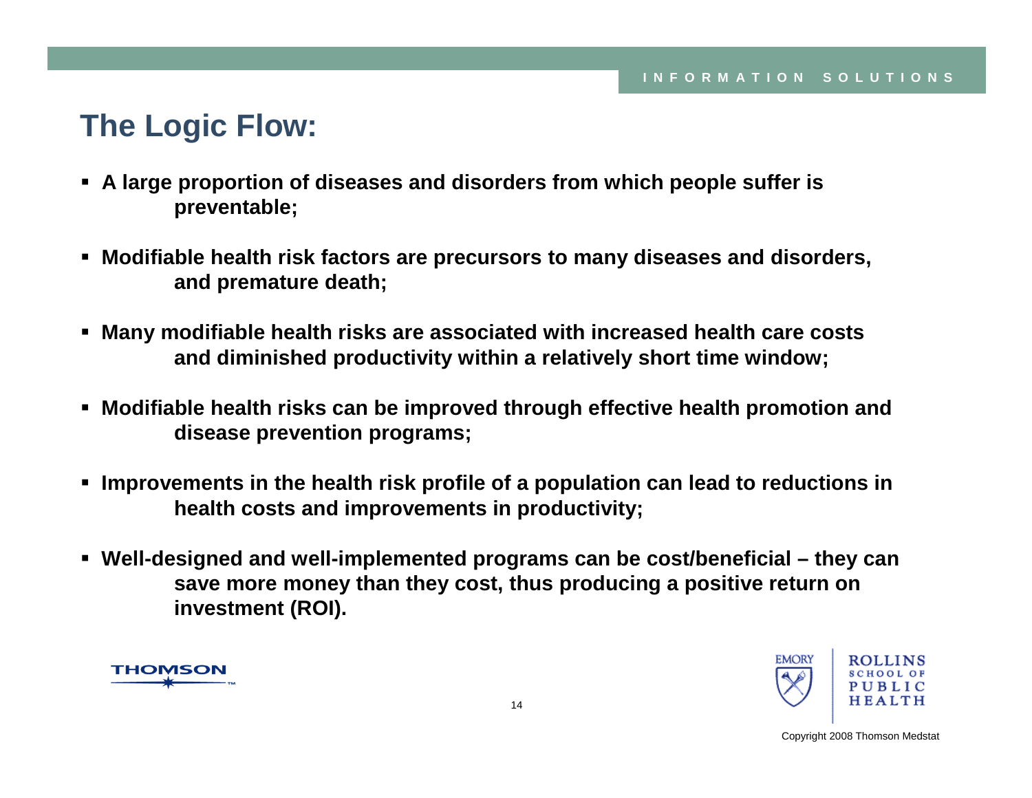## The Logic Flow:

- **A large proportion of diseases and disorders from which people suffer is preventable;**
- **Modifiable health risk factors are precursors to many diseases and disorders, and premature death;**
- **Many modifiable health risks are associated with increased health care costs and diminished productivity within a relatively short time window;**
- **Modifiable health risks can be improved through effective health promotion and disease prevention programs;**
- **Improvements in the health risk profile of a population can lead to reductions in health costs and improvements in productivity;**
- **Well-designed and well-implemented programs can be cost/beneficial – they can save more money than they cost, thus producing a positive return on investment (ROI).**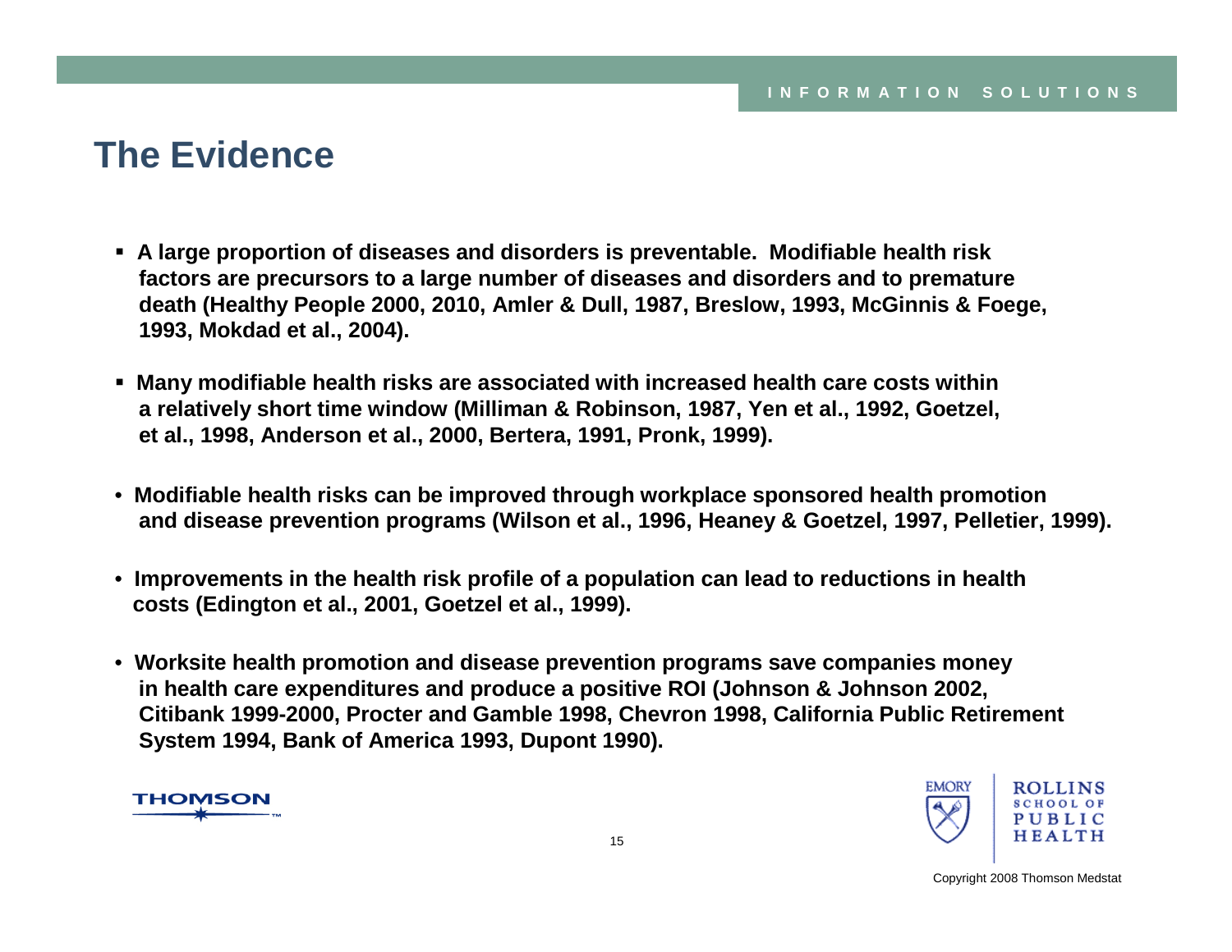# The Evidence

- **A large proportion of diseases and disorders is preventable. Modifiable health risk factors are precursors to a large number of diseases and disorders and to premature death (Healthy People 2000, 2010, Amler & Dull, 1987, Breslow, 1993, McGinnis & Foege, 1993, Mokdad et al., 2004).**

- **Many modifiable health risks are associated with increased health care costs within a relatively short time window (Milliman & Robinson, 1987, Yen et al., 1992, Goetzel, et al., 1998, Anderson et al., 2000, Bertera, 1991, Pronk, 1999).**

- **Modifiable health risks can be improved through workplace sponsored health promotion and disease prevention programs (Wilson et al., 1996, Heaney & Goetzel, 1997, Pelletier, 1999).**

- **Improvements in the health risk profile of a population can lead to reductions in health costs (Edington et al., 2001, Goetzel et al., 1999).**

- **Worksite health promotion and disease prevention programs save companies money in health care expenditures and produce a positive ROI (Johnson & Johnson 2002, Citibank 1999-2000, Procter and Gamble 1998, Chevron 1998, California Public Retirement System 1994, Bank of America 1993, Dupont 1990).**

Copyright 2008 Thomson Medstat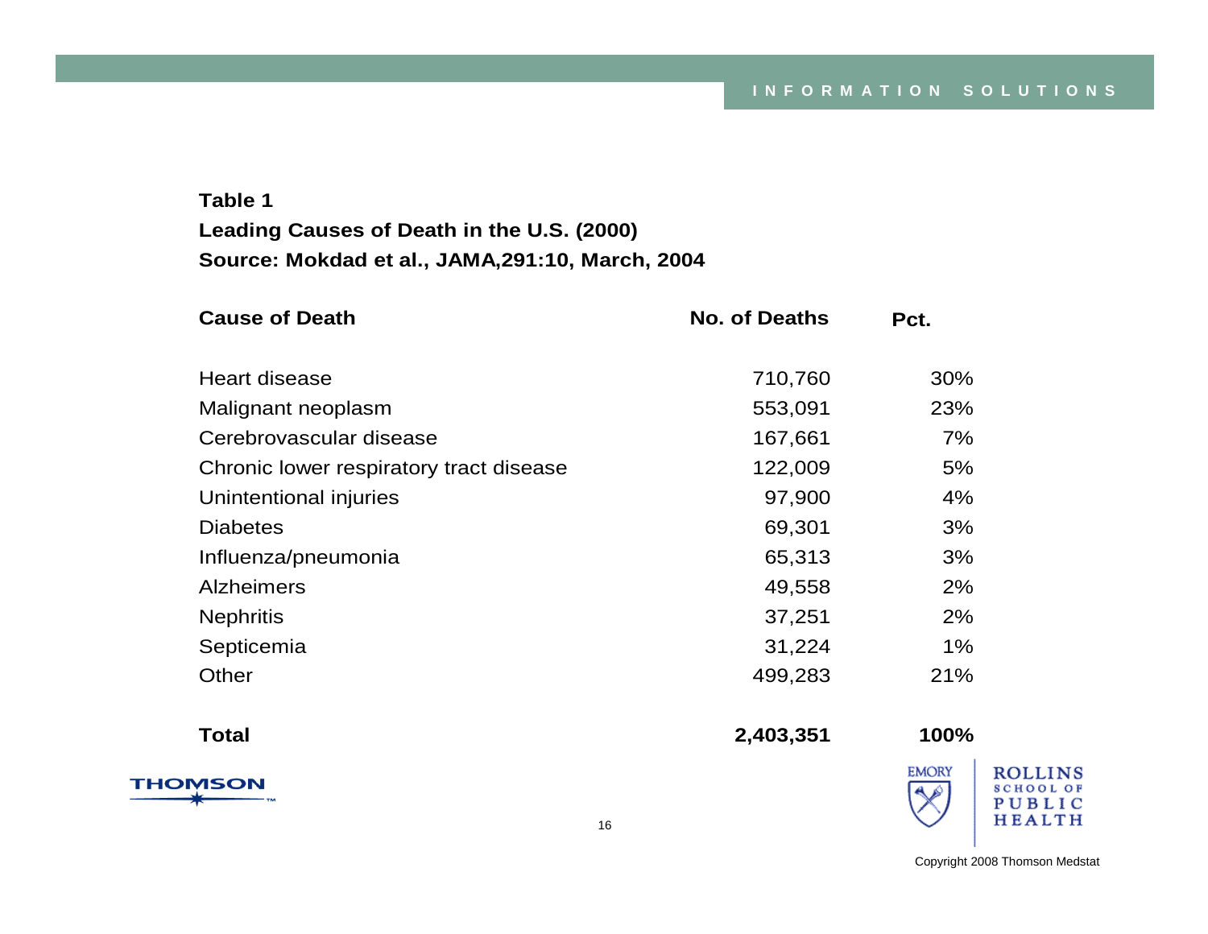**Table 1**

**Leading Causes of Death in the U.S. (2000)**

**Source: Mokdad et al., JAMA,291:10, March, 2004**

| Cause of Death | No. of Deaths | Pct. |
|---|---|---|
| Heart disease | 710,760 | 30% |
| Malignant neoplasm | 553,091 | 23% |
| Cerebrovascular disease | 167,661 | 7% |
| Chronic lower respiratory tract disease | 122,009 | 5% |
| Unintentional injuries | 97,900 | 4% |
| Diabetes | 69,301 | 3% |
| Influenza/pneumonia | 65,313 | 3% |
| Alzheimers | 49,558 | 2% |
| Nephritis | 37,251 | 2% |
| Septicemia | 31,224 | 1% |
| Other | 499,283 | 21% |
| **Total** | **2,403,351** | **100%** |

Copyright 2008 Thomson Medstat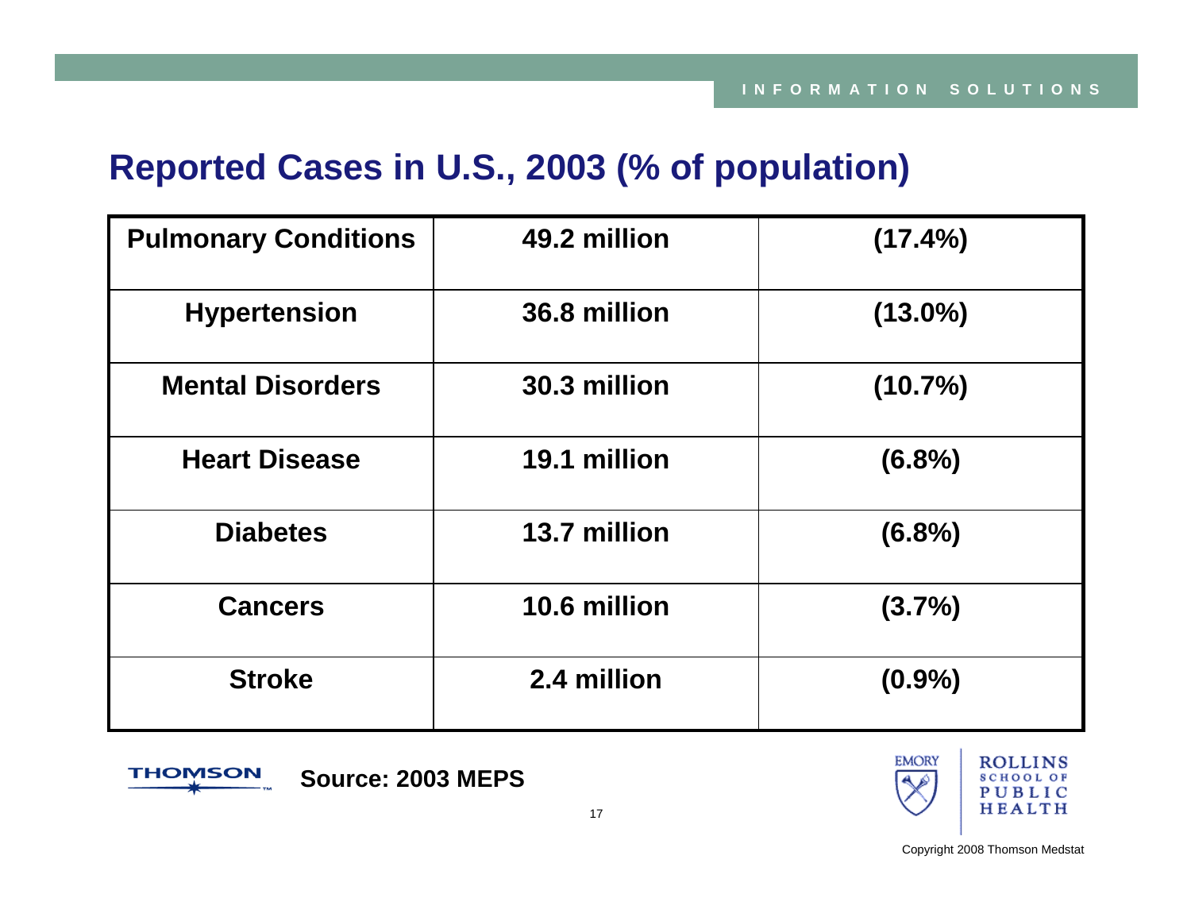# Reported Cases in U.S., 2003 (% of population)

| | | |
|---|---|---|
| **Pulmonary Conditions** | **49.2 million** | **(17.4%)** |
| **Hypertension** | **36.8 million** | **(13.0%)** |
| **Mental Disorders** | **30.3 million** | **(10.7%)** |
| **Heart Disease** | **19.1 million** | **(6.8%)** |
| **Diabetes** | **13.7 million** | **(6.8%)** |
| **Cancers** | **10.6 million** | **(3.7%)** |
| **Stroke** | **2.4 million** | **(0.9%)** |

**Source: 2003 MEPS**

Copyright 2008 Thomson Medstat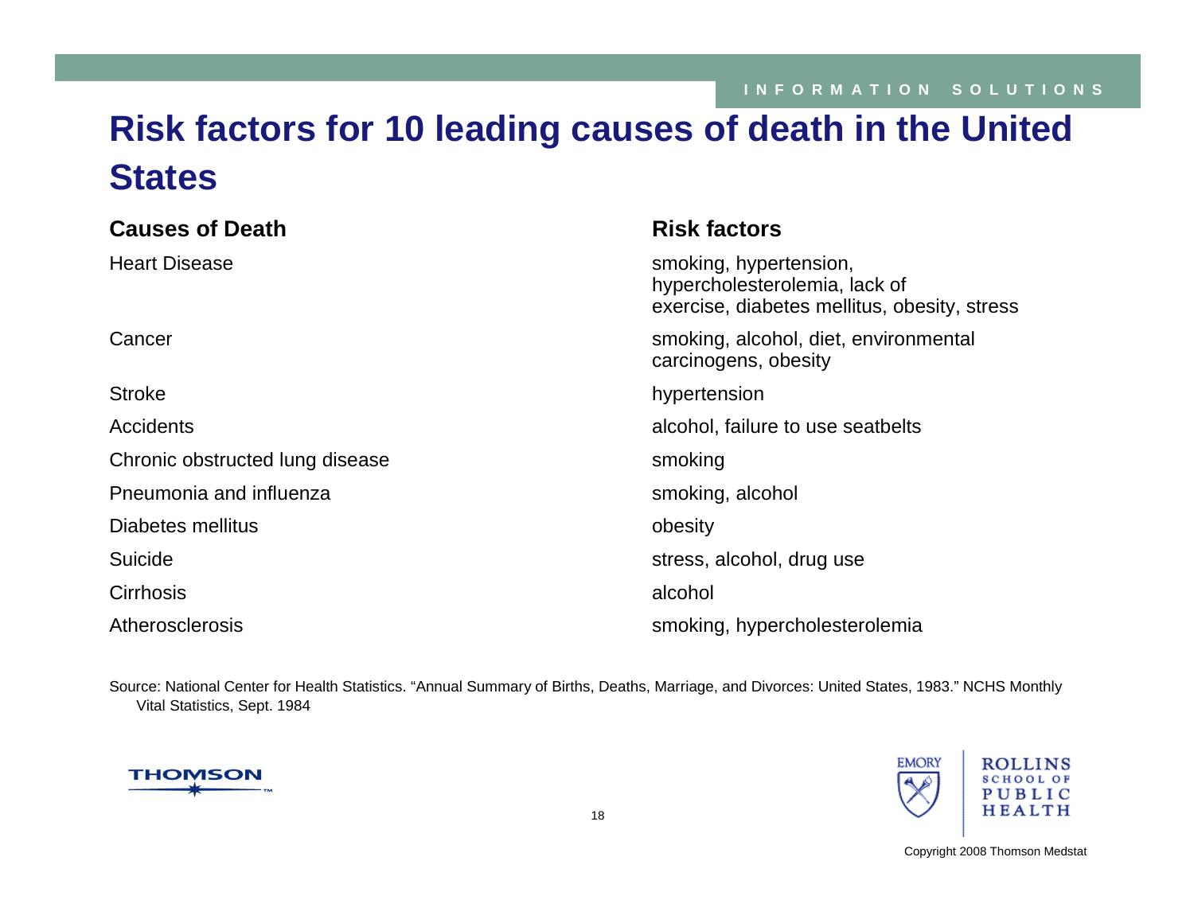# Risk factors for 10 leading causes of death in the United States

| Causes of Death | Risk factors |
| --- | --- |
| Heart Disease | smoking, hypertension, hypercholesterolemia, lack of exercise, diabetes mellitus, obesity, stress |
| Cancer | smoking, alcohol, diet, environmental carcinogens, obesity |
| Stroke | hypertension |
| Accidents | alcohol, failure to use seatbelts |
| Chronic obstructed lung disease | smoking |
| Pneumonia and influenza | smoking, alcohol |
| Diabetes mellitus | obesity |
| Suicide | stress, alcohol, drug use |
| Cirrhosis | alcohol |
| Atherosclerosis | smoking, hypercholesterolemia |

Source: National Center for Health Statistics. "Annual Summary of Births, Deaths, Marriage, and Divorces: United States, 1983." NCHS Monthly Vital Statistics, Sept. 1984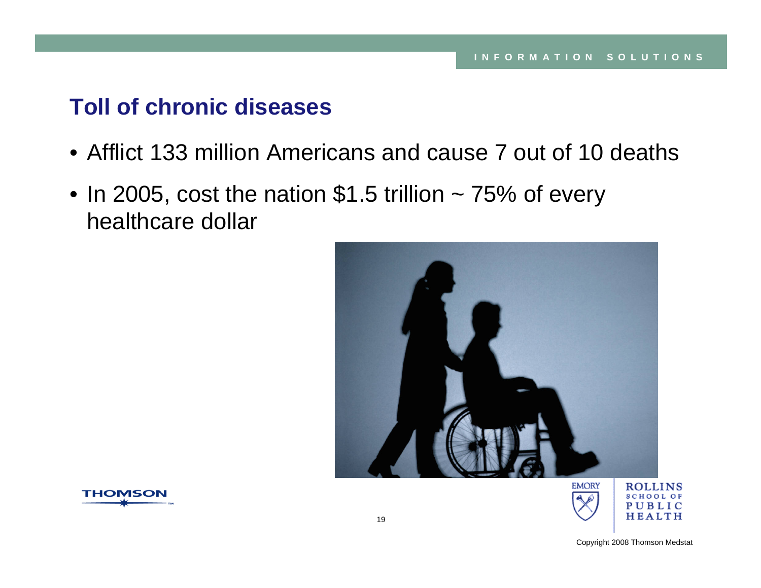## Toll of chronic diseases

- Afflict 133 million Americans and cause 7 out of 10 deaths
- In 2005, cost the nation $1.5 trillion ~ 75% of every healthcare dollar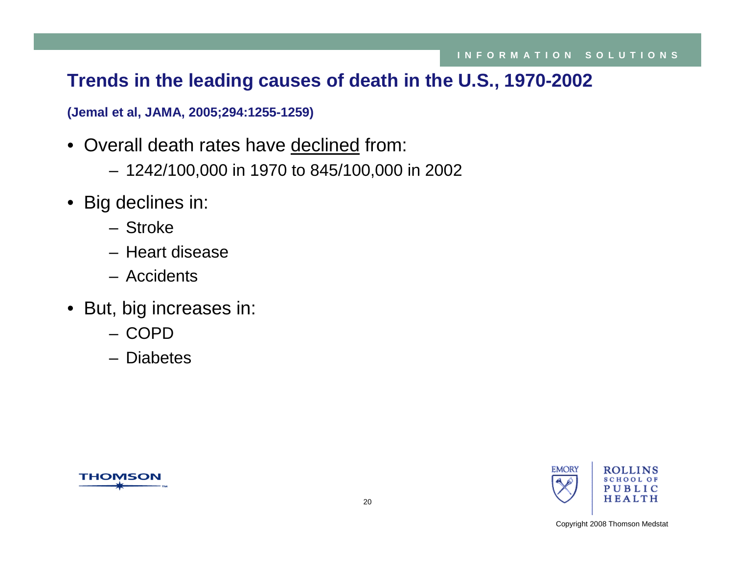## Trends in the leading causes of death in the U.S., 1970-2002

**(Jemal et al, JAMA, 2005;294:1255-1259)**

- Overall death rates have <u>declined</u> from:
  - 1242/100,000 in 1970 to 845/100,000 in 2002
- Big declines in:
  - Stroke
  - Heart disease
  - Accidents
- But, big increases in:
  - COPD
  - Diabetes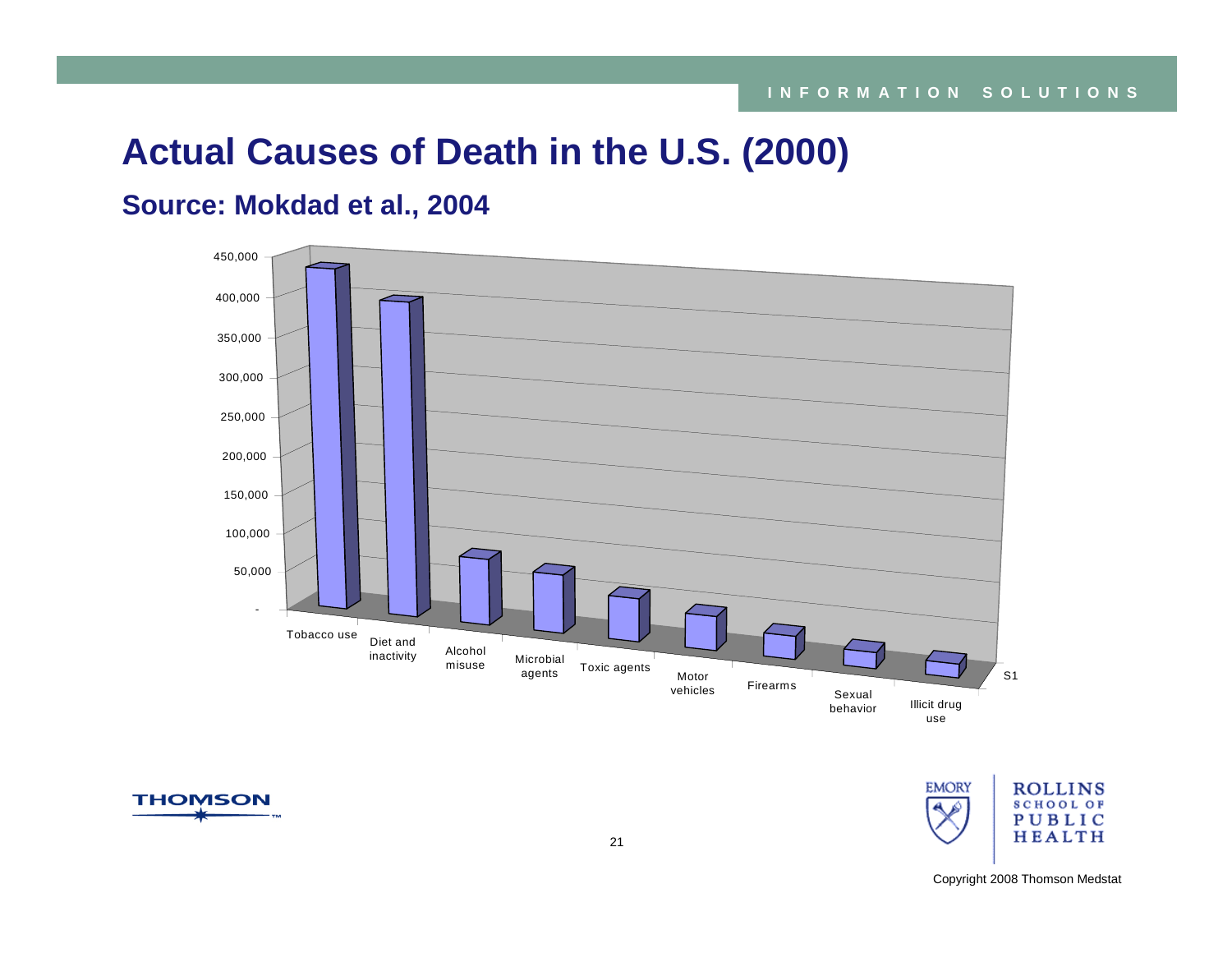# Actual Causes of Death in the U.S. (2000)

## Source: Mokdad et al., 2004

450,000
400,000
350,000
300,000
250,000
200,000
150,000
100,000
50,000
-

Tobacco use | Diet and inactivity | Alcohol misuse | Microbial agents | Toxic agents | Motor vehicles | Firearms | Sexual behavior | Illicit drug use

S1

Copyright 2008 Thomson Medstat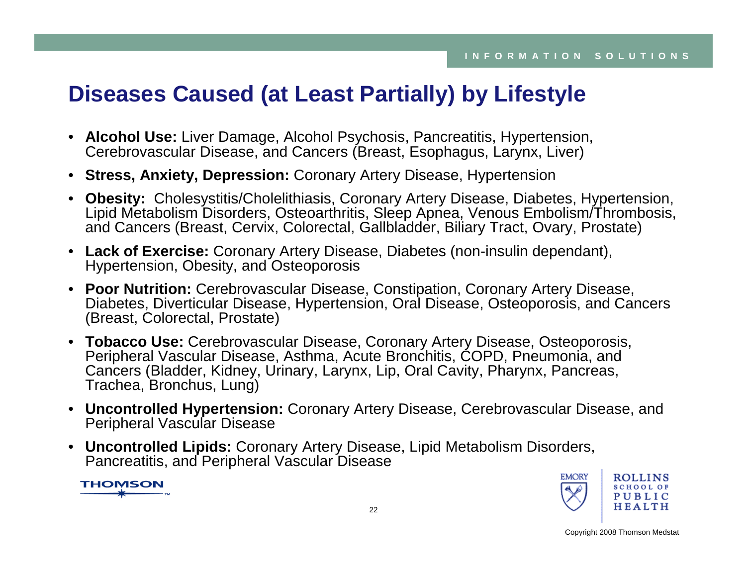# Diseases Caused (at Least Partially) by Lifestyle

- **Alcohol Use:** Liver Damage, Alcohol Psychosis, Pancreatitis, Hypertension, Cerebrovascular Disease, and Cancers (Breast, Esophagus, Larynx, Liver)
- **Stress, Anxiety, Depression:** Coronary Artery Disease, Hypertension
- **Obesity:** Cholesystitis/Cholelithiasis, Coronary Artery Disease, Diabetes, Hypertension, Lipid Metabolism Disorders, Osteoarthritis, Sleep Apnea, Venous Embolism/Thrombosis, and Cancers (Breast, Cervix, Colorectal, Gallbladder, Biliary Tract, Ovary, Prostate)
- **Lack of Exercise:** Coronary Artery Disease, Diabetes (non-insulin dependant), Hypertension, Obesity, and Osteoporosis
- **Poor Nutrition:** Cerebrovascular Disease, Constipation, Coronary Artery Disease, Diabetes, Diverticular Disease, Hypertension, Oral Disease, Osteoporosis, and Cancers (Breast, Colorectal, Prostate)
- **Tobacco Use:** Cerebrovascular Disease, Coronary Artery Disease, Osteoporosis, Peripheral Vascular Disease, Asthma, Acute Bronchitis, COPD, Pneumonia, and Cancers (Bladder, Kidney, Urinary, Larynx, Lip, Oral Cavity, Pharynx, Pancreas, Trachea, Bronchus, Lung)
- **Uncontrolled Hypertension:** Coronary Artery Disease, Cerebrovascular Disease, and Peripheral Vascular Disease
- **Uncontrolled Lipids:** Coronary Artery Disease, Lipid Metabolism Disorders, Pancreatitis, and Peripheral Vascular Disease

Copyright 2008 Thomson Medstat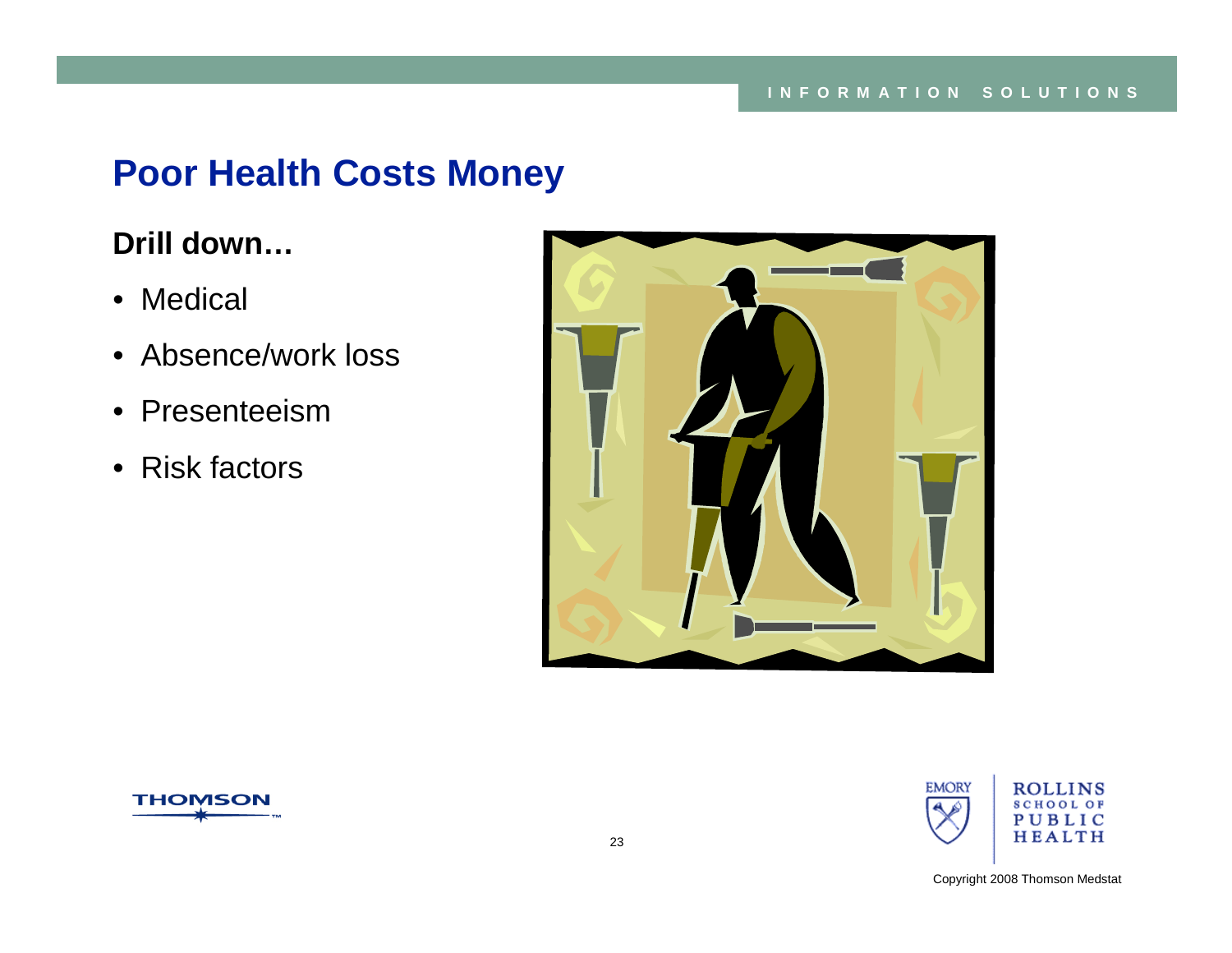# Poor Health Costs Money

**Drill down…**

- Medical
- Absence/work loss
- Presenteeism
- Risk factors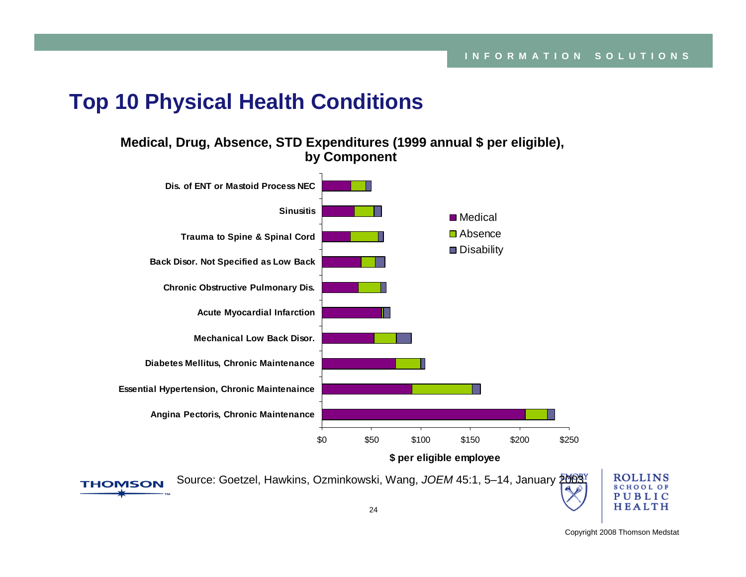# Top 10 Physical Health Conditions

**Medical, Drug, Absence, STD Expenditures (1999 annual $ per eligible), by Component**

| Condition | Medical | Absence | Disability |
| --- | --- | --- | --- |
| Dis. of ENT or Mastoid Process NEC | | | |
| Sinusitis | | | |
| Trauma to Spine & Spinal Cord | | | |
| Back Disor. Not Specified as Low Back | | | |
| Chronic Obstructive Pulmonary Dis. | | | |
| Acute Myocardial Infarction | | | |
| Mechanical Low Back Disor. | | | |
| Diabetes Mellitus, Chronic Maintenance | | | |
| Essential Hypertension, Chronic Maintenaince | | | |
| Angina Pectoris, Chronic Maintenance | | | |

$0 | $50 | $100 | $150 | $200 | $250

**$ per eligible employee**

Source: Goetzel, Hawkins, Ozminkowski, Wang, *JOEM* 45:1, 5–14, January 2003.

Copyright 2008 Thomson Medstat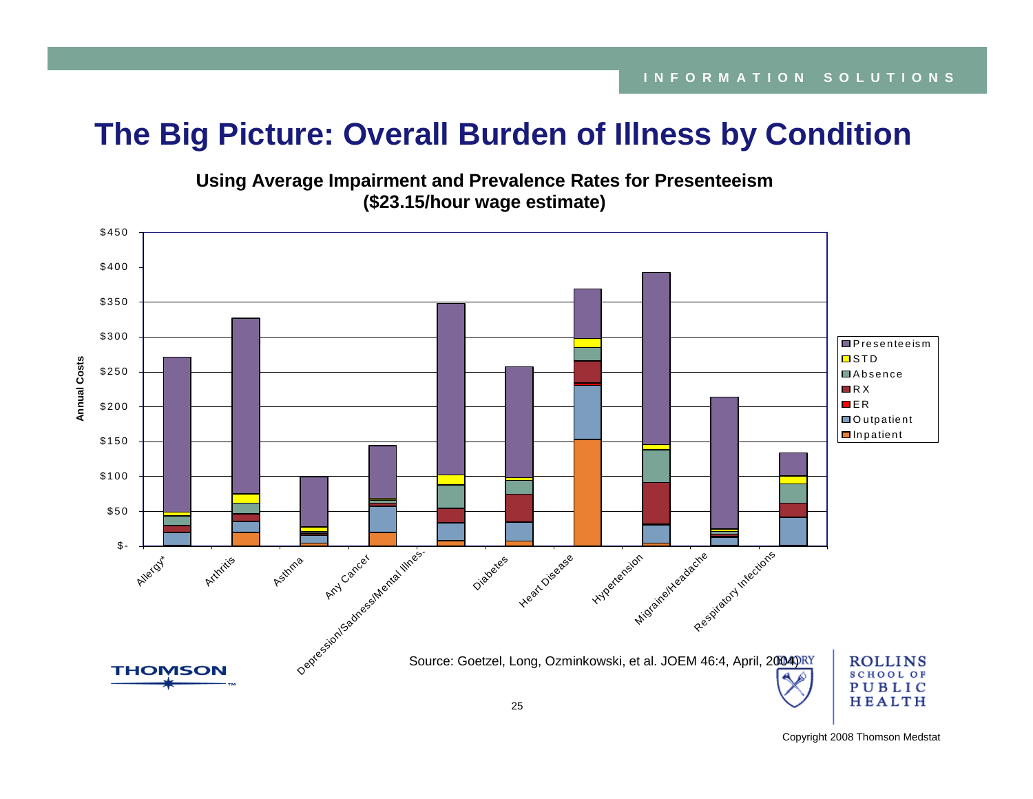# The Big Picture: Overall Burden of Illness by Condition

**Using Average Impairment and Prevalence Rates for Presenteeism ($23.15/hour wage estimate)**

Annual Costs

$450
$400
$350
$300
$250
$200
$150
$100
$50
$-

Allergy*
Arthritis
Asthma
Any Cancer
Depression/Sadness/Mental Illness
Diabetes
Heart Disease
Hypertension
Migraine/Headache
Respiratory Infections

- Presenteeism
- STD
- Absence
- RX
- ER
- Outpatient
- Inpatient

Source: Goetzel, Long, Ozminkowski, et al. JOEM 46:4, April, 2004)

THOMSON

EMORY ROLLINS SCHOOL OF PUBLIC HEALTH

Copyright 2008 Thomson Medstat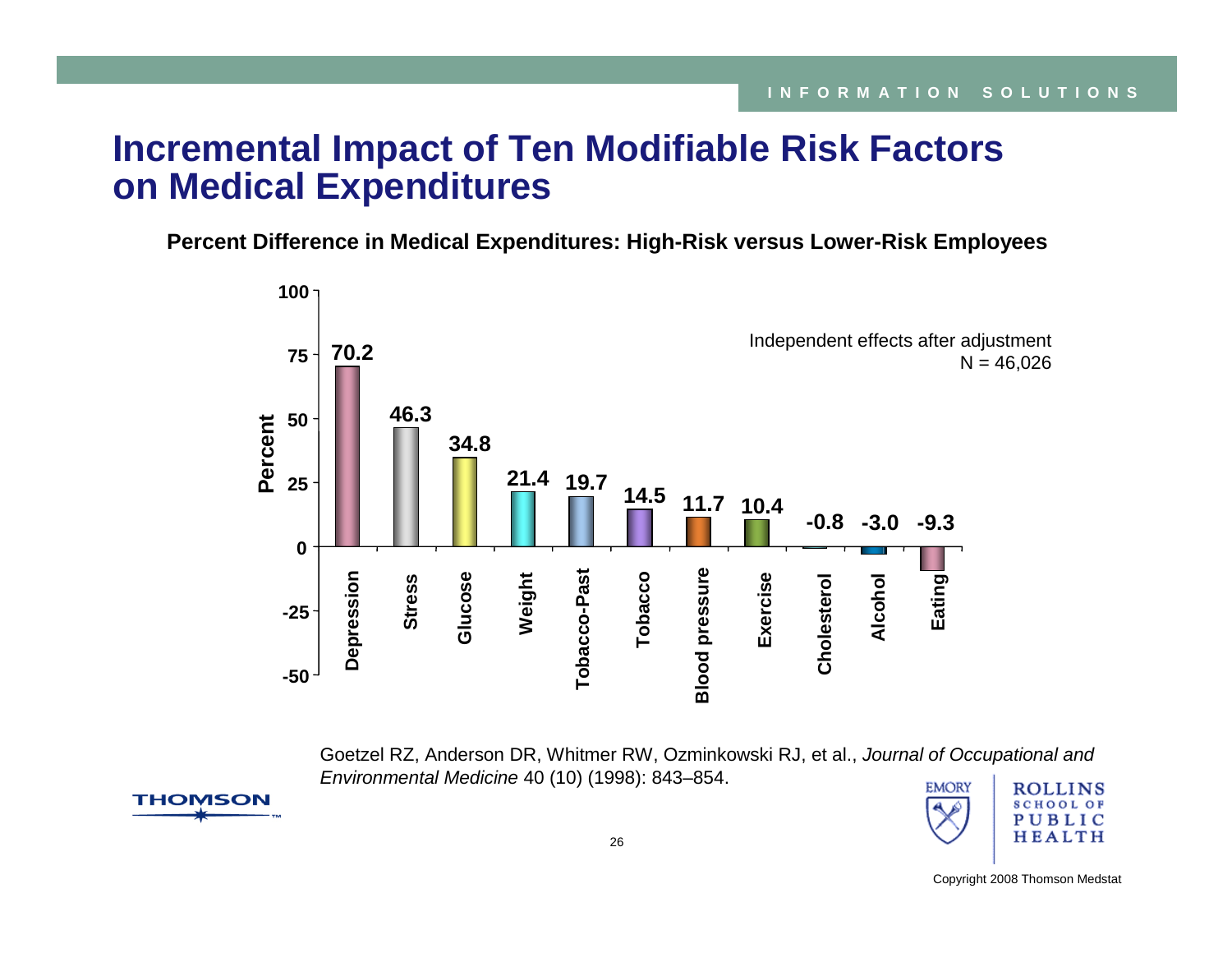# Incremental Impact of Ten Modifiable Risk Factors on Medical Expenditures

**Percent Difference in Medical Expenditures: High-Risk versus Lower-Risk Employees**

Independent effects after adjustment
N = 46,026

| Risk Factor | Percent |
|---|---|
| Depression | 70.2 |
| Stress | 46.3 |
| Glucose | 34.8 |
| Weight | 21.4 |
| Tobacco-Past | 19.7 |
| Tobacco | 14.5 |
| Blood pressure | 11.7 |
| Exercise | 10.4 |
| Cholesterol | -0.8 |
| Alcohol | -3.0 |
| Eating | -9.3 |

Goetzel RZ, Anderson DR, Whitmer RW, Ozminkowski RJ, et al., *Journal of Occupational and Environmental Medicine* 40 (10) (1998): 843–854.

Copyright 2008 Thomson Medstat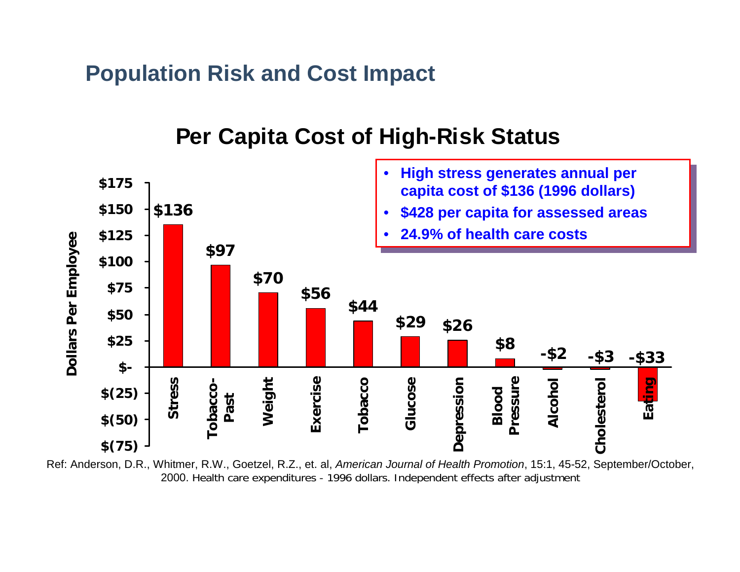## Population Risk and Cost Impact

### Per Capita Cost of High-Risk Status

- High stress generates annual per capita cost of $136 (1996 dollars)
- $428 per capita for assessed areas
- 24.9% of health care costs

| Risk Area | Dollars Per Employee |
|---|---|
| Stress | $136 |
| Tobacco-Past | $97 |
| Weight | $70 |
| Exercise | $56 |
| Tobacco | $44 |
| Glucose | $29 |
| Depression | $26 |
| Blood Pressure | $8 |
| Alcohol | -$2 |
| Cholesterol | -$3 |
| Eating | -$33 |

Ref: Anderson, D.R., Whitmer, R.W., Goetzel, R.Z., et. al, *American Journal of Health Promotion*, 15:1, 45-52, September/October, 2000. Health care expenditures - 1996 dollars. Independent effects after adjustment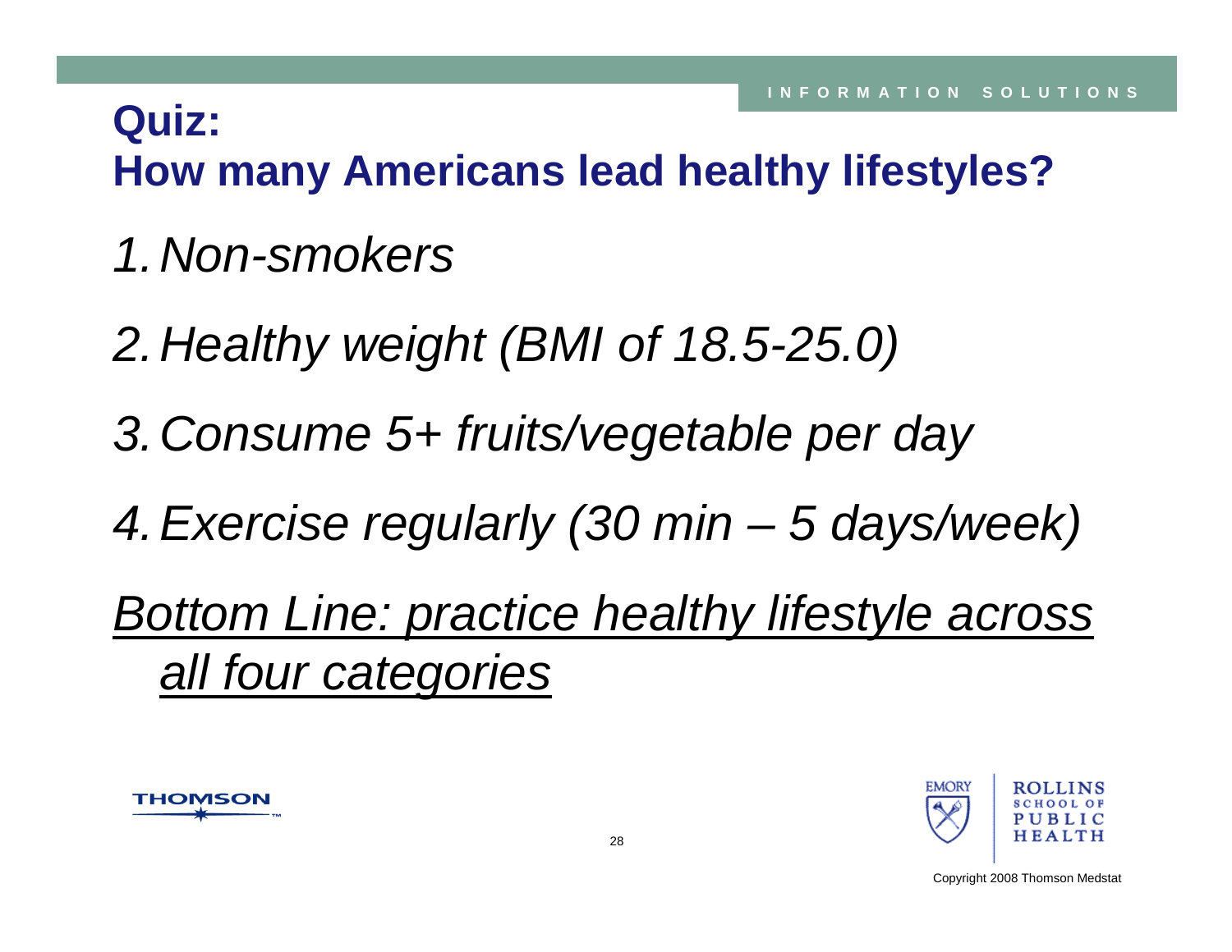## Quiz:
## How many Americans lead healthy lifestyles?

1. *Non-smokers*
2. *Healthy weight (BMI of 18.5-25.0)*
3. *Consume 5+ fruits/vegetable per day*
4. *Exercise regularly (30 min – 5 days/week)*

*Bottom Line: practice healthy lifestyle across all four categories*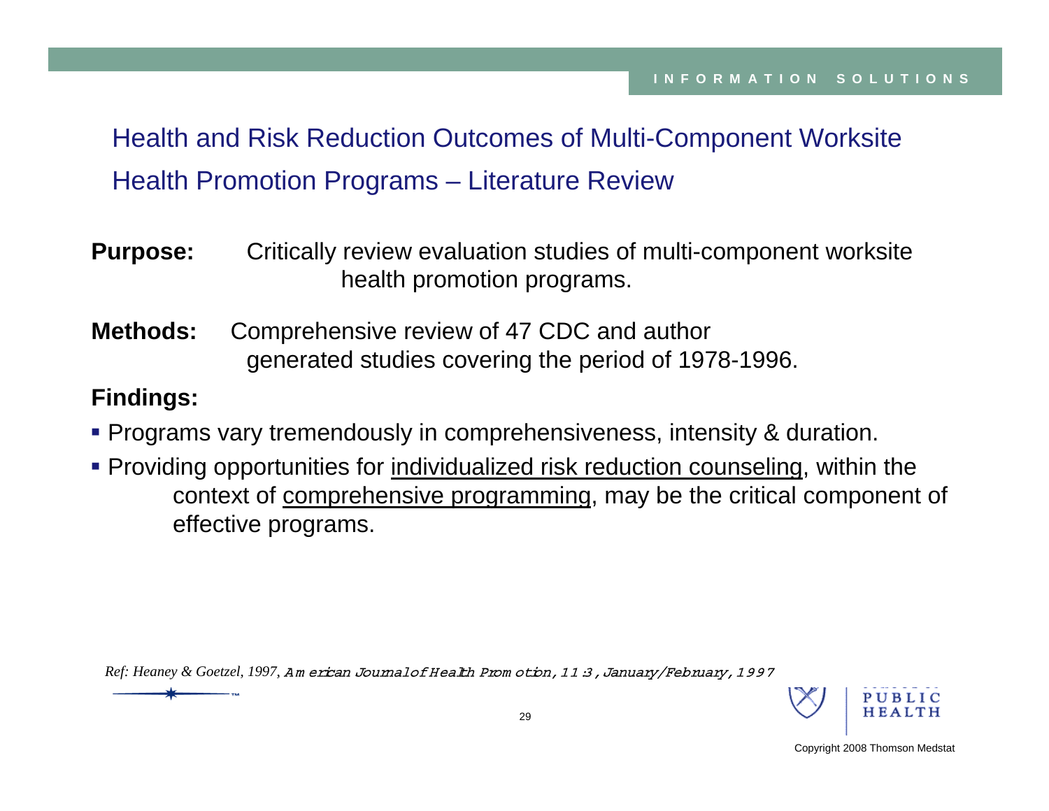## Health and Risk Reduction Outcomes of Multi-Component Worksite Health Promotion Programs – Literature Review

**Purpose:** Critically review evaluation studies of multi-component worksite health promotion programs.

**Methods:** Comprehensive review of 47 CDC and author generated studies covering the period of 1978-1996.

**Findings:**

- Programs vary tremendously in comprehensiveness, intensity & duration.
- Providing opportunities for <u>individualized risk reduction counseling</u>, within the context of <u>comprehensive programming</u>, may be the critical component of effective programs.

*Ref: Heaney & Goetzel, 1997, American Journal of Health Promotion, 11:3, January/February, 1997*

Copyright 2008 Thomson Medstat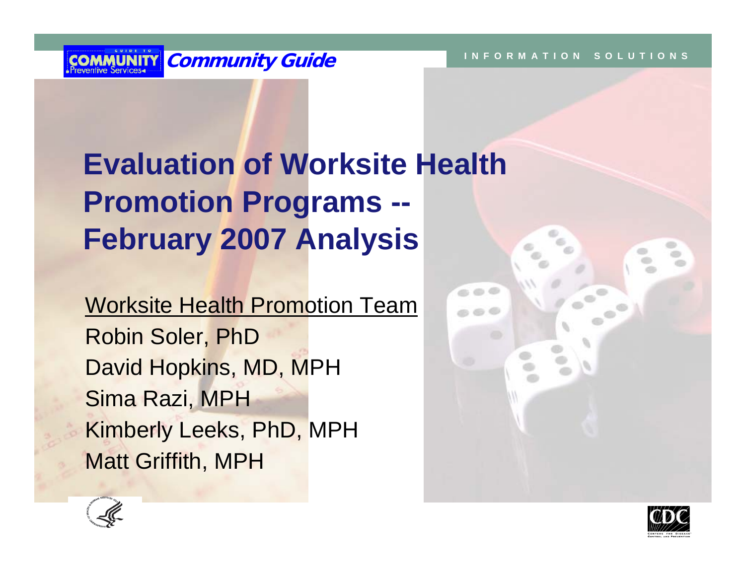Community Guide

INFORMATION SOLUTIONS

# Evaluation of Worksite Health Promotion Programs -- February 2007 Analysis

Worksite Health Promotion Team

Robin Soler, PhD

David Hopkins, MD, MPH

Sima Razi, MPH

Kimberly Leeks, PhD, MPH

Matt Griffith, MPH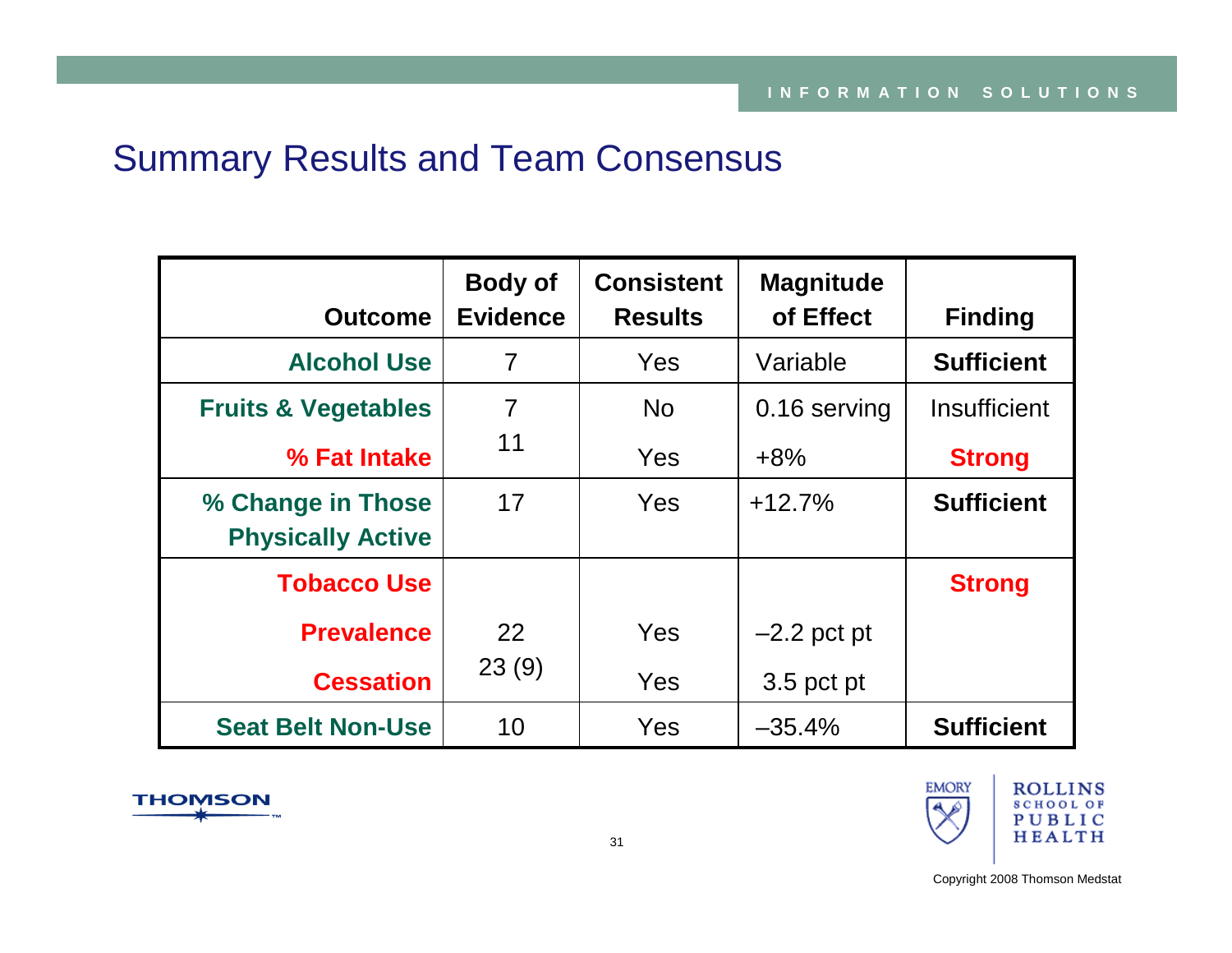## Summary Results and Team Consensus

| Outcome | Body of Evidence | Consistent Results | Magnitude of Effect | Finding |
|---|---|---|---|---|
| **Alcohol Use** | 7 | Yes | Variable | **Sufficient** |
| **Fruits & Vegetables** | 7 | No | 0.16 serving | Insufficient |
| **% Fat Intake** | 11 | Yes | +8% | **Strong** |
| **% Change in Those Physically Active** | 17 | Yes | +12.7% | **Sufficient** |
| **Tobacco Use** | | | | **Strong** |
| **Prevalence** | 22 | Yes | –2.2 pct pt | |
| **Cessation** | 23 (9) | Yes | 3.5 pct pt | |
| **Seat Belt Non-Use** | 10 | Yes | –35.4% | **Sufficient** |

Copyright 2008 Thomson Medstat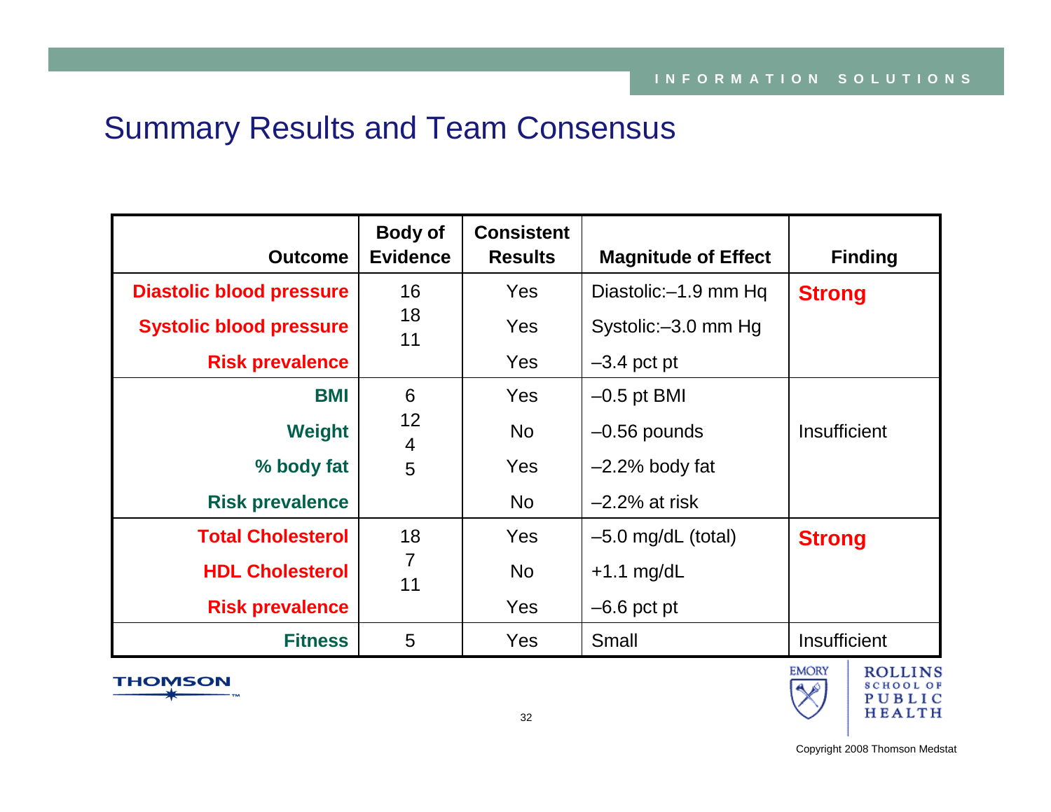## Summary Results and Team Consensus

| Outcome | Body of Evidence | Consistent Results | Magnitude of Effect | Finding |
|---|---|---|---|---|
| **Diastolic blood pressure** | 16 | Yes | Diastolic:–1.9 mm Hq | **Strong** |
| **Systolic blood pressure** | 18 | Yes | Systolic:–3.0 mm Hg | |
| **Risk prevalence** | 11 | Yes | –3.4 pct pt | |
| **BMI** | 6 | Yes | –0.5 pt BMI | Insufficient |
| **Weight** | 12 | No | –0.56 pounds | |
| **% body fat** | 4 | Yes | –2.2% body fat | |
| **Risk prevalence** | 5 | No | –2.2% at risk | |
| **Total Cholesterol** | 18 | Yes | –5.0 mg/dL (total) | **Strong** |
| **HDL Cholesterol** | 7 | No | +1.1 mg/dL | |
| **Risk prevalence** | 11 | Yes | –6.6 pct pt | |
| **Fitness** | 5 | Yes | Small | Insufficient |

Copyright 2008 Thomson Medstat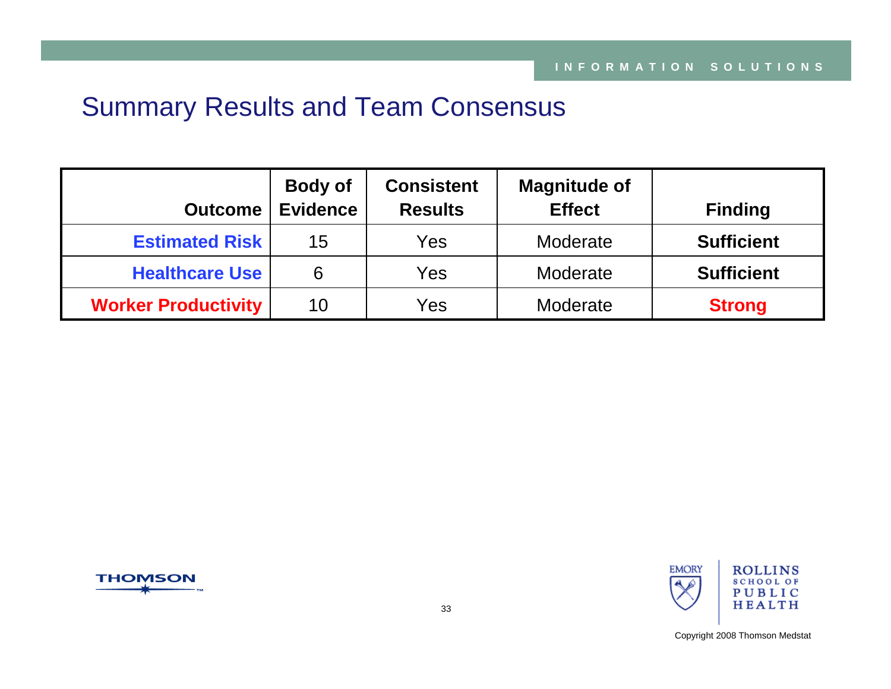# Summary Results and Team Consensus

| Outcome | Body of Evidence | Consistent Results | Magnitude of Effect | Finding |
|---|---|---|---|---|
| **Estimated Risk** | 15 | Yes | Moderate | **Sufficient** |
| **Healthcare Use** | 6 | Yes | Moderate | **Sufficient** |
| **Worker Productivity** | 10 | Yes | Moderate | **Strong** |

Copyright 2008 Thomson Medstat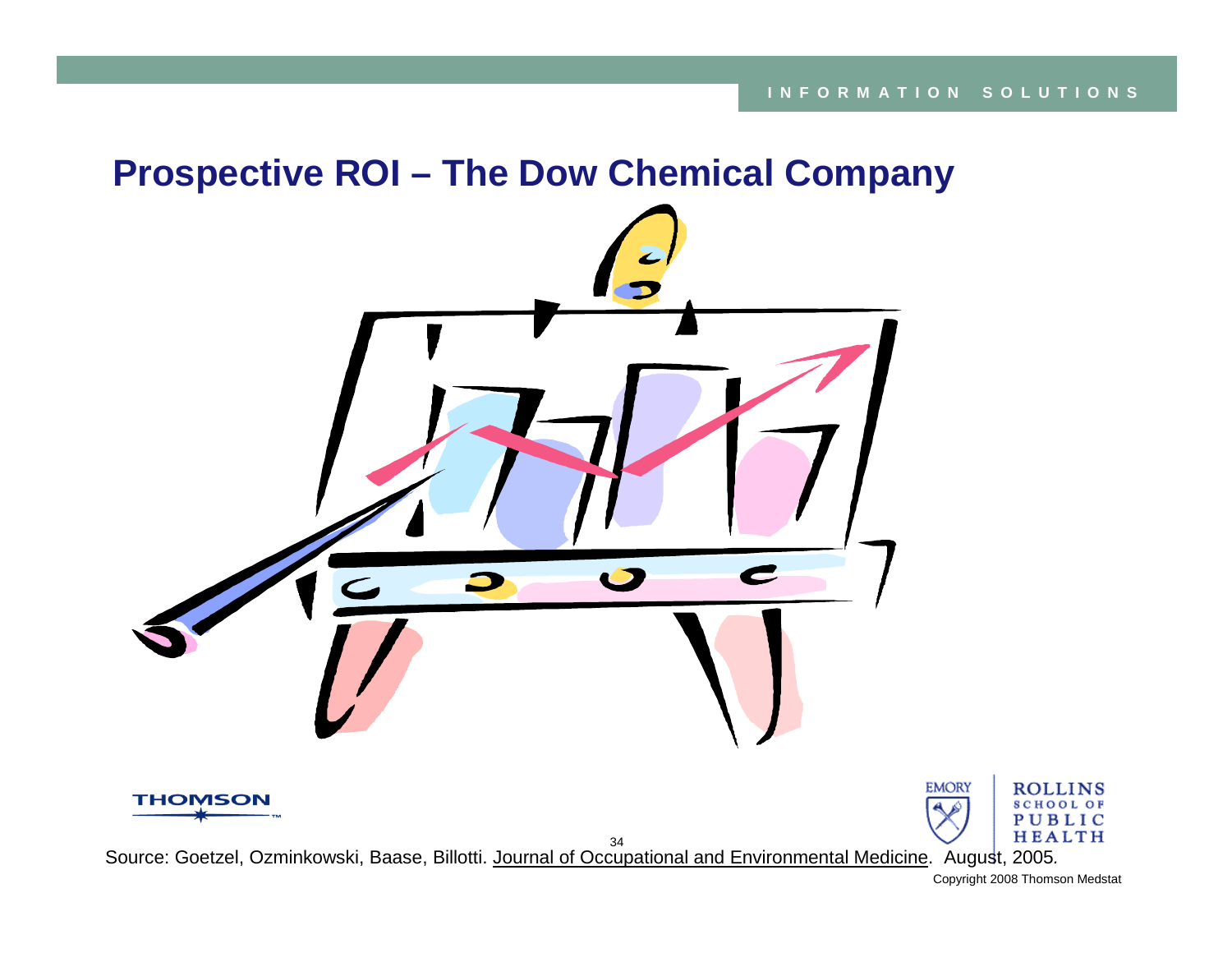## Prospective ROI – The Dow Chemical Company

Source: Goetzel, Ozminkowski, Baase, Billotti. Journal of Occupational and Environmental Medicine. August, 2005.

Copyright 2008 Thomson Medstat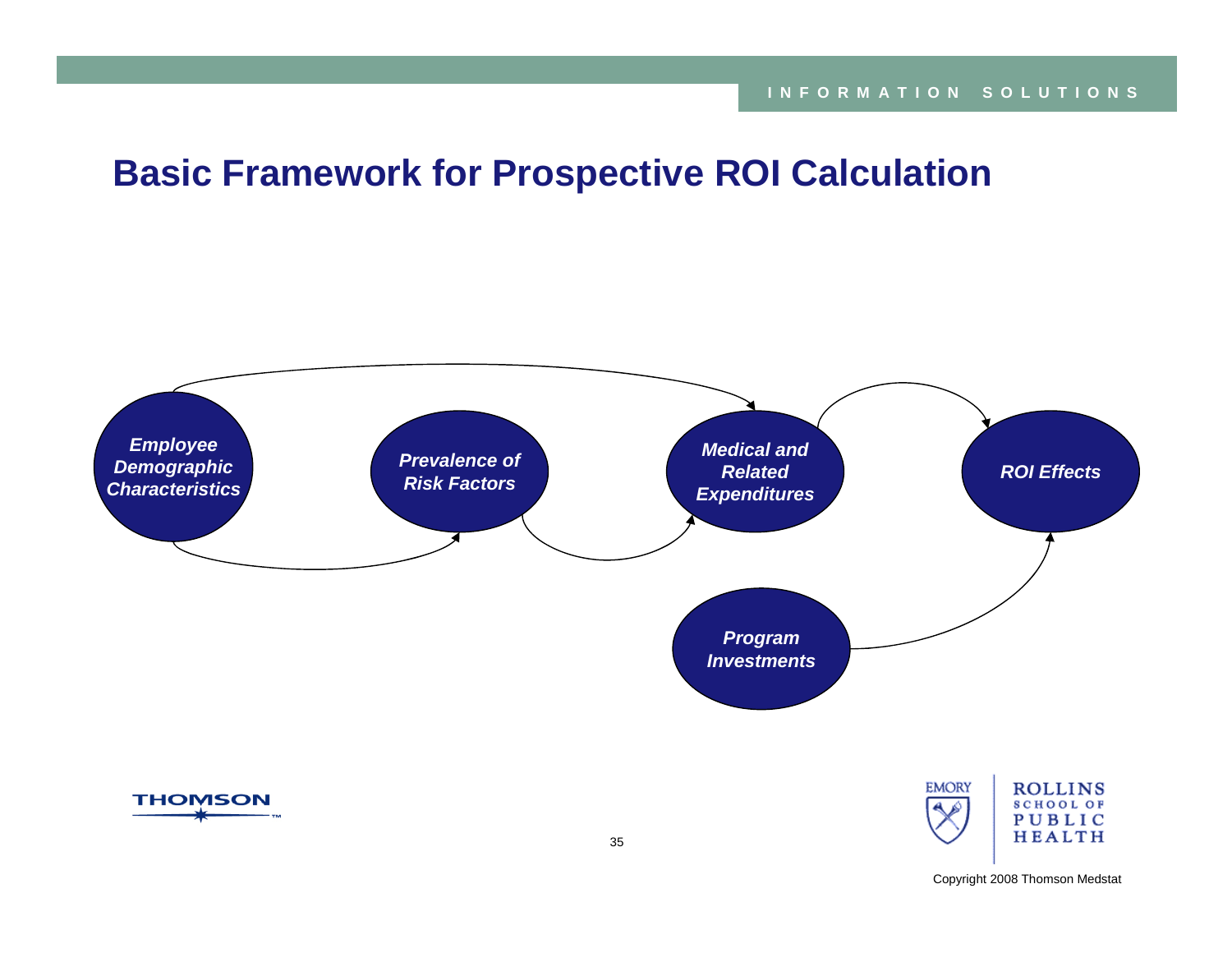# Basic Framework for Prospective ROI Calculation

*Employee Demographic Characteristics*

*Prevalence of Risk Factors*

*Medical and Related Expenditures*

*ROI Effects*

*Program Investments*

Copyright 2008 Thomson Medstat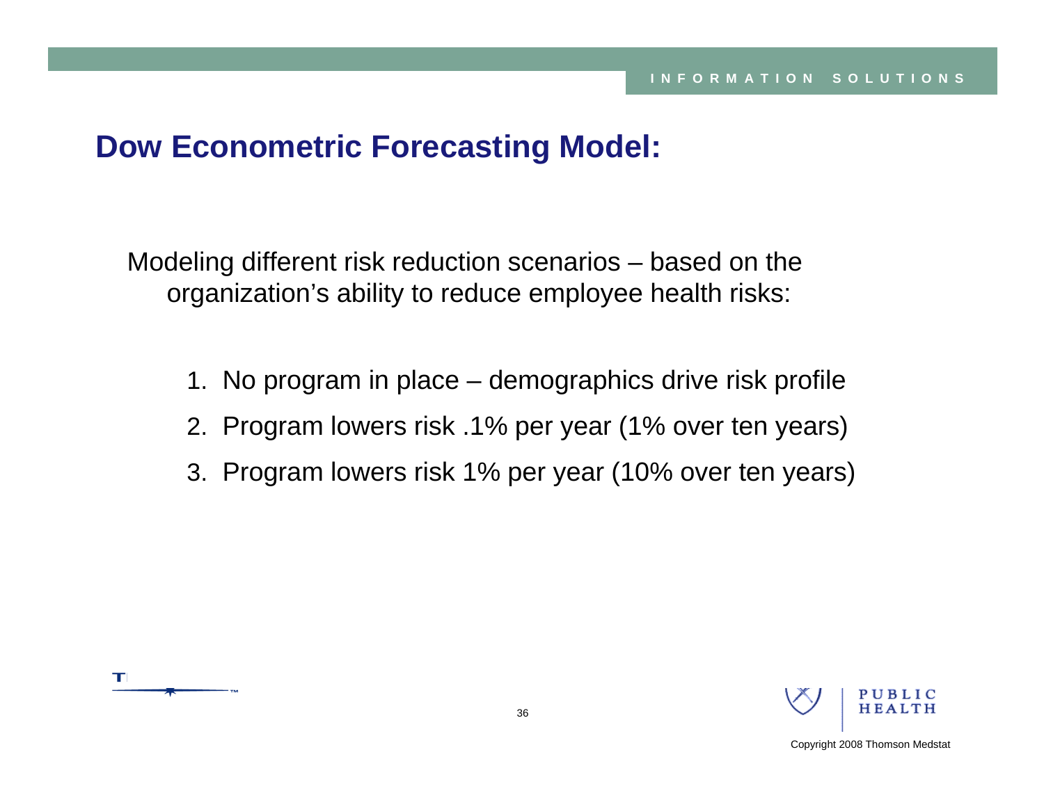## Dow Econometric Forecasting Model:

Modeling different risk reduction scenarios – based on the organization's ability to reduce employee health risks:

1. No program in place – demographics drive risk profile
2. Program lowers risk .1% per year (1% over ten years)
3. Program lowers risk 1% per year (10% over ten years)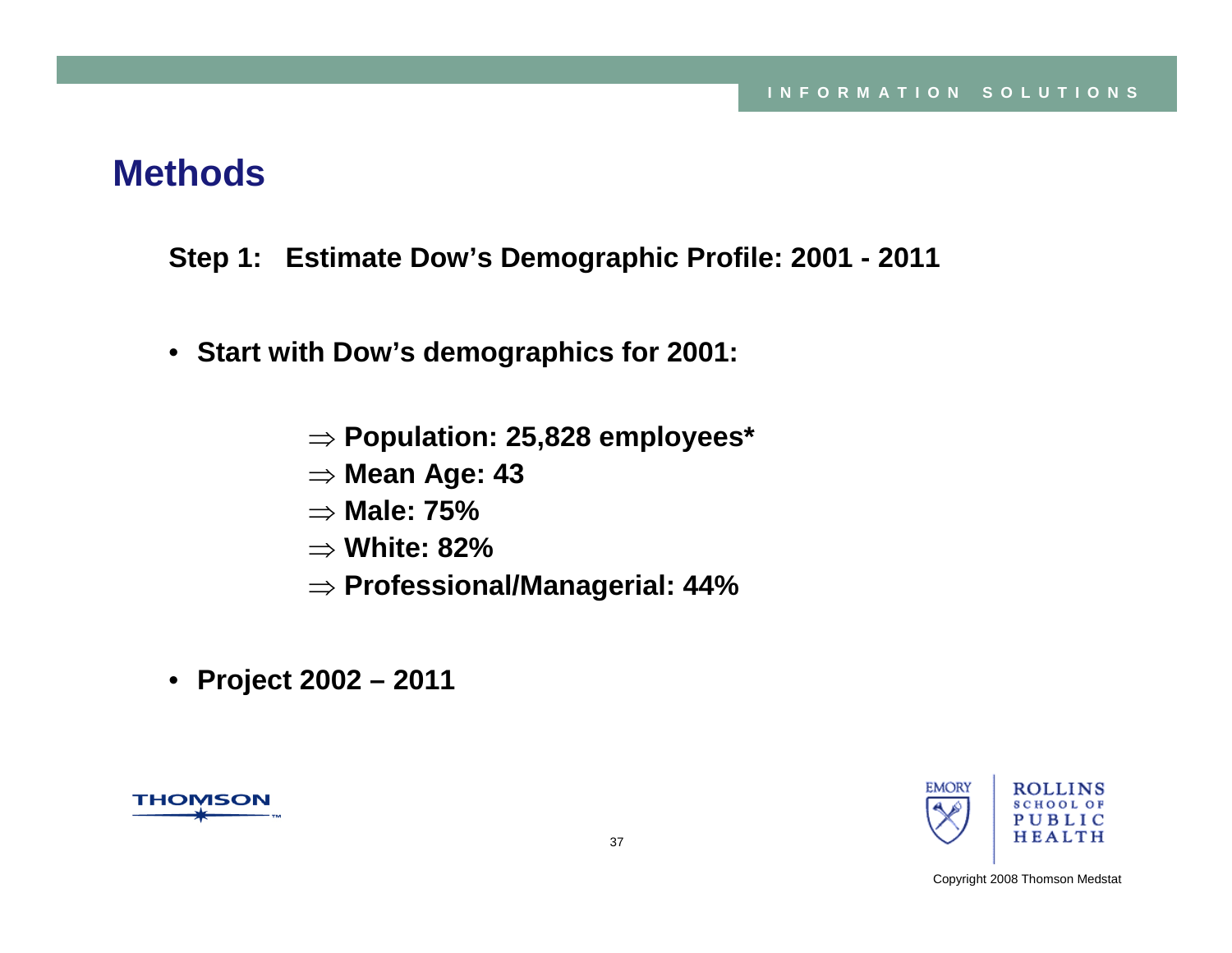## Methods

**Step 1: Estimate Dow's Demographic Profile: 2001 - 2011**

- **Start with Dow's demographic for 2001:**

  $\Rightarrow$ **Population: 25,828 employees***
  $\Rightarrow$ **Mean Age: 43**
  $\Rightarrow$ **Male: 75%**
  $\Rightarrow$ **White: 82%**
  $\Rightarrow$ **Professional/Managerial: 44%**

- **Project 2002 – 2011**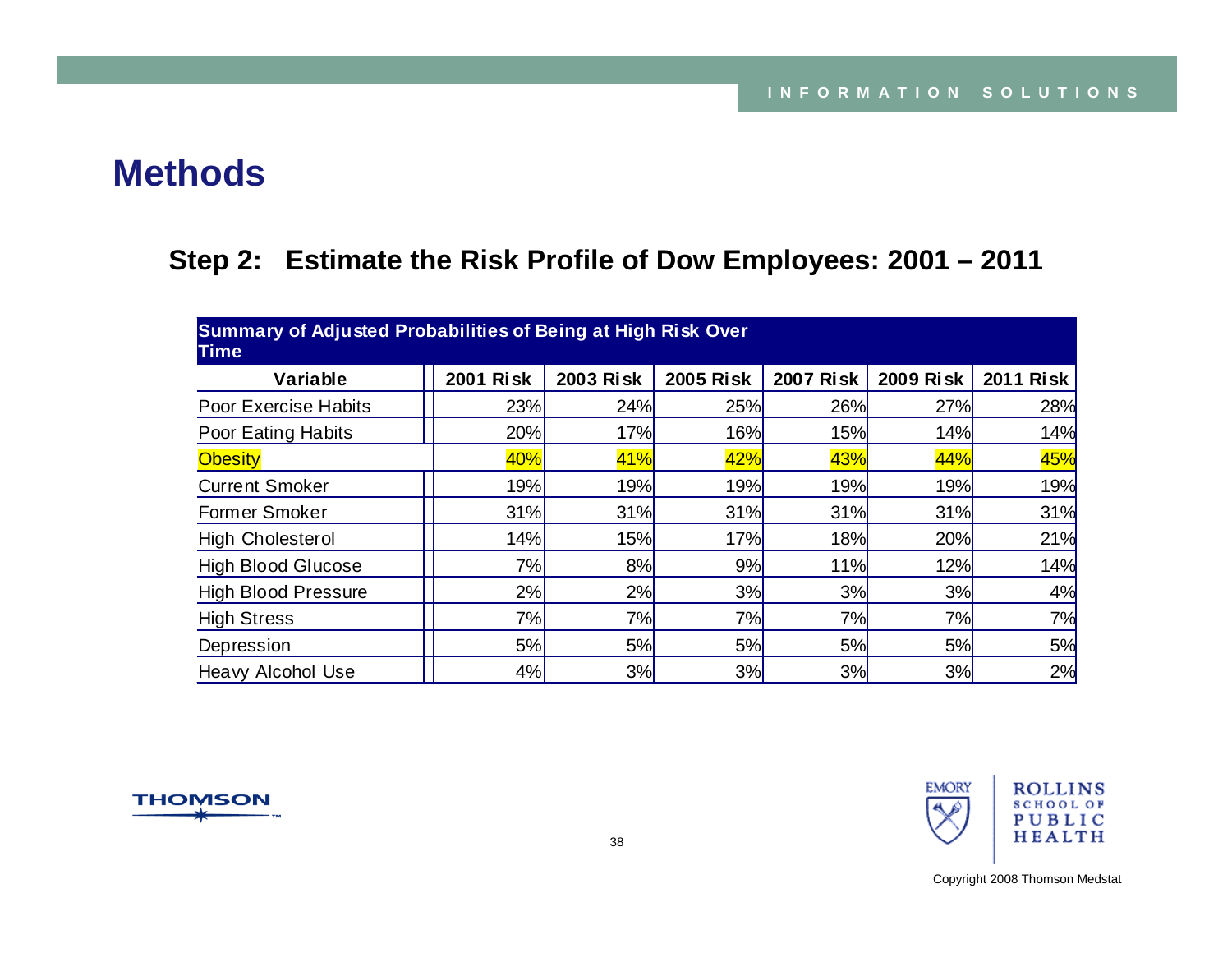# Methods

## Step 2: Estimate the Risk Profile of Dow Employees: 2001 – 2011

**Summary of Adjusted Probabilities of Being at High Risk Over Time**

| Variable | 2001 Risk | 2003 Risk | 2005 Risk | 2007 Risk | 2009 Risk | 2011 Risk |
|---|---|---|---|---|---|---|
| Poor Exercise Habits | 23% | 24% | 25% | 26% | 27% | 28% |
| Poor Eating Habits | 20% | 17% | 16% | 15% | 14% | 14% |
| Obesity | 40% | 41% | 42% | 43% | 44% | 45% |
| Current Smoker | 19% | 19% | 19% | 19% | 19% | 19% |
| Former Smoker | 31% | 31% | 31% | 31% | 31% | 31% |
| High Cholesterol | 14% | 15% | 17% | 18% | 20% | 21% |
| High Blood Glucose | 7% | 8% | 9% | 11% | 12% | 14% |
| High Blood Pressure | 2% | 2% | 3% | 3% | 3% | 4% |
| High Stress | 7% | 7% | 7% | 7% | 7% | 7% |
| Depression | 5% | 5% | 5% | 5% | 5% | 5% |
| Heavy Alcohol Use | 4% | 3% | 3% | 3% | 3% | 2% |

Copyright 2008 Thomson Medstat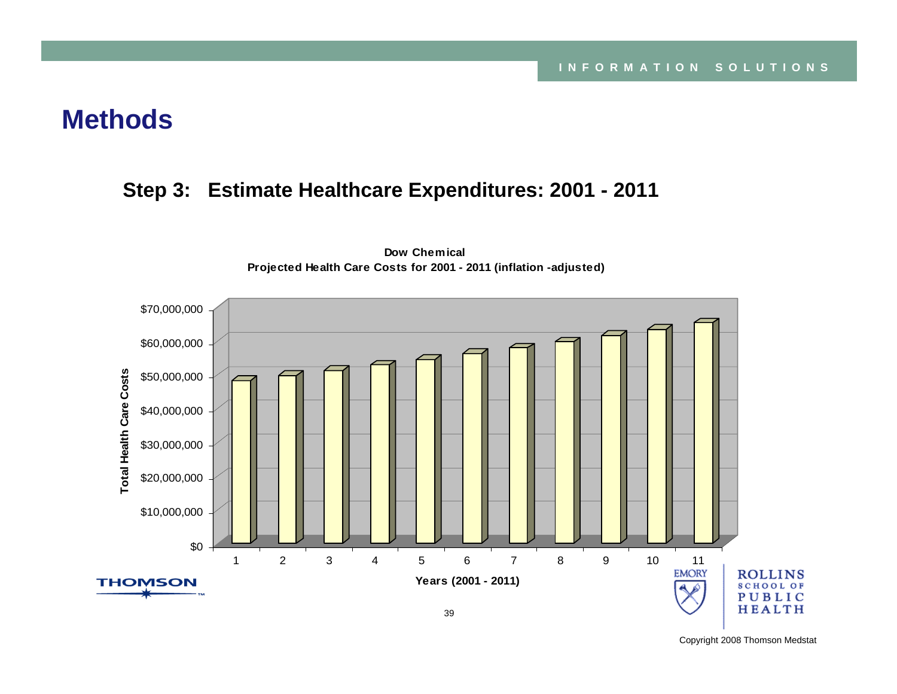# Methods

## Step 3: Estimate Healthcare Expenditures: 2001 - 2011

**Dow Chemical**
**Projected Health Care Costs for 2001 - 2011 (inflation -adjusted)**

Total Health Care Costs: $0, $10,000,000, $20,000,000, $30,000,000, $40,000,000, $50,000,000, $60,000,000, $70,000,000

Years (2001 - 2011): 1, 2, 3, 4, 5, 6, 7, 8, 9, 10, 11

Copyright 2008 Thomson Medstat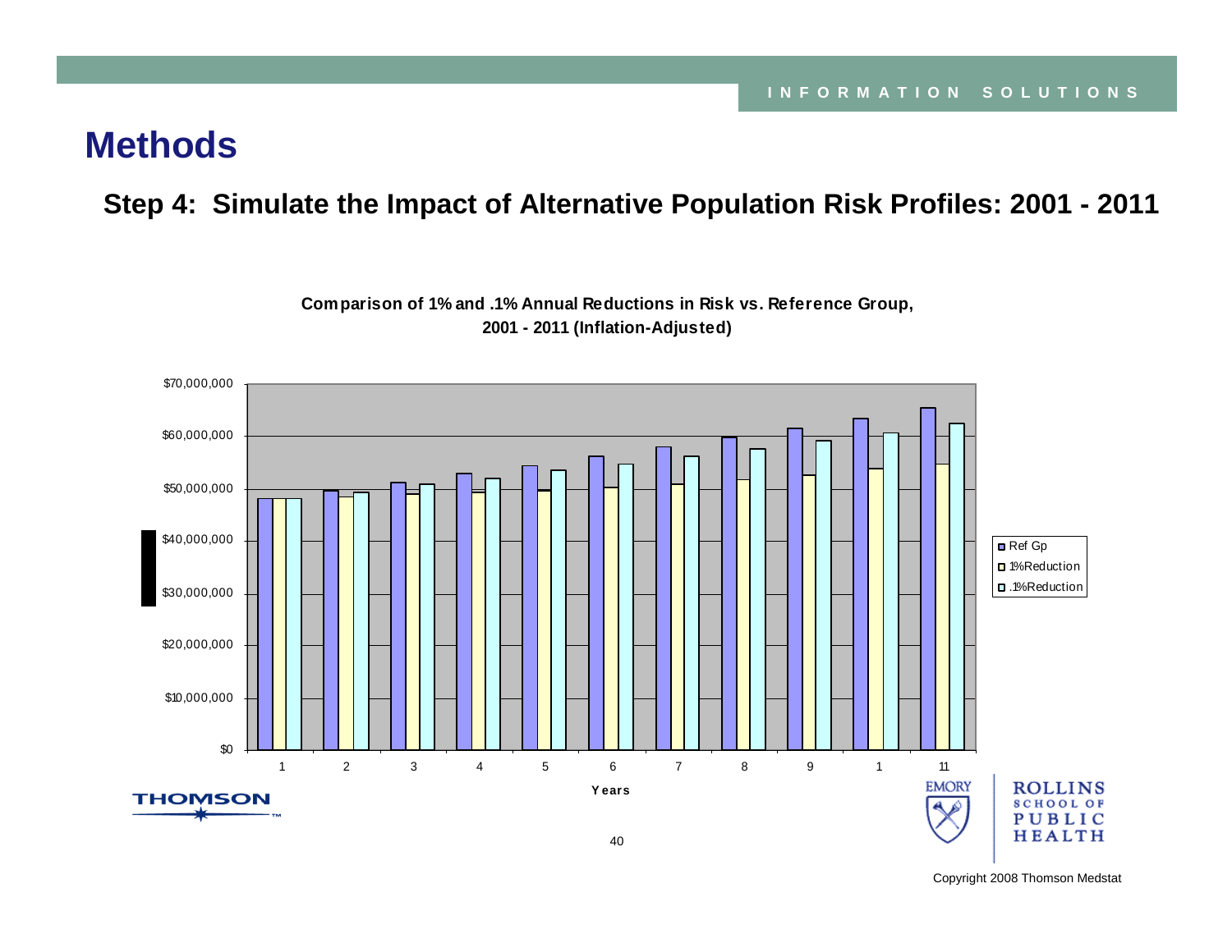# Methods

## Step 4: Simulate the Impact of Alternative Population Risk Profiles: 2001 - 2011

**Comparison of 1% and .1% Annual Reductions in Risk vs. Reference Group, 2001 - 2011 (Inflation-Adjusted)**

Copyright 2008 Thomson Medstat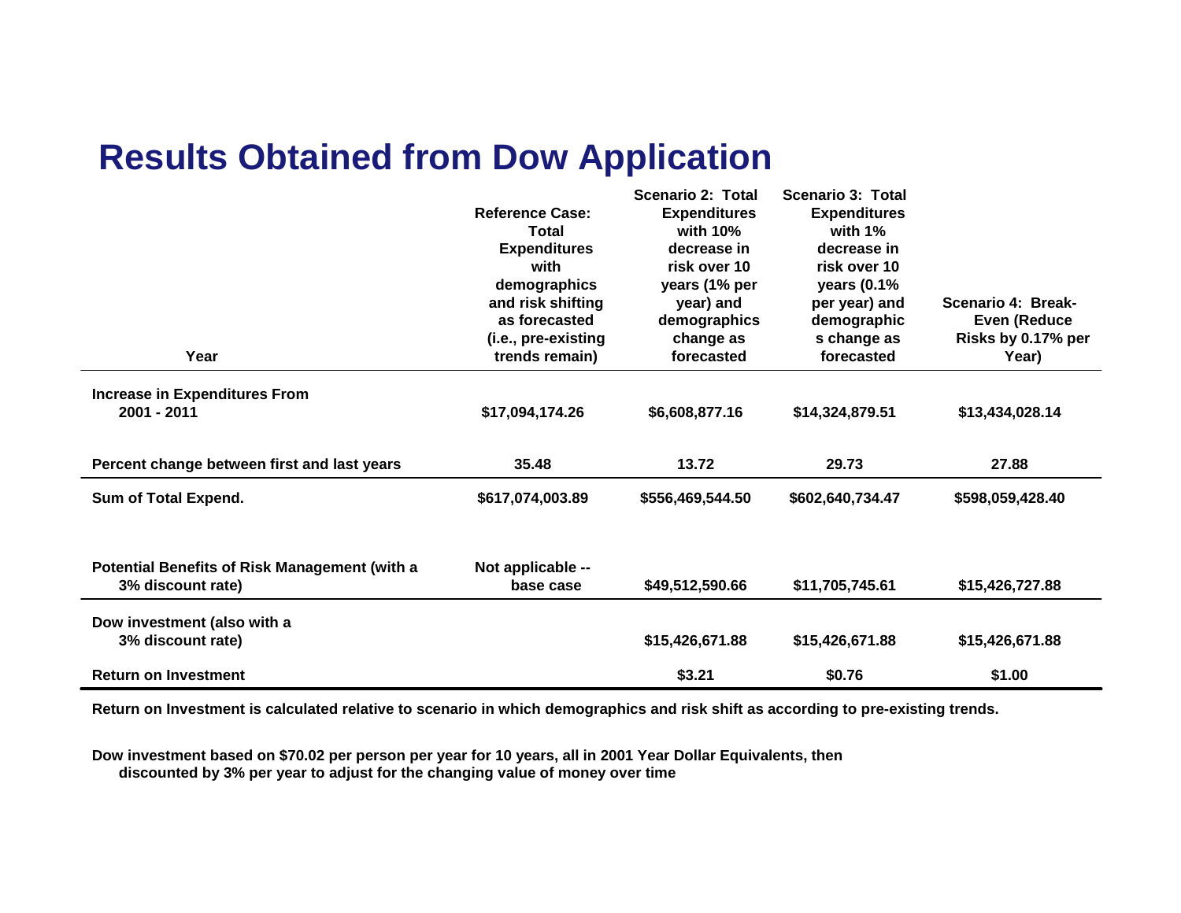# Results Obtained from Dow Application

| Year | Reference Case: Total Expenditures with demographics and risk shifting as forecasted (i.e., pre-existing trends remain) | Scenario 2: Total Expenditures with 10% decrease in risk over 10 years (1% per year) and demographics change as forecasted | Scenario 3: Total Expenditures with 1% decrease in risk over 10 years (0.1% per year) and demographics change as forecasted | Scenario 4: Break-Even (Reduce Risks by 0.17% per Year) |
|---|---|---|---|---|
| Increase in Expenditures From 2001 - 2011 | $17,094,174.26 | $6,608,877.16 | $14,324,879.51 | $13,434,028.14 |
| Percent change between first and last years | 35.48 | 13.72 | 29.73 | 27.88 |
| Sum of Total Expend. | $617,074,003.89 | $556,469,544.50 | $602,640,734.47 | $598,059,428.40 |
| Potential Benefits of Risk Management (with a 3% discount rate) | Not applicable -- base case | $49,512,590.66 | $11,705,745.61 | $15,426,727.88 |
| Dow investment (also with a 3% discount rate) | | $15,426,671.88 | $15,426,671.88 | $15,426,671.88 |
| Return on Investment | | $3.21 | $0.76 | $1.00 |

**Return on Investment is calculated relative to scenario in which demographics and risk shift as according to pre-existing trends.**

**Dow investment based on $70.02 per person per year for 10 years, all in 2001 Year Dollar Equivalents, then discounted by 3% per year to adjust for the changing value of money over time**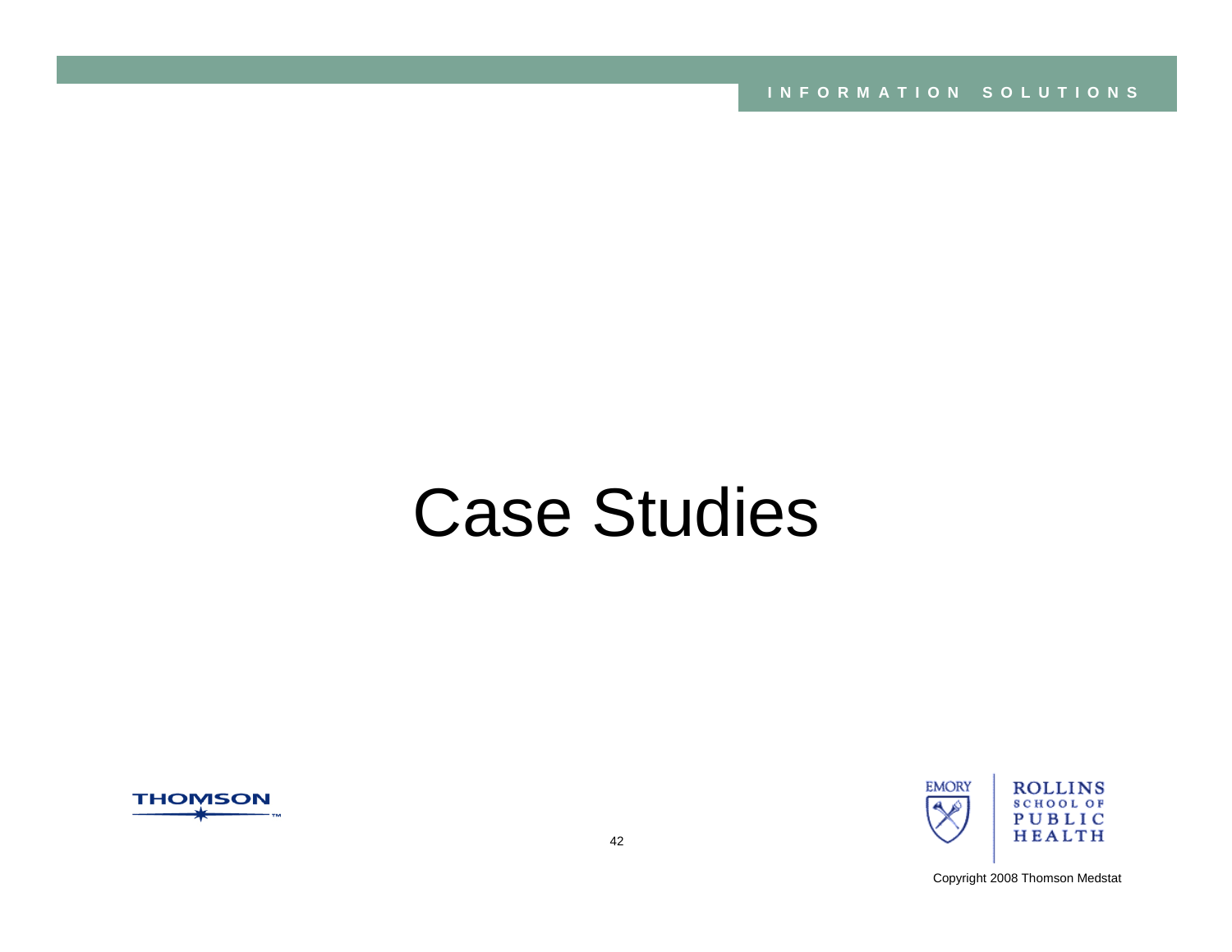# Case Studies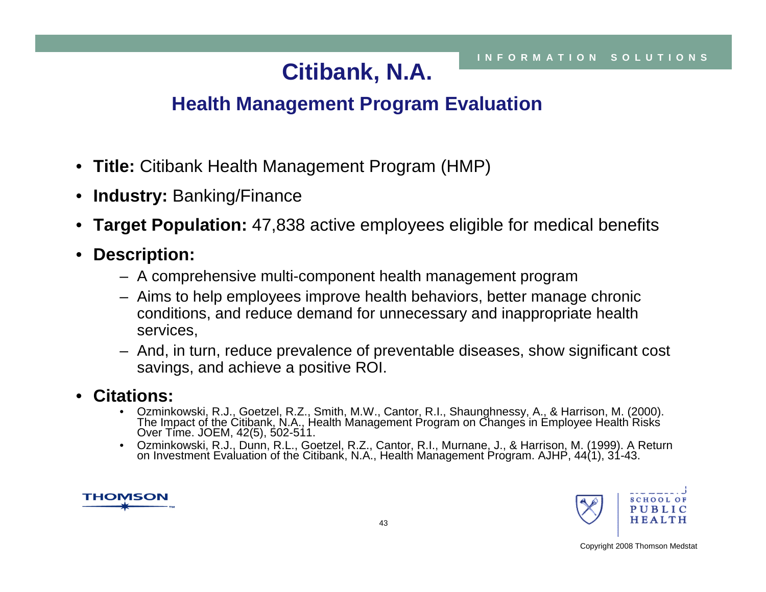# Citibank, N.A.

## Health Management Program Evaluation

- **Title:** Citibank Health Management Program (HMP)
- **Industry:** Banking/Finance
- **Target Population:** 47,838 active employees eligible for medical benefits
- **Description:**
  - A comprehensive multi-component health management program
  - Aims to help employees improve health behaviors, better manage chronic conditions, and reduce demand for unnecessary and inappropriate health services,
  - And, in turn, reduce prevalence of preventable diseases, show significant cost savings, and achieve a positive ROI.
- **Citations:**
  - Ozminkowski, R.J., Goetzel, R.Z., Smith, M.W., Cantor, R.I., Shaunghnessy, A., & Harrison, M. (2000). The Impact of the Citibank, N.A., Health Management Program on Changes in Employee Health Risks Over Time. JOEM, 42(5), 502-511.
  - Ozminkowski, R.J., Dunn, R.L., Goetzel, R.Z., Cantor, R.I., Murnane, J., & Harrison, M. (1999). A Return on Investment Evaluation of the Citibank, N.A., Health Management Program. AJHP, 44(1), 31-43.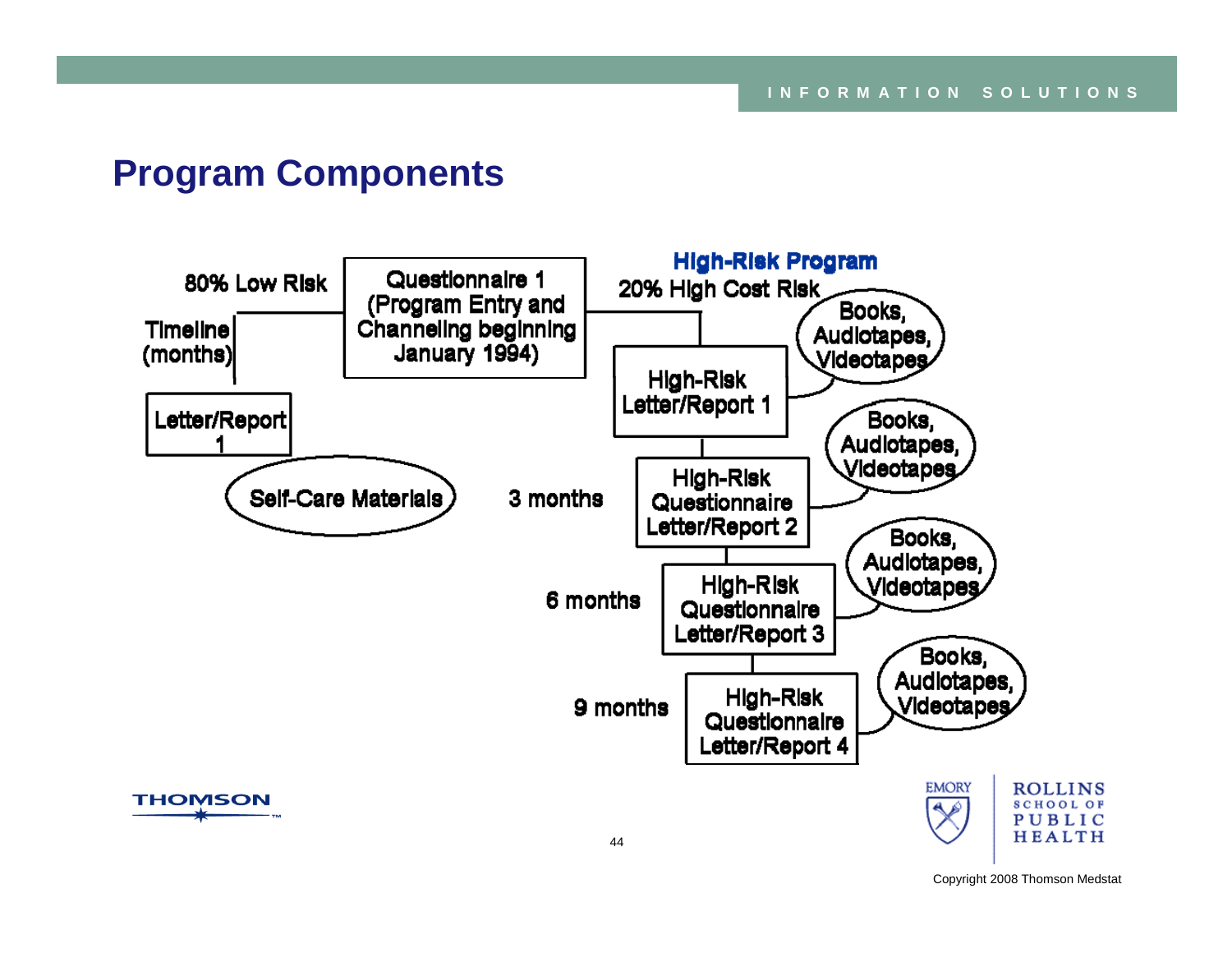# Program Components

80% Low Risk

Timeline (months)

Questionnaire 1 (Program Entry and Channeling beginning January 1994)

Letter/Report 1

Self-Care Materials

**High-Risk Program**

20% High Cost Risk

High-Risk Letter/Report 1 — Books, Audiotapes, Videotapes

3 months — High-Risk Questionnaire Letter/Report 2 — Books, Audiotapes, Videotapes

6 months — High-Risk Questionnaire Letter/Report 3 — Books, Audiotapes, Videotapes

9 months — High-Risk Questionnaire Letter/Report 4 — Books, Audiotapes, Videotapes

Copyright 2008 Thomson Medstat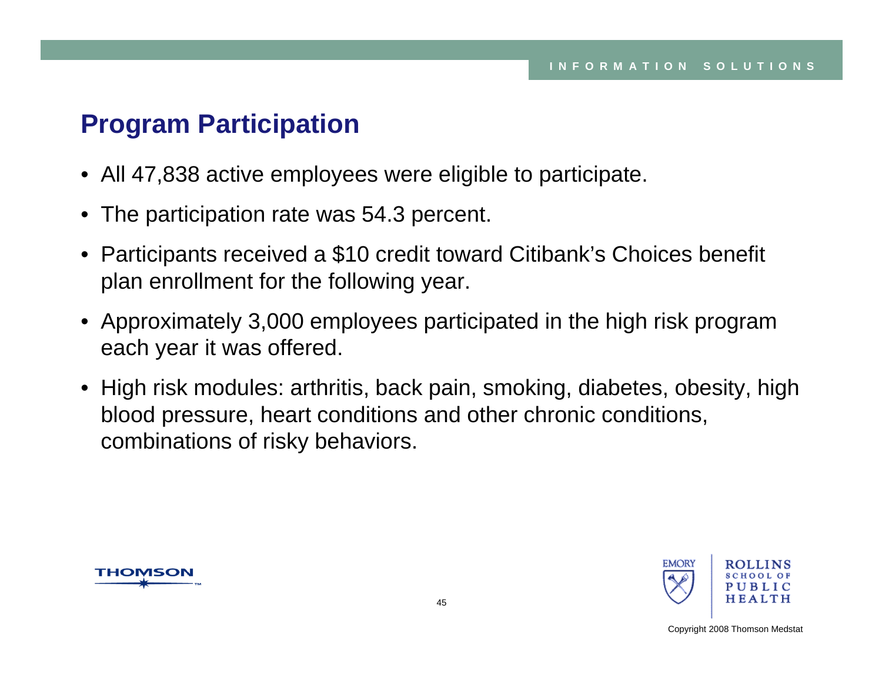## Program Participation

- All 47,838 active employees were eligible to participate.
- The participation rate was 54.3 percent.
- Participants received a $10 credit toward Citibank's Choices benefit plan enrollment for the following year.
- Approximately 3,000 employees participated in the high risk program each year it was offered.
- High risk modules: arthritis, back pain, smoking, diabetes, obesity, high blood pressure, heart conditions and other chronic conditions, combinations of risky behaviors.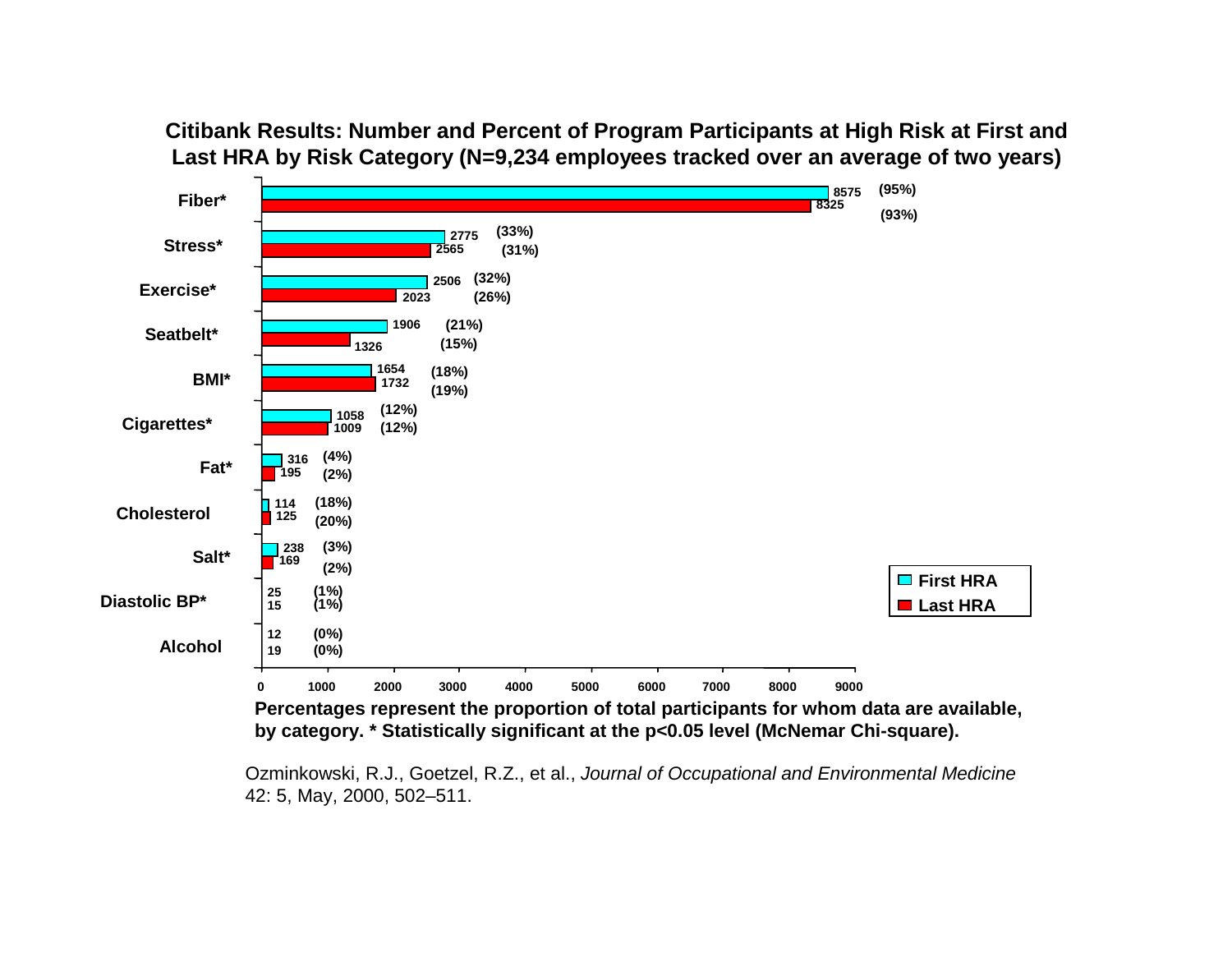## Citibank Results: Number and Percent of Program Participants at High Risk at First and Last HRA by Risk Category (N=9,234 employees tracked over an average of two years)

| Risk Category | First HRA | Last HRA |
|---|---|---|
| Fiber* | 8575 (95%) | 8325 (93%) |
| Stress* | 2775 (33%) | 2565 (31%) |
| Exercise* | 2506 (32%) | 2023 (26%) |
| Seatbelt* | 1906 (21%) | 1326 (15%) |
| BMI* | 1654 (18%) | 1732 (19%) |
| Cigarettes* | 1058 (12%) | 1009 (12%) |
| Fat* | 316 (4%) | 195 (2%) |
| Cholesterol | 114 (18%) | 125 (20%) |
| Salt* | 238 (3%) | 169 (2%) |
| Diastolic BP* | 25 (1%) | 15 (1%) |
| Alcohol | 12 (0%) | 19 (0%) |

**Percentages represent the proportion of total participants for whom data are available, by category. * Statistically significant at the p<0.05 level (McNemar Chi-square).**

Ozminkowski, R.J., Goetzel, R.Z., et al., *Journal of Occupational and Environmental Medicine* 42: 5, May, 2000, 502–511.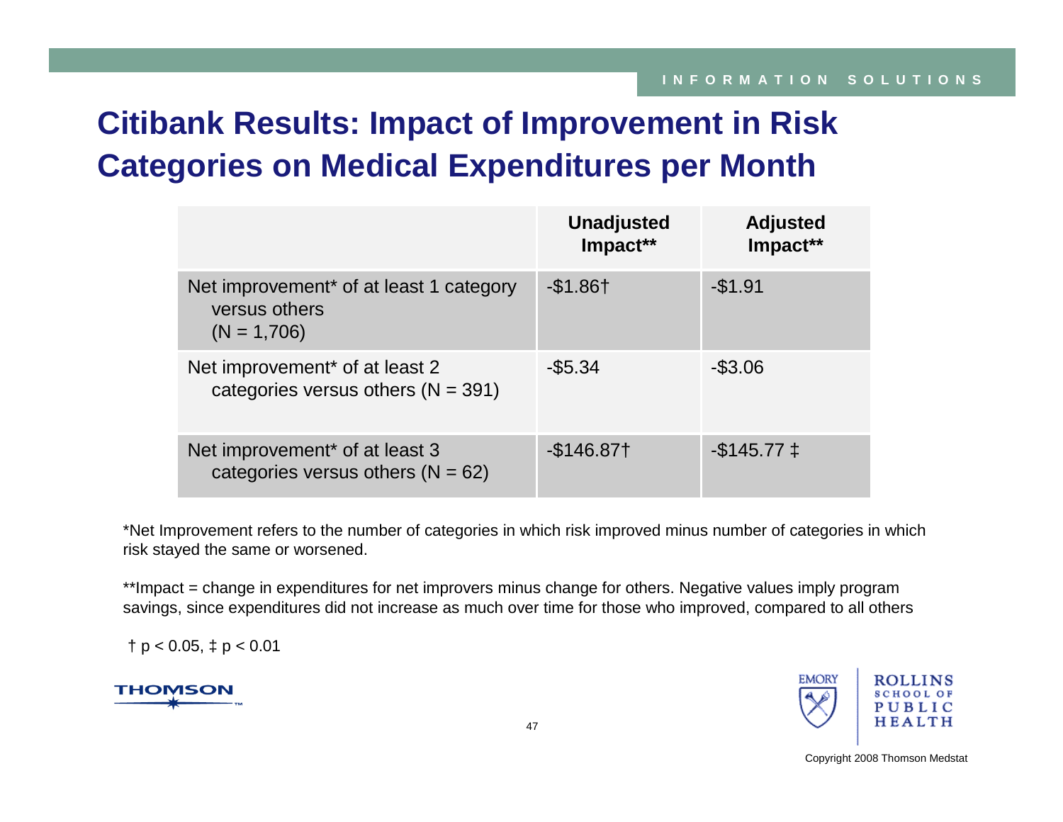# Citibank Results: Impact of Improvement in Risk Categories on Medical Expenditures per Month

| | Unadjusted Impact** | Adjusted Impact** |
|---|---|---|
| Net improvement* of at least 1 category versus others (N = 1,706) | -$1.86† | -$1.91 |
| Net improvement* of at least 2 categories versus others (N = 391) | -$5.34 | -$3.06 |
| Net improvement* of at least 3 categories versus others (N = 62) | -$146.87† | -$145.77 ‡ |

*Net Improvement refers to the number of categories in which risk improved minus number of categories in which risk stayed the same or worsened.

**Impact = change in expenditures for net improvers minus change for others. Negative values imply program savings, since expenditures did not increase as much over time for those who improved, compared to all others

† $p < 0.05$, ‡ $p < 0.01$

Copyright 2008 Thomson Medstat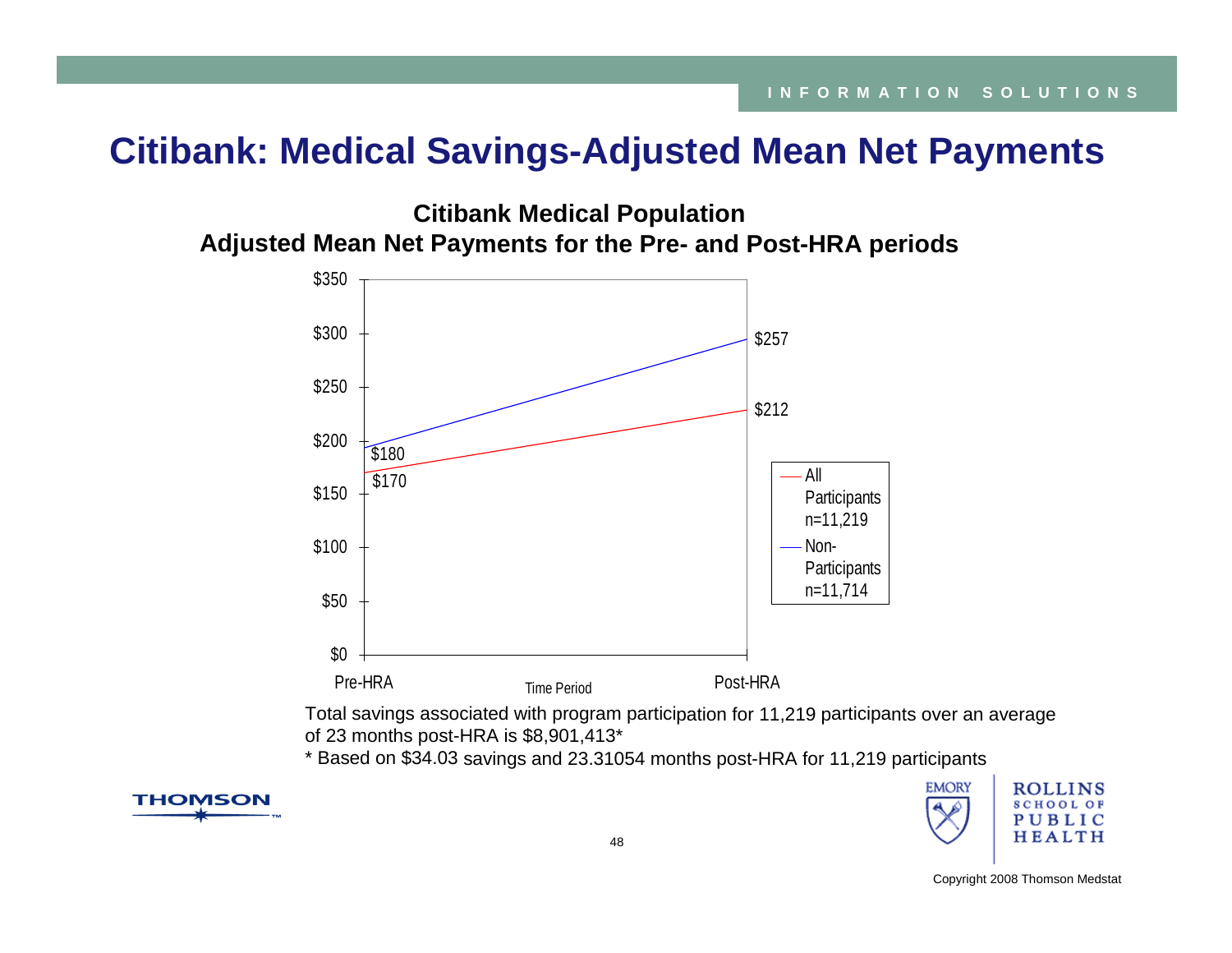# Citibank: Medical Savings-Adjusted Mean Net Payments

**Citibank Medical Population**
**Adjusted Mean Net Payments for the Pre- and Post-HRA periods**

| Time Period | All Participants n=11,219 | Non-Participants n=11,714 |
|---|---|---|
| Pre-HRA | $170 | $180 |
| Post-HRA | $212 | $257 |

Total savings associated with program participation for 11,219 participants over an average of 23 months post-HRA is $8,901,413*

* Based on $34.03 savings and 23.31054 months post-HRA for 11,219 participants

Copyright 2008 Thomson Medstat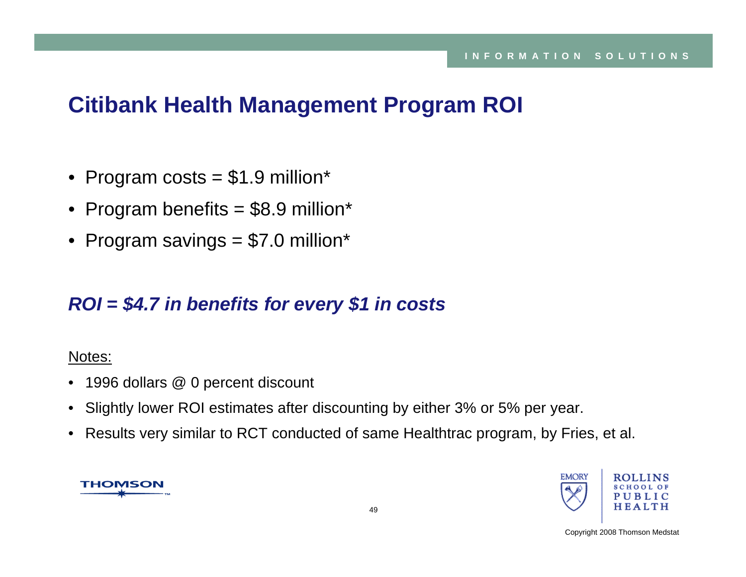# Citibank Health Management Program ROI

- Program costs = $1.9 million*
- Program benefits = $8.9 million*
- Program savings = $7.0 million*

***ROI = $4.7 in benefits for every $1 in costs***

Notes:

- 1996 dollars @ 0 percent discount
- Slightly lower ROI estimates after discounting by either 3% or 5% per year.
- Results very similar to RCT conducted of same Healthtrac program, by Fries, et al.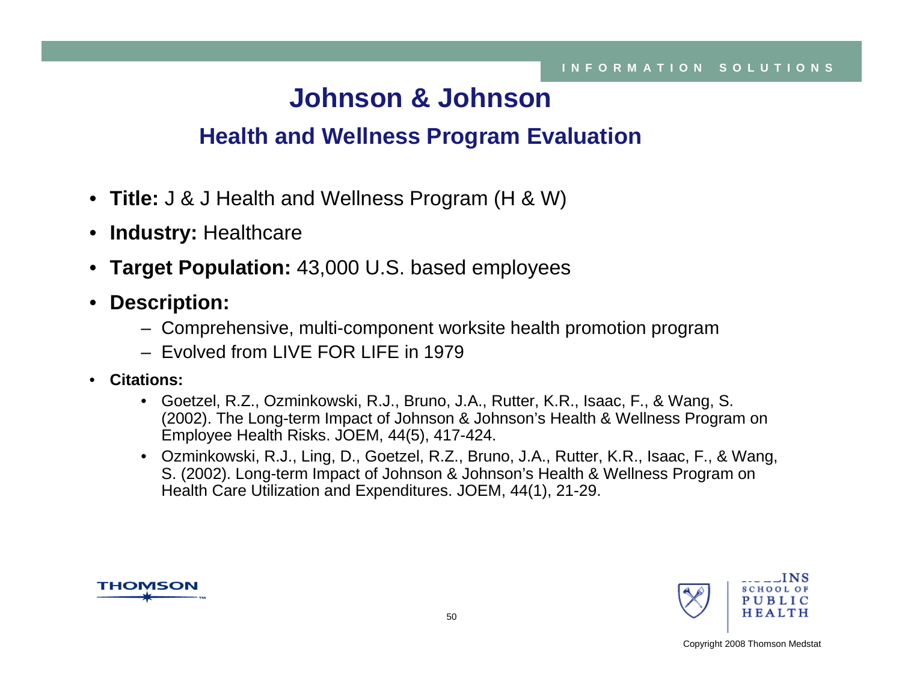# Johnson & Johnson

## Health and Wellness Program Evaluation

- **Title:** J & J Health and Wellness Program (H & W)
- **Industry:** Healthcare
- **Target Population:** 43,000 U.S. based employees
- **Description:**
  - Comprehensive, multi-component worksite health promotion program
  - Evolved from LIVE FOR LIFE in 1979
- **Citations:**
  - Goetzel, R.Z., Ozminkowski, R.J., Bruno, J.A., Rutter, K.R., Isaac, F., & Wang, S. (2002). The Long-term Impact of Johnson & Johnson's Health & Wellness Program on Employee Health Risks. JOEM, 44(5), 417-424.
  - Ozminkowski, R.J., Ling, D., Goetzel, R.Z., Bruno, J.A., Rutter, K.R., Isaac, F., & Wang, S. (2002). Long-term Impact of Johnson & Johnson's Health & Wellness Program on Health Care Utilization and Expenditures. JOEM, 44(1), 21-29.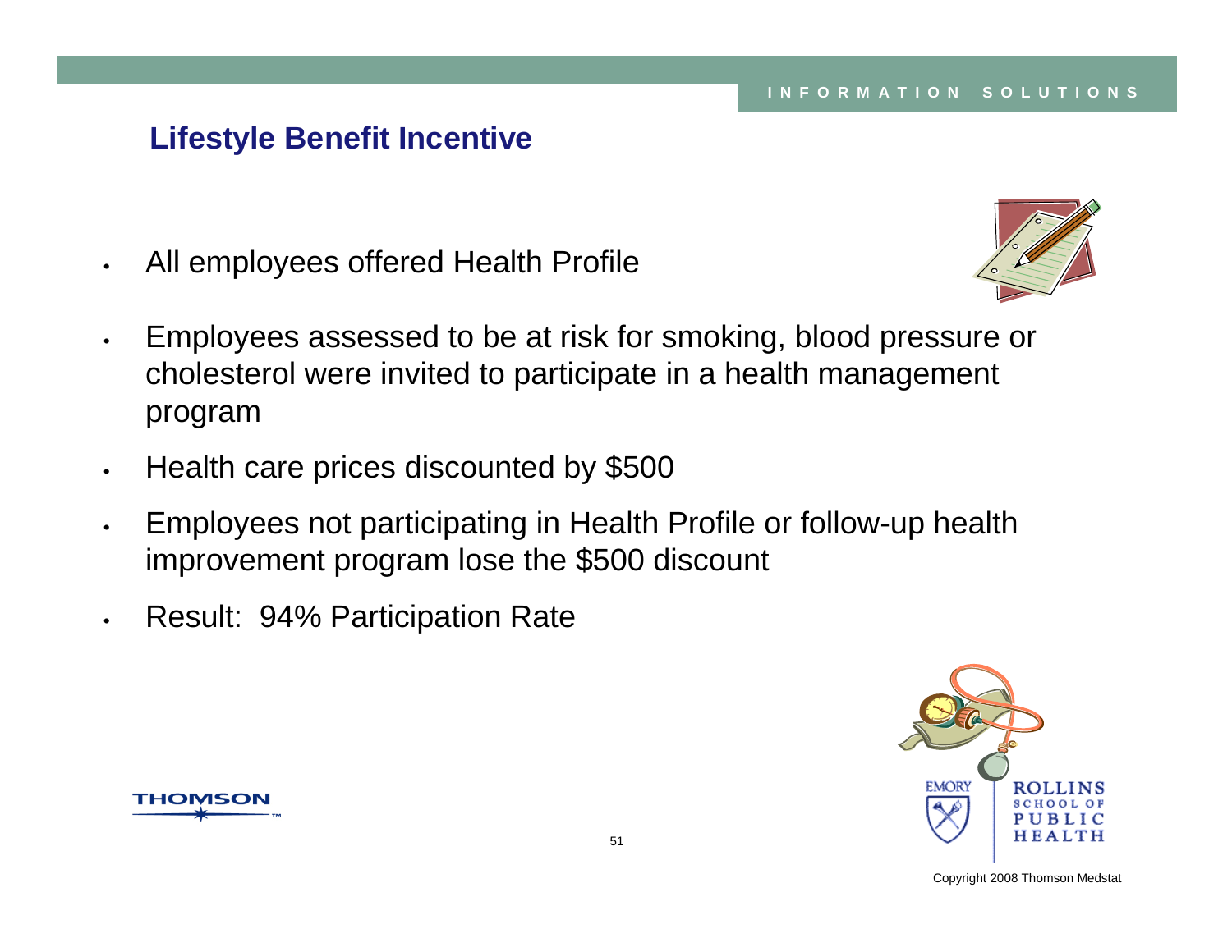## Lifestyle Benefit Incentive

- All employees offered Health Profile
- Employees assessed to be at risk for smoking, blood pressure or cholesterol were invited to participate in a health management program
- Health care prices discounted by $500
- Employees not participating in Health Profile or follow-up health improvement program lose the $500 discount
- Result: 94% Participation Rate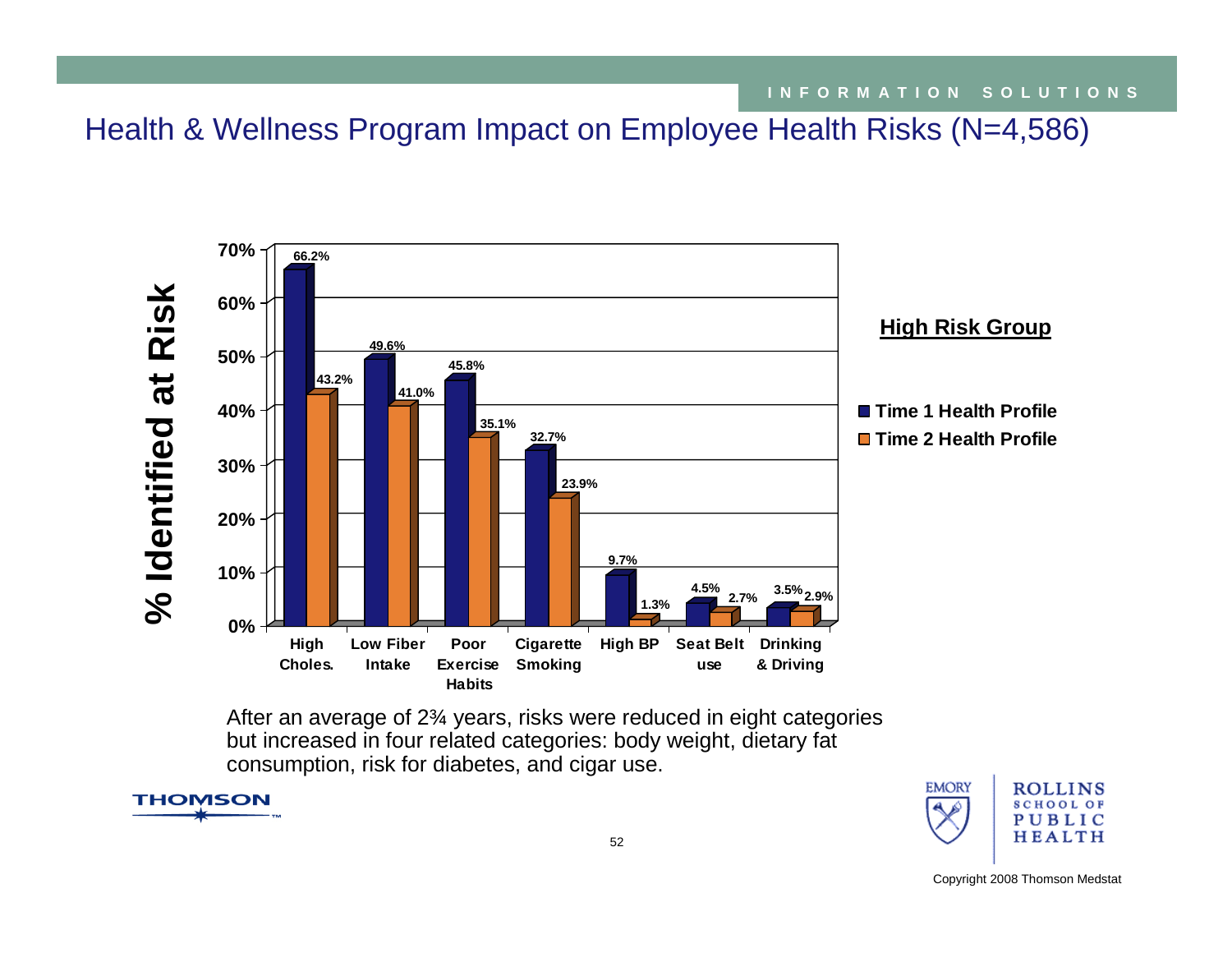## Health & Wellness Program Impact on Employee Health Risks (N=4,586)

**High Risk Group**

| Risk Category | Time 1 Health Profile | Time 2 Health Profile |
|---|---|---|
| High Choles. | 66.2% | 43.2% |
| Low Fiber Intake | 49.6% | 41.0% |
| Poor Exercise Habits | 45.8% | 35.1% |
| Cigarette Smoking | 32.7% | 23.9% |
| High BP | 9.7% | 1.3% |
| Seat Belt use | 4.5% | 2.7% |
| Drinking & Driving | 3.5% | 2.9% |

*% Identified at Risk*

After an average of 2¾ years, risks were reduced in eight categories but increased in four related categories: body weight, dietary fat consumption, risk for diabetes, and cigar use.

Copyright 2008 Thomson Medstat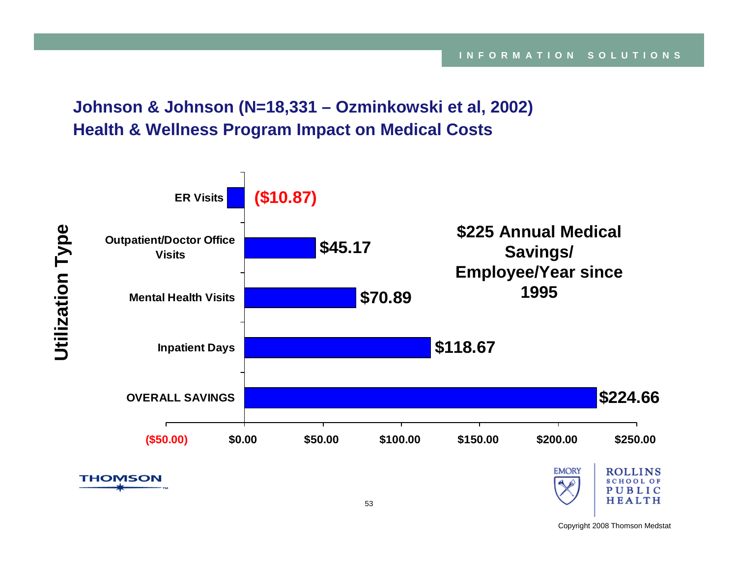## Johnson & Johnson (N=18,331 – Ozminkowski et al, 2002)
## Health & Wellness Program Impact on Medical Costs

| Utilization Type | Savings |
|---|---|
| ER Visits | ($10.87) |
| Outpatient/Doctor Office Visits | $45.17 |
| Mental Health Visits | $70.89 |
| Inpatient Days | $118.67 |
| OVERALL SAVINGS | $224.66 |

**$225 Annual Medical Savings/ Employee/Year since 1995**

Copyright 2008 Thomson Medstat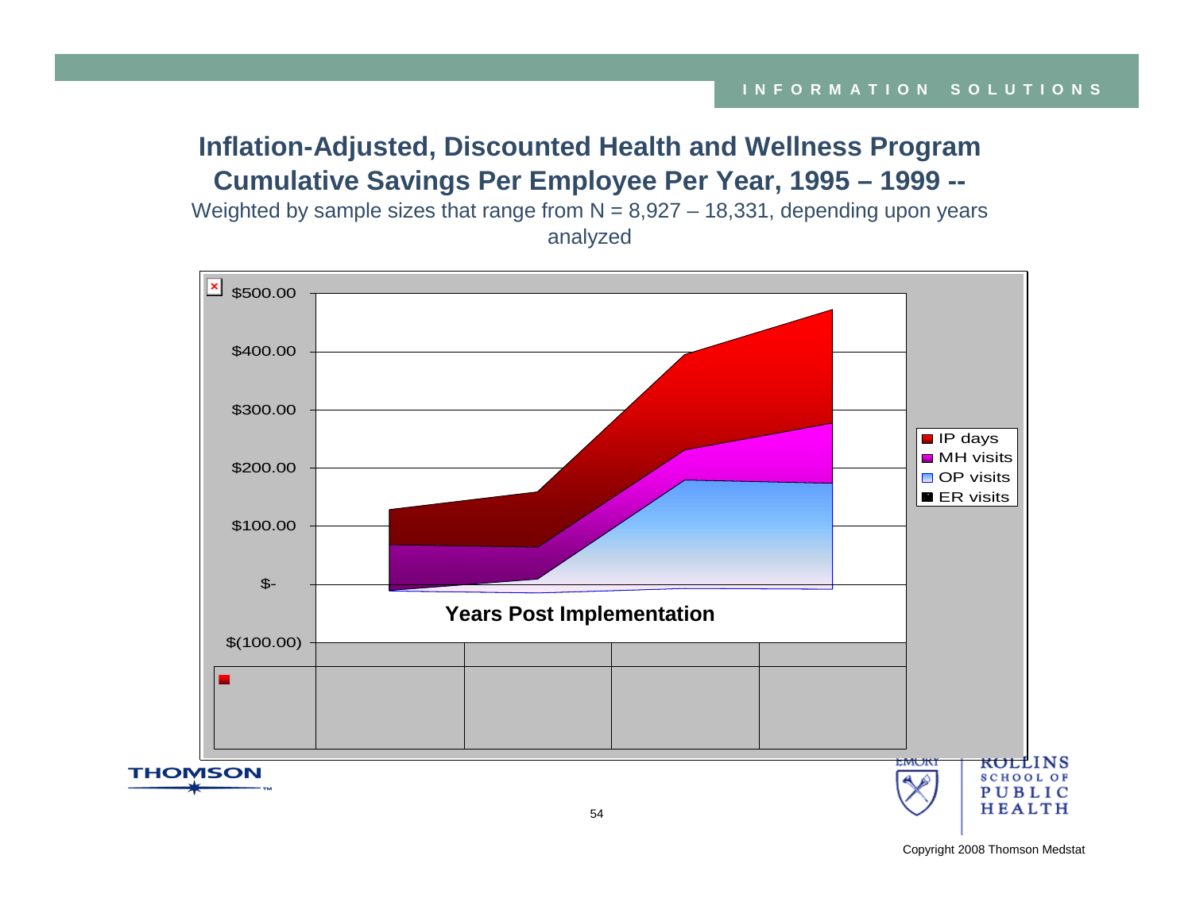## Inflation-Adjusted, Discounted Health and Wellness Program Cumulative Savings Per Employee Per Year, 1995 – 1999 --

Weighted by sample sizes that range from N = 8,927 – 18,331, depending upon years analyzed

$500.00

$400.00

$300.00

$200.00

$100.00

$-

$(100.00)

Years Post Implementation

- IP days
- MH visits
- OP visits
- ER visits

Copyright 2008 Thomson Medstat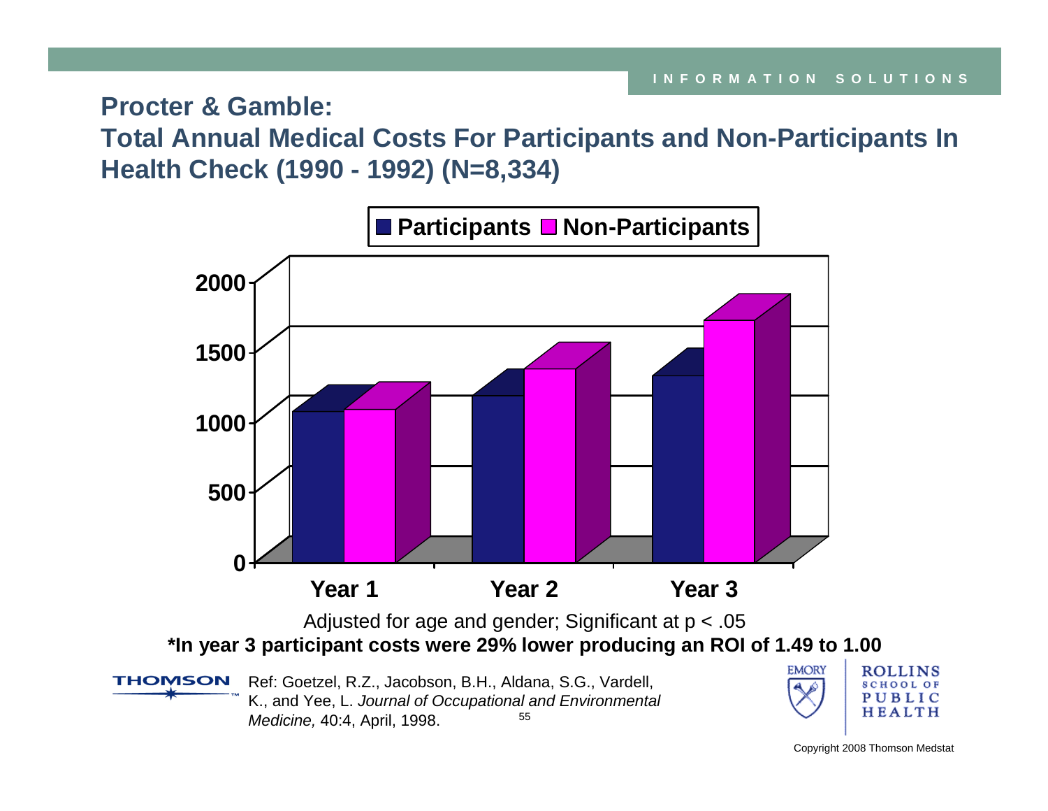## Procter & Gamble:

## Total Annual Medical Costs For Participants and Non-Participants In Health Check (1990 - 1992) (N=8,334)

Participants | Non-Participants

2000
1500
1000
500
0

Year 1 | Year 2 | Year 3

Adjusted for age and gender; Significant at $p < .05$

**\*In year 3 participant costs were 29% lower producing an ROI of 1.49 to 1.00**

Ref: Goetzel, R.Z., Jacobson, B.H., Aldana, S.G., Vardell, K., and Yee, L. *Journal of Occupational and Environmental Medicine,* 40:4, April, 1998.

Copyright 2008 Thomson Medstat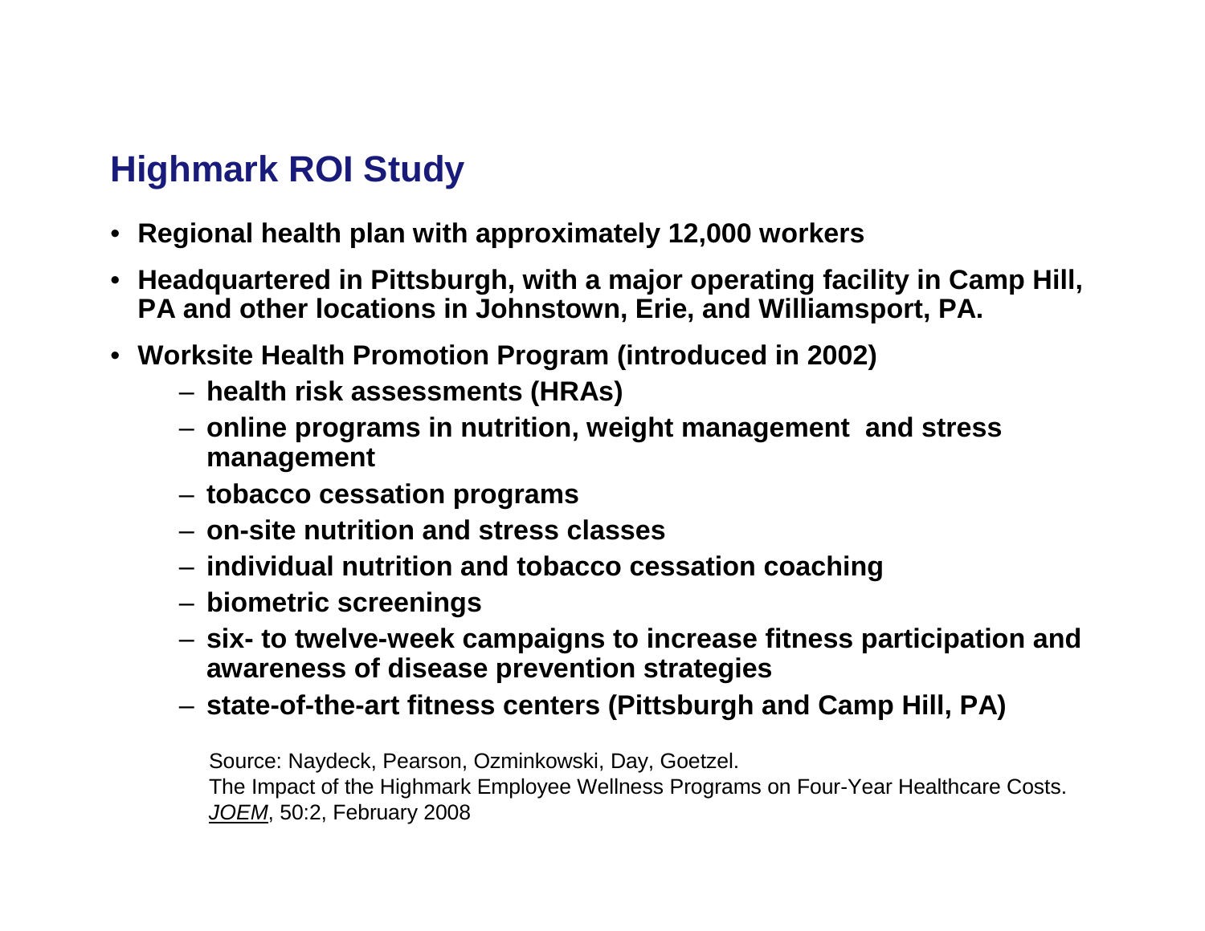## Highmark ROI Study

- **Regional health plan with approximately 12,000 workers**
- **Headquartered in Pittsburgh, with a major operating facility in Camp Hill, PA and other locations in Johnstown, Erie, and Williamsport, PA.**
- **Worksite Health Promotion Program (introduced in 2002)**
  - **health risk assessments (HRAs)**
  - **online programs in nutrition, weight management and stress management**
  - **tobacco cessation programs**
  - **on-site nutrition and stress classes**
  - **individual nutrition and tobacco cessation coaching**
  - **biometric screenings**
  - **six- to twelve-week campaigns to increase fitness participation and awareness of disease prevention strategies**
  - **state-of-the-art fitness centers (Pittsburgh and Camp Hill, PA)**

Source: Naydeck, Pearson, Ozminkowski, Day, Goetzel.
The Impact of the Highmark Employee Wellness Programs on Four-Year Healthcare Costs.
*JOEM*, 50:2, February 2008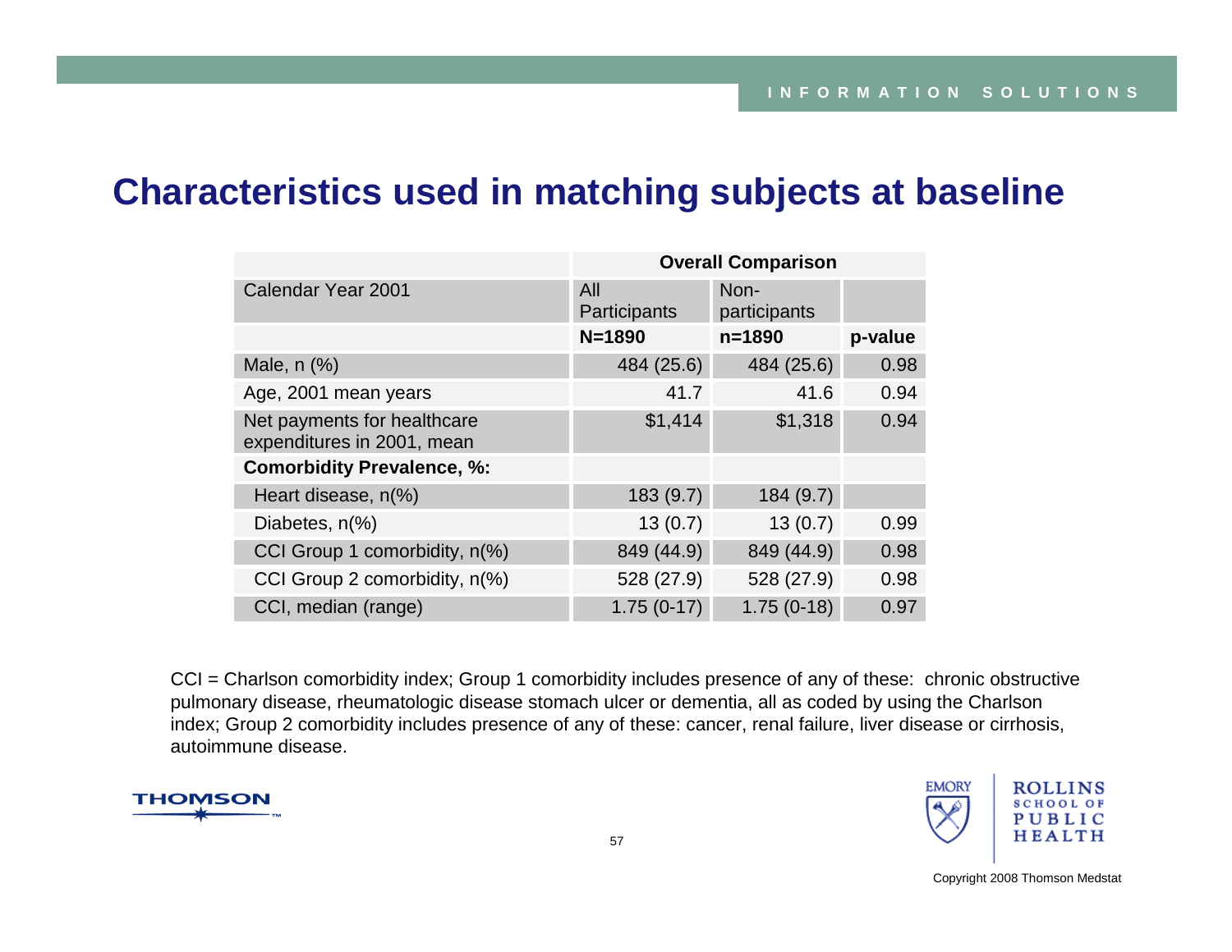## Characteristics used in matching subjects at baseline

| | Overall Comparison | | |
|---|---|---|---|
| Calendar Year 2001 | All Participants | Non-participants | |
| | **N=1890** | **n=1890** | **p-value** |
| Male, n (%) | 484 (25.6) | 484 (25.6) | 0.98 |
| Age, 2001 mean years | 41.7 | 41.6 | 0.94 |
| Net payments for healthcare expenditures in 2001, mean | $1,414 | $1,318 | 0.94 |
| **Comorbidity Prevalence, %:** | | | |
| Heart disease, n(%) | 183 (9.7) | 184 (9.7) | |
| Diabetes, n(%) | 13 (0.7) | 13 (0.7) | 0.99 |
| CCI Group 1 comorbidity, n(%) | 849 (44.9) | 849 (44.9) | 0.98 |
| CCI Group 2 comorbidity, n(%) | 528 (27.9) | 528 (27.9) | 0.98 |
| CCI, median (range) | 1.75 (0-17) | 1.75 (0-18) | 0.97 |

CCI = Charlson comorbidity index; Group 1 comorbidity includes presence of any of these: chronic obstructive pulmonary disease, rheumatologic disease stomach ulcer or dementia, all as coded by using the Charlson index; Group 2 comorbidity includes presence of any of these: cancer, renal failure, liver disease or cirrhosis, autoimmune disease.

Copyright 2008 Thomson Medstat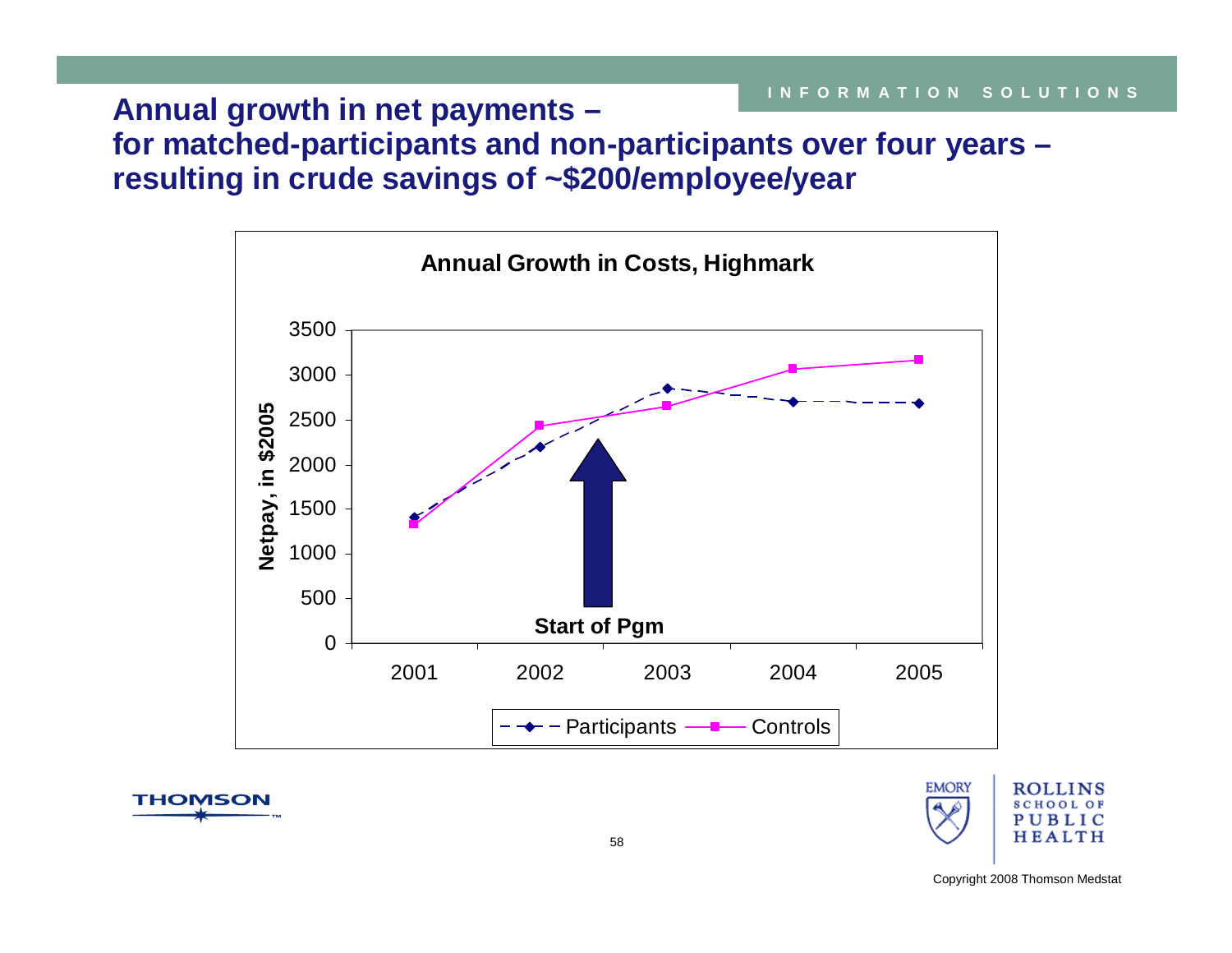# Annual growth in net payments – for matched-participants and non-participants over four years – resulting in crude savings of ~$200/employee/year

**Annual Growth in Costs, Highmark**

Netpay, in $2005

Start of Pgm

Participants — Controls

Copyright 2008 Thomson Medstat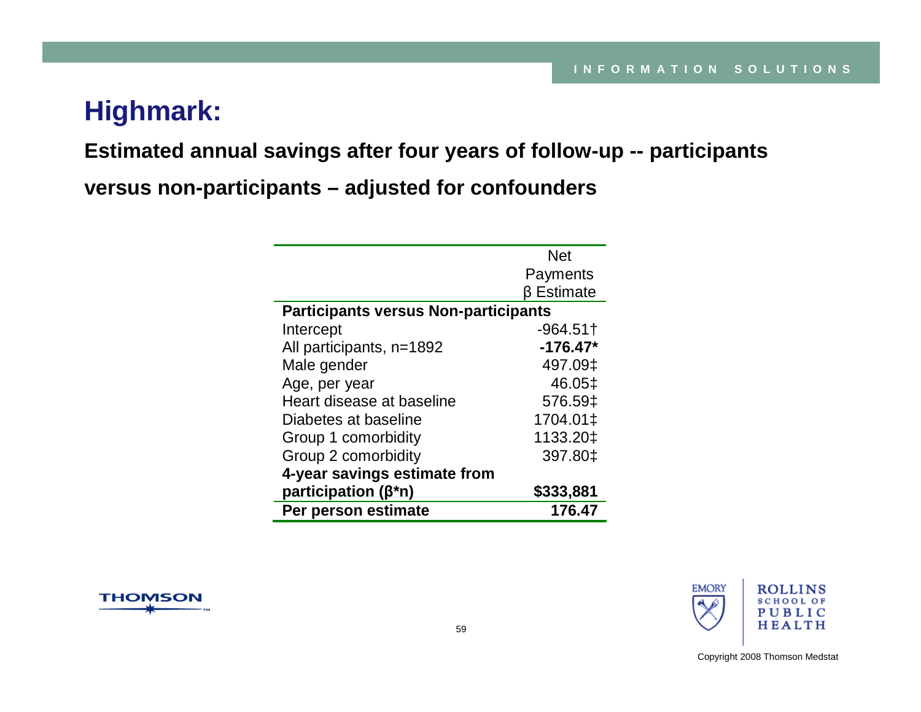# Highmark:

**Estimated annual savings after four years of follow-up -- participants versus non-participants – adjusted for confounders**

| | Net Payments β Estimate |
|---|---|
| **Participants versus Non-participants** | |
| Intercept | -964.51† |
| All participants, n=1892 | **-176.47*** |
| Male gender | 497.09‡ |
| Age, per year | 46.05‡ |
| Heart disease at baseline | 576.59‡ |
| Diabetes at baseline | 1704.01‡ |
| Group 1 comorbidity | 1133.20‡ |
| Group 2 comorbidity | 397.80‡ |
| **4-year savings estimate from participation (β*n)** | **$333,881** |
| **Per person estimate** | **176.47** |

Copyright 2008 Thomson Medstat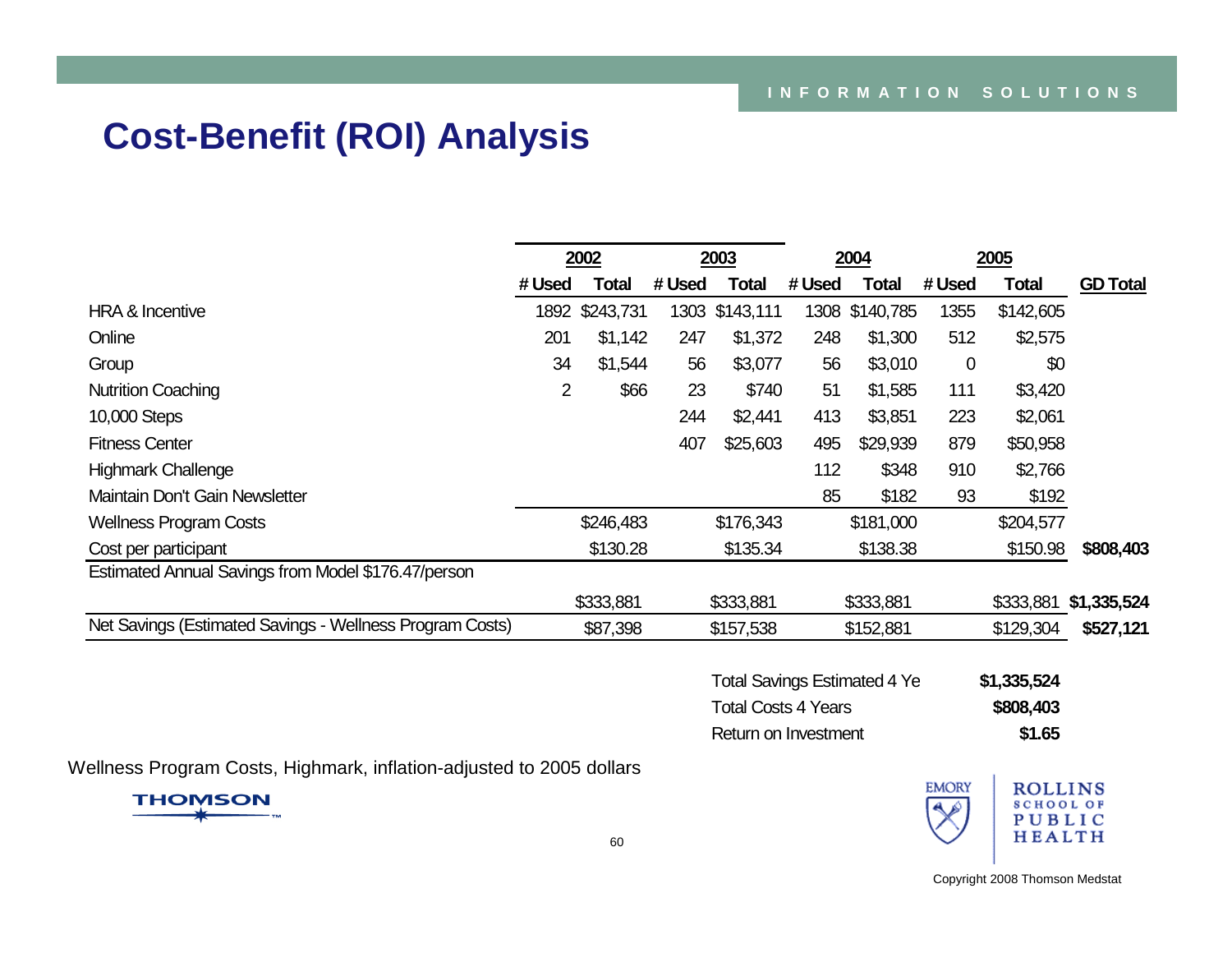# Cost-Benefit (ROI) Analysis

| | 2002 | | 2003 | | 2004 | | 2005 | | |
|---|---|---|---|---|---|---|---|---|---|
| | # Used | Total | # Used | Total | # Used | Total | # Used | Total | GD Total |
| HRA & Incentive | 1892 | $243,731 | 1303 | $143,111 | 1308 | $140,785 | 1355 | $142,605 | |
| Online | 201 | $1,142 | 247 | $1,372 | 248 | $1,300 | 512 | $2,575 | |
| Group | 34 | $1,544 | 56 | $3,077 | 56 | $3,010 | 0 | $0 | |
| Nutrition Coaching | 2 | $66 | 23 | $740 | 51 | $1,585 | 111 | $3,420 | |
| 10,000 Steps | | | 244 | $2,441 | 413 | $3,851 | 223 | $2,061 | |
| Fitness Center | | | 407 | $25,603 | 495 | $29,939 | 879 | $50,958 | |
| Highmark Challenge | | | | | 112 | $348 | 910 | $2,766 | |
| Maintain Don't Gain Newsletter | | | | | 85 | $182 | 93 | $192 | |
| Wellness Program Costs | | $246,483 | | $176,343 | | $181,000 | | $204,577 | |
| Cost per participant | | $130.28 | | $135.34 | | $138.38 | | $150.98 | $808,403 |
| Estimated Annual Savings from Model $176.47/person | | $333,881 | | $333,881 | | $333,881 | | $333,881 | $1,335,524 |
| Net Savings (Estimated Savings - Wellness Program Costs) | | $87,398 | | $157,538 | | $152,881 | | $129,304 | $527,121 |

| | |
|---|---|
| Total Savings Estimated 4 Ye | $1,335,524 |
| Total Costs 4 Years | $808,403 |
| Return on Investment | $1.65 |

Wellness Program Costs, Highmark, inflation-adjusted to 2005 dollars

Copyright 2008 Thomson Medstat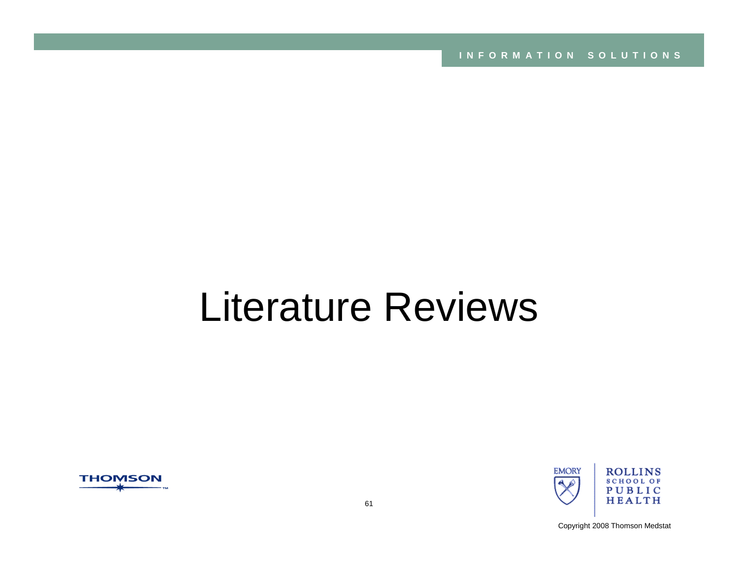# Literature Reviews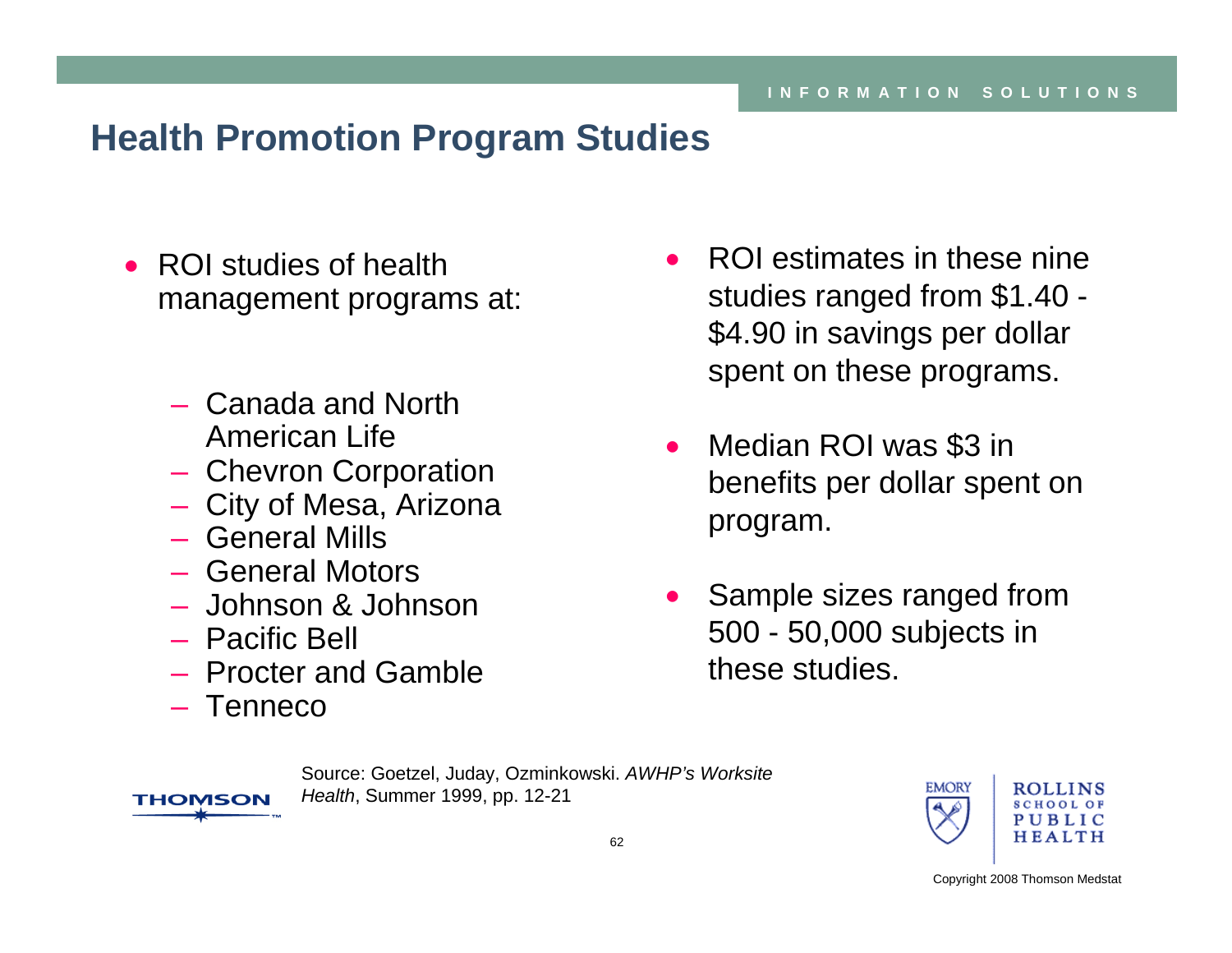# Health Promotion Program Studies

- ROI studies of health management programs at:
  - Canada and North American Life
  - Chevron Corporation
  - City of Mesa, Arizona
  - General Mills
  - General Motors
  - Johnson & Johnson
  - Pacific Bell
  - Procter and Gamble
  - Tenneco

- ROI estimates in these nine studies ranged from $1.40 - $4.90 in savings per dollar spent on these programs.
- Median ROI was $3 in benefits per dollar spent on program.
- Sample sizes ranged from 500 - 50,000 subjects in these studies.

Source: Goetzel, Juday, Ozminkowski. *AWHP's Worksite Health*, Summer 1999, pp. 12-21

Copyright 2008 Thomson Medstat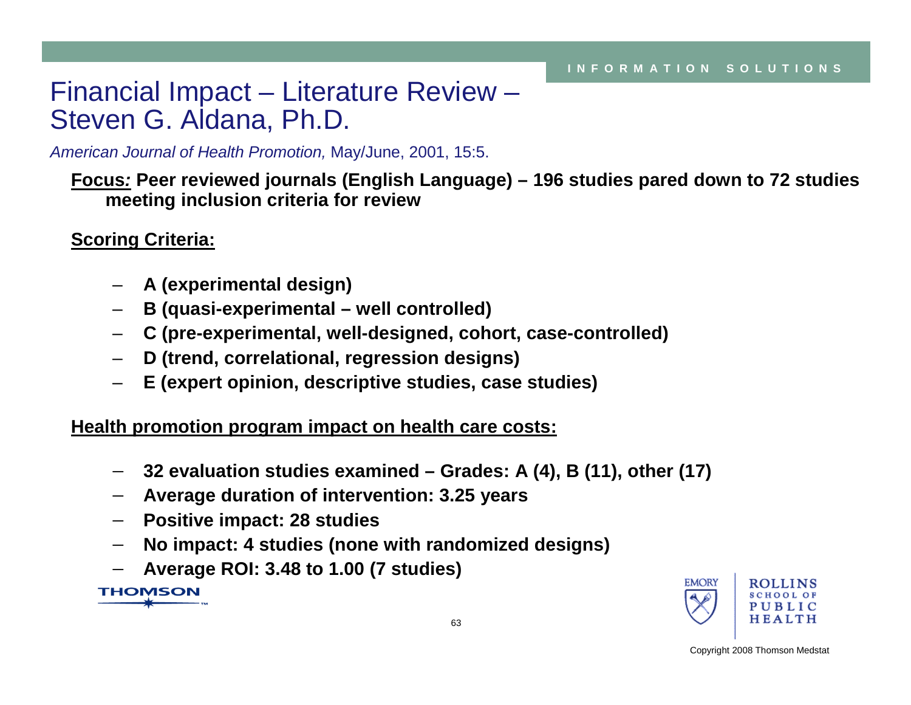# Financial Impact – Literature Review – Steven G. Aldana, Ph.D.

*American Journal of Health Promotion,* May/June, 2001, 15:5.

**Focus*:* Peer reviewed journals (English Language) – 196 studies pared down to 72 studies meeting inclusion criteria for review**

**Scoring Criteria:**

- **A (experimental design)**
- **B (quasi-experimental – well controlled)**
- **C (pre-experimental, well-designed, cohort, case-controlled)**
- **D (trend, correlational, regression designs)**
- **E (expert opinion, descriptive studies, case studies)**

**Health promotion program impact on health care costs:**

- **32 evaluation studies examined – Grades: A (4), B (11), other (17)**
- **Average duration of intervention: 3.25 years**
- **Positive impact: 28 studies**
- **No impact: 4 studies (none with randomized designs)**
- **Average ROI: 3.48 to 1.00 (7 studies)**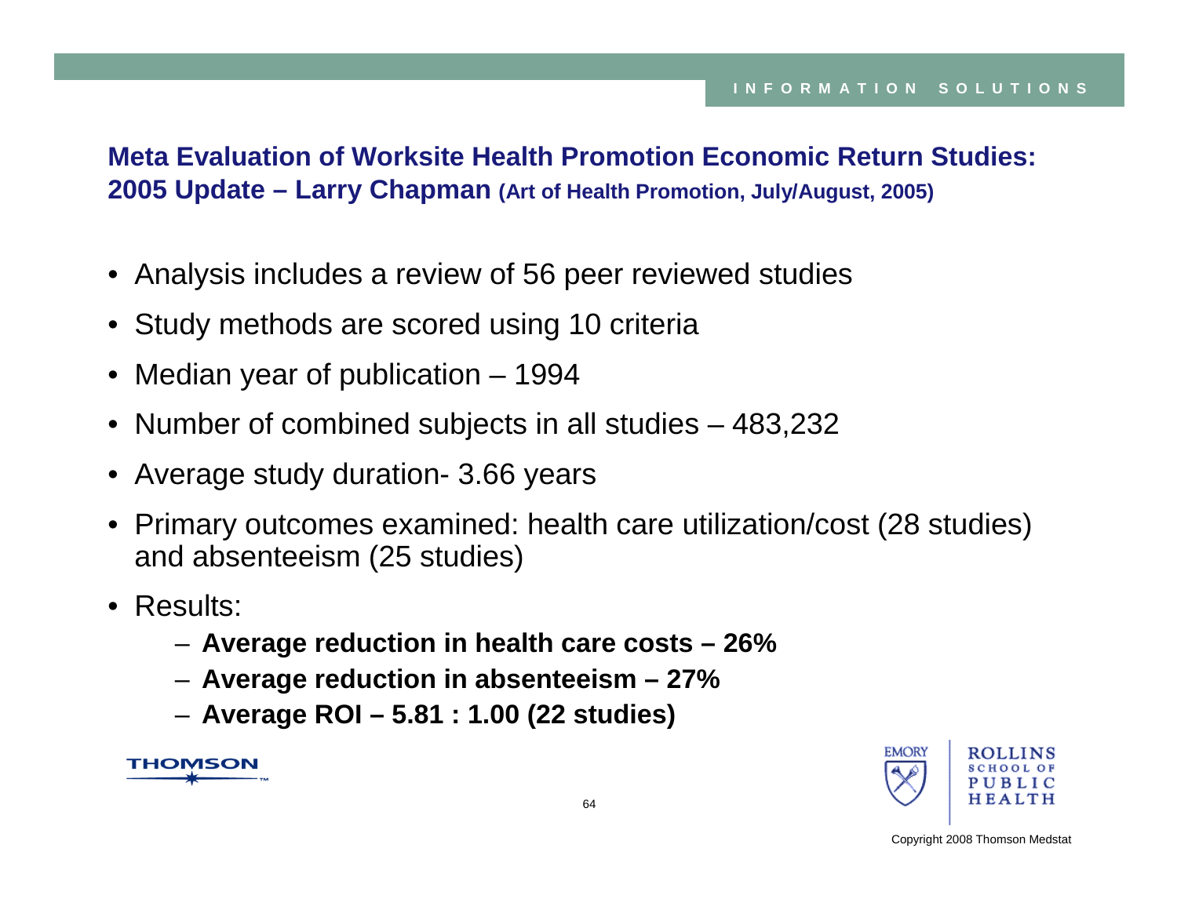## Meta Evaluation of Worksite Health Promotion Economic Return Studies: 2005 Update – Larry Chapman (Art of Health Promotion, July/August, 2005)

- Analysis includes a review of 56 peer reviewed studies
- Study methods are scored using 10 criteria
- Median year of publication – 1994
- Number of combined subjects in all studies – 483,232
- Average study duration- 3.66 years
- Primary outcomes examined: health care utilization/cost (28 studies) and absenteeism (25 studies)
- Results:
  - **Average reduction in health care costs – 26%**
  - **Average reduction in absenteeism – 27%**
  - **Average ROI – 5.81 : 1.00 (22 studies)**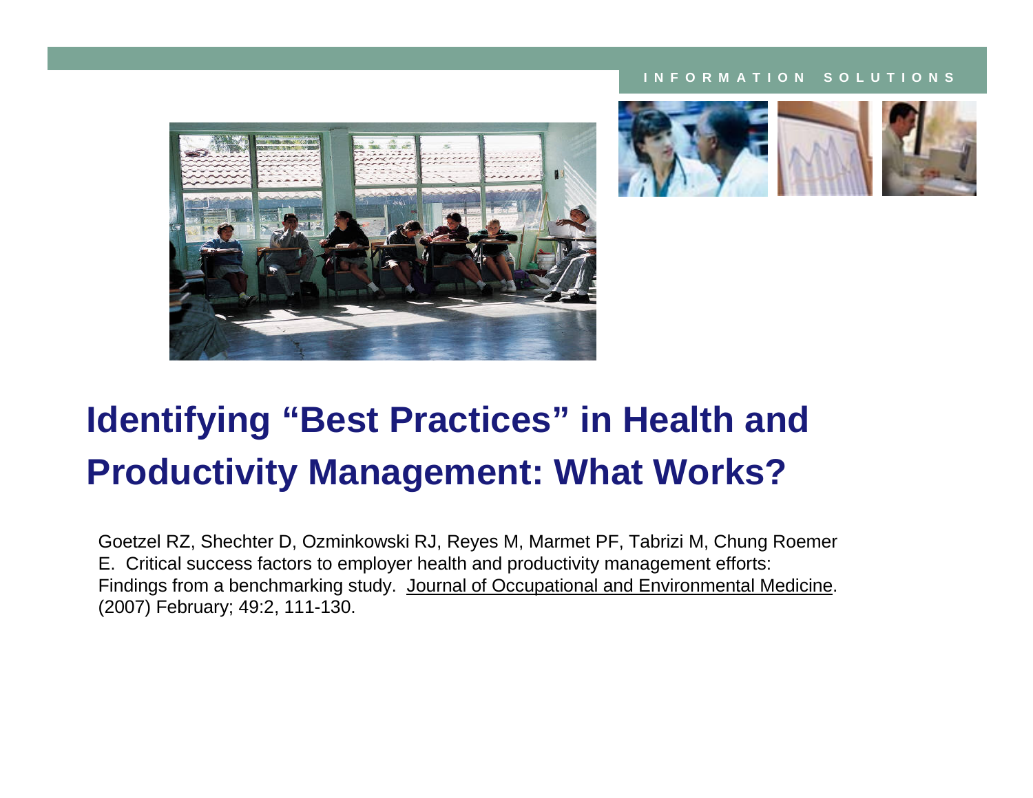INFORMATION SOLUTIONS

# Identifying "Best Practices" in Health and Productivity Management: What Works?

Goetzel RZ, Shechter D, Ozminkowski RJ, Reyes M, Marmet PF, Tabrizi M, Chung Roemer E. Critical success factors to employer health and productivity management efforts: Findings from a benchmarking study. Journal of Occupational and Environmental Medicine. (2007) February; 49:2, 111-130.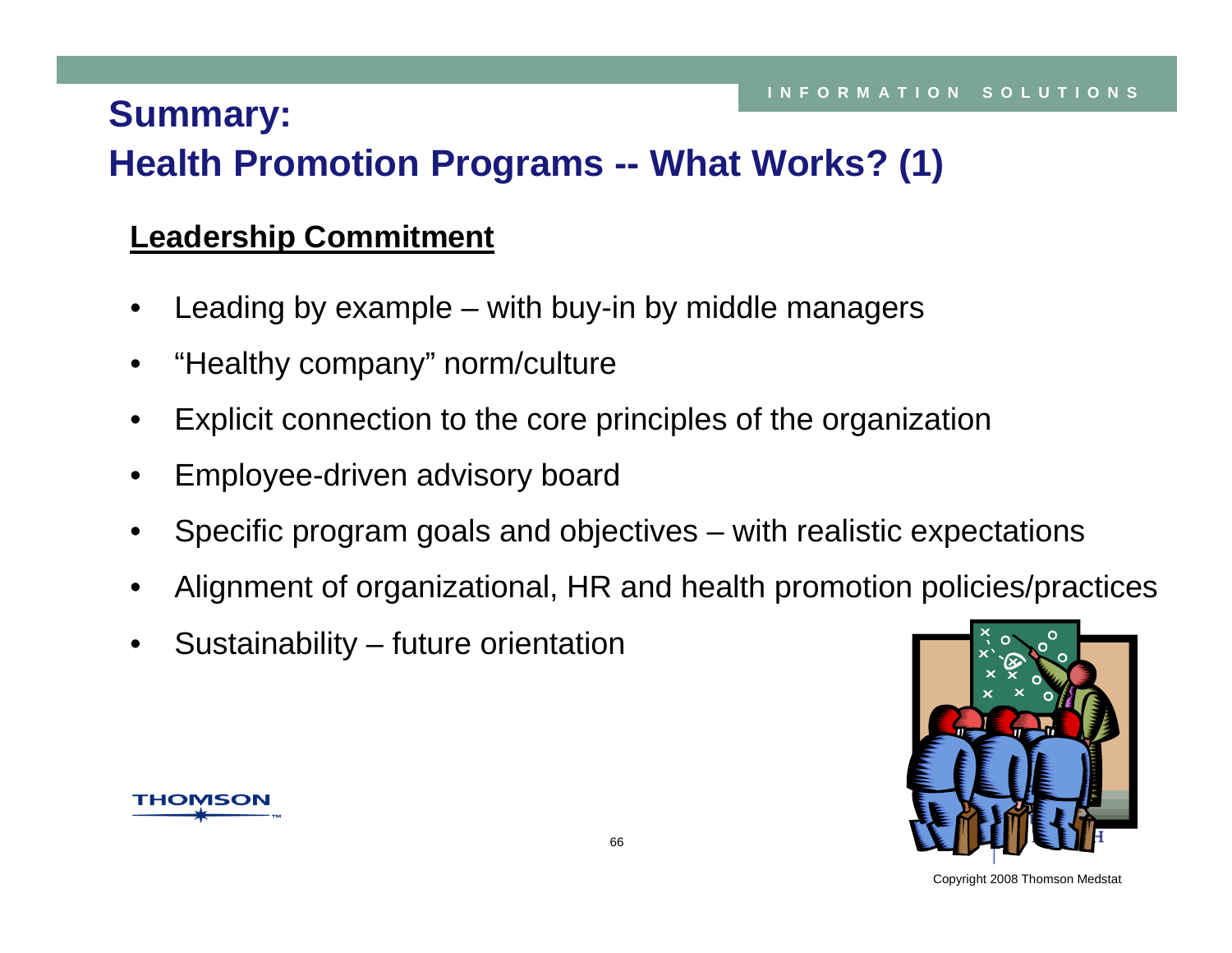# Summary:
# Health Promotion Programs -- What Works? (1)

## Leadership Commitment

- Leading by example – with buy-in by middle managers
- "Healthy company" norm/culture
- Explicit connection to the core principles of the organization
- Employee-driven advisory board
- Specific program goals and objectives – with realistic expectations
- Alignment of organizational, HR and health promotion policies/practices
- Sustainability – future orientation

Copyright 2008 Thomson Medstat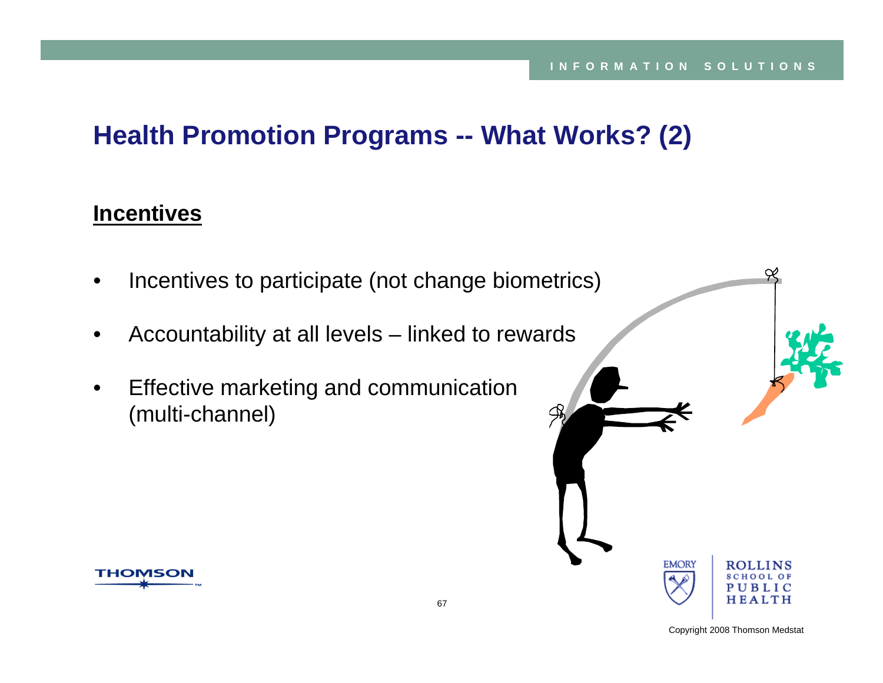# Health Promotion Programs -- What Works? (2)

## Incentives

- Incentives to participate (not change biometrics)
- Accountability at all levels – linked to rewards
- Effective marketing and communication (multi-channel)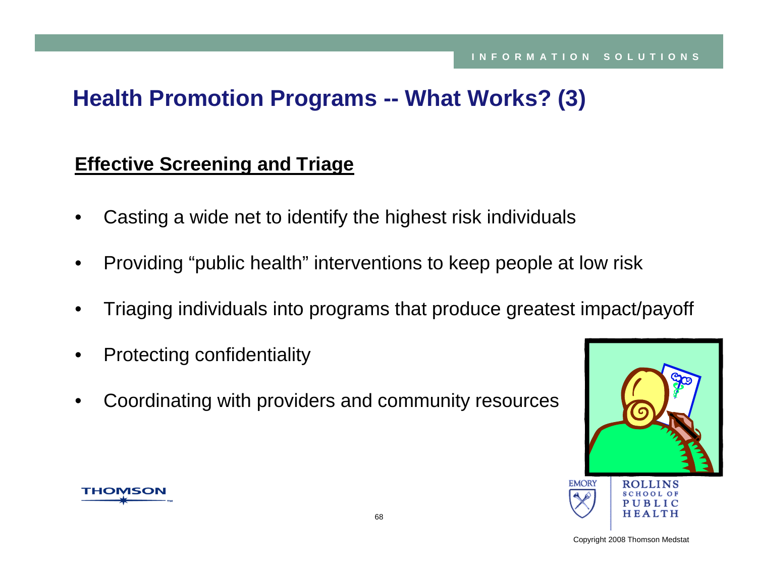# Health Promotion Programs -- What Works? (3)

## Effective Screening and Triage

- Casting a wide net to identify the highest risk individuals
- Providing "public health" interventions to keep people at low risk
- Triaging individuals into programs that produce greatest impact/payoff
- Protecting confidentiality
- Coordinating with providers and community resources

Copyright 2008 Thomson Medstat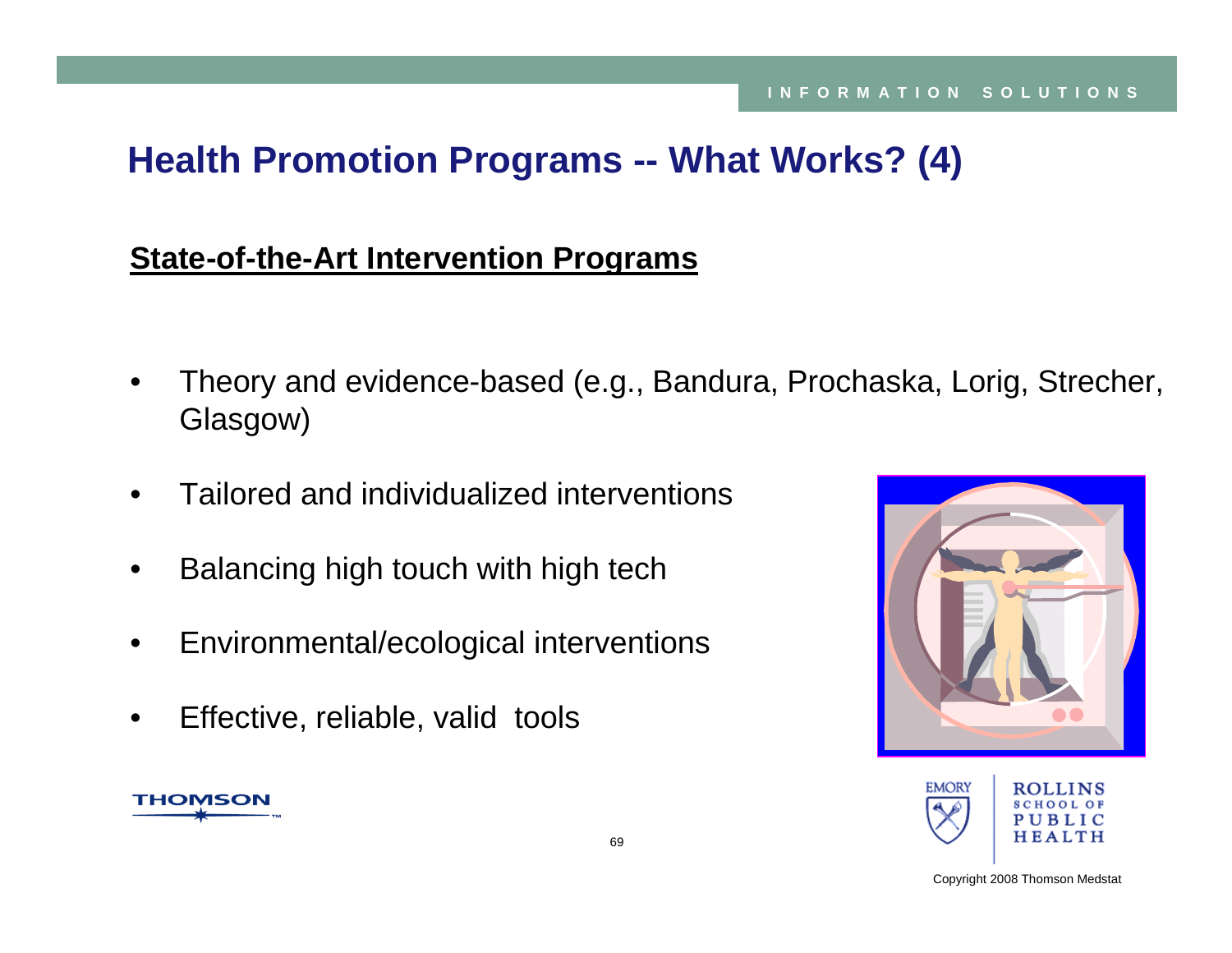# Health Promotion Programs -- What Works? (4)

**State-of-the-Art Intervention Programs**

- Theory and evidence-based (e.g., Bandura, Prochaska, Lorig, Strecher, Glasgow)
- Tailored and individualized interventions
- Balancing high touch with high tech
- Environmental/ecological interventions
- Effective, reliable, valid tools

Copyright 2008 Thomson Medstat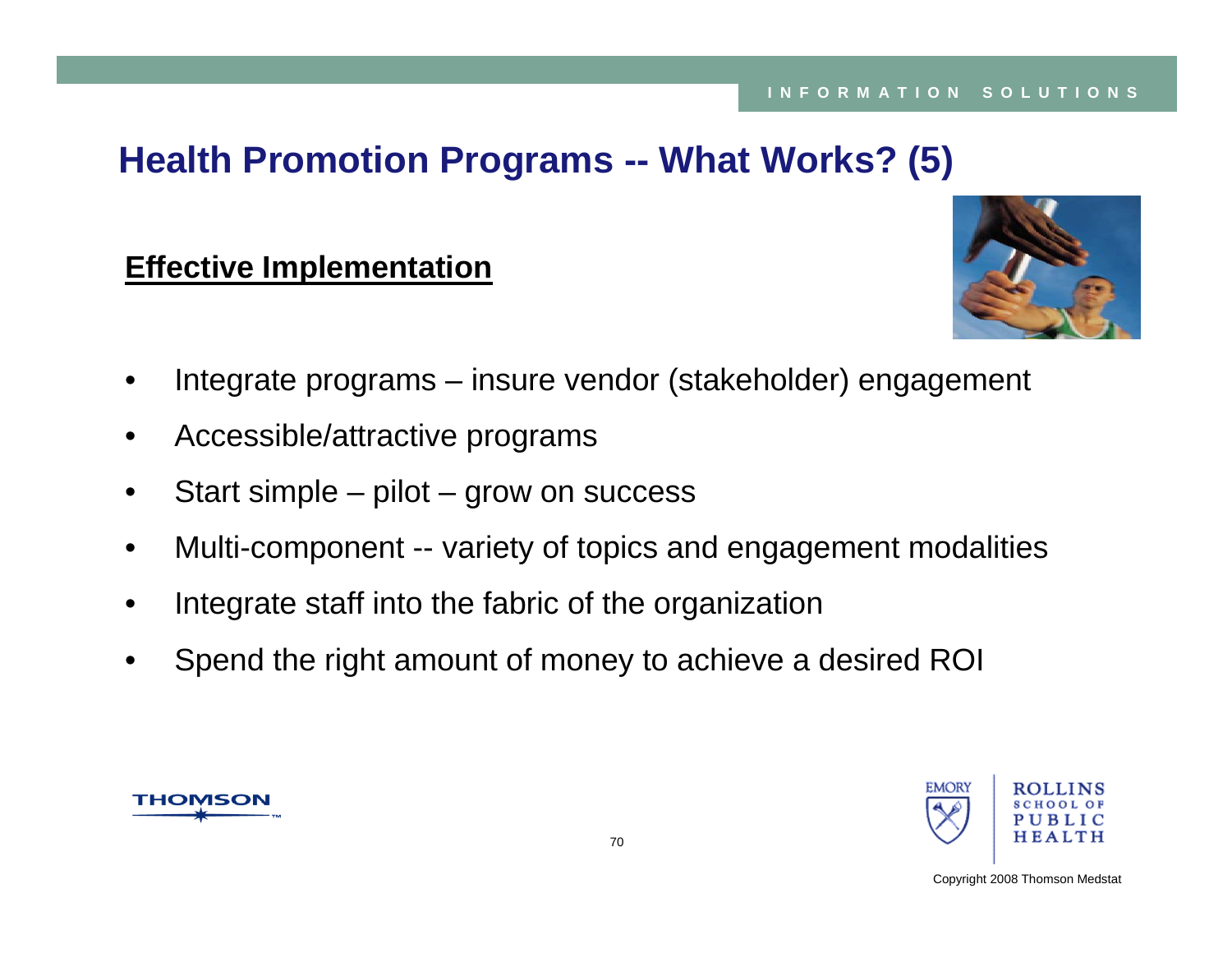# Health Promotion Programs -- What Works? (5)

## Effective Implementation

- Integrate programs – insure vendor (stakeholder) engagement
- Accessible/attractive programs
- Start simple – pilot – grow on success
- Multi-component -- variety of topics and engagement modalities
- Integrate staff into the fabric of the organization
- Spend the right amount of money to achieve a desired ROI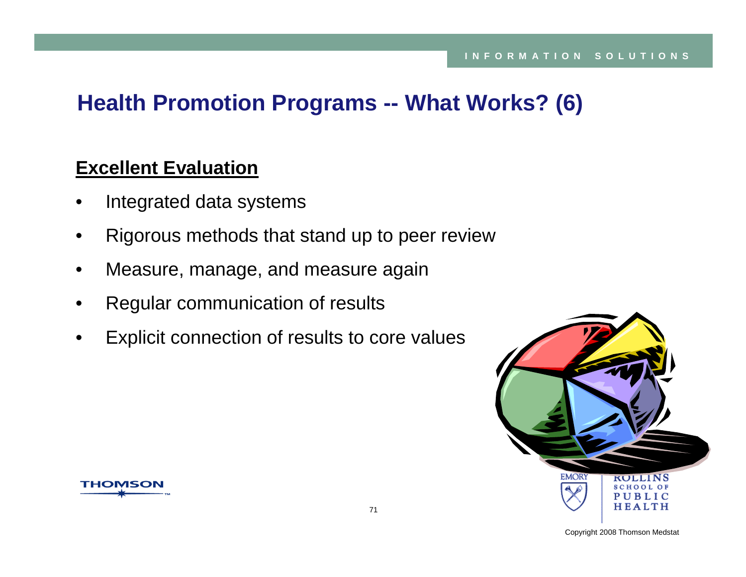# Health Promotion Programs -- What Works? (6)

**Excellent Evaluation**

- Integrated data systems
- Rigorous methods that stand up to peer review
- Measure, manage, and measure again
- Regular communication of results
- Explicit connection of results to core values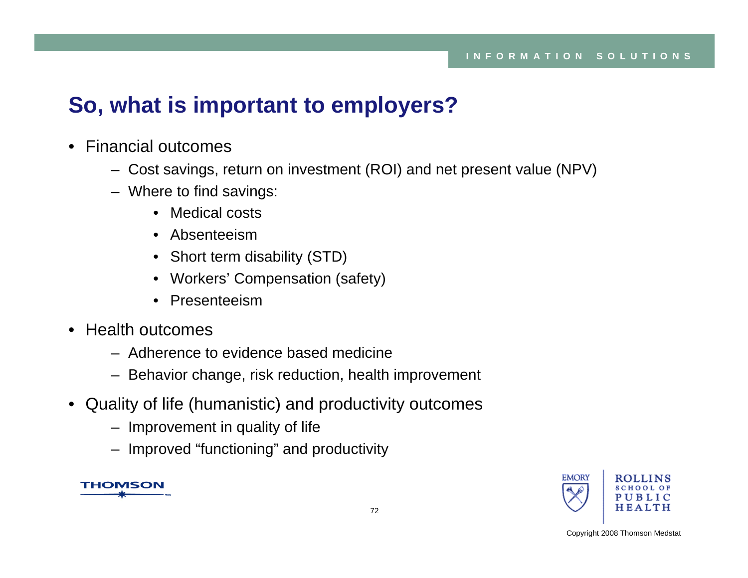## So, what is important to employers?

- Financial outcomes
  - Cost savings, return on investment (ROI) and net present value (NPV)
  - Where to find savings:
    - Medical costs
    - Absenteeism
    - Short term disability (STD)
    - Workers' Compensation (safety)
    - Presenteeism
- Health outcomes
  - Adherence to evidence based medicine
  - Behavior change, risk reduction, health improvement
- Quality of life (humanistic) and productivity outcomes
  - Improvement in quality of life
  - Improved "functioning" and productivity

Copyright 2008 Thomson Medstat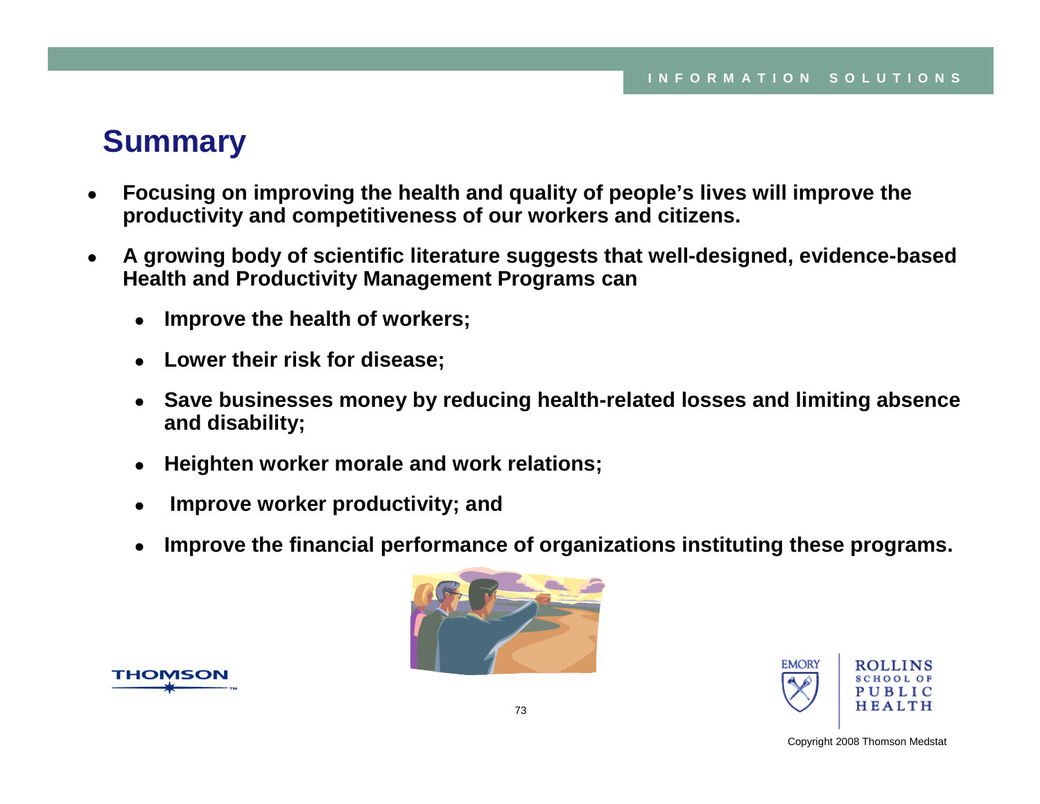## Summary

- **Focusing on improving the health and quality of people's lives will improve the productivity and competitiveness of our workers and citizens.**
- **A growing body of scientific literature suggests that well-designed, evidence-based Health and Productivity Management Programs can**
  - **Improve the health of workers;**
  - **Lower their risk for disease;**
  - **Save businesses money by reducing health-related losses and limiting absence and disability;**
  - **Heighten worker morale and work relations;**
  - **Improve worker productivity; and**
  - **Improve the financial performance of organizations instituting these programs.**

Copyright 2008 Thomson Medstat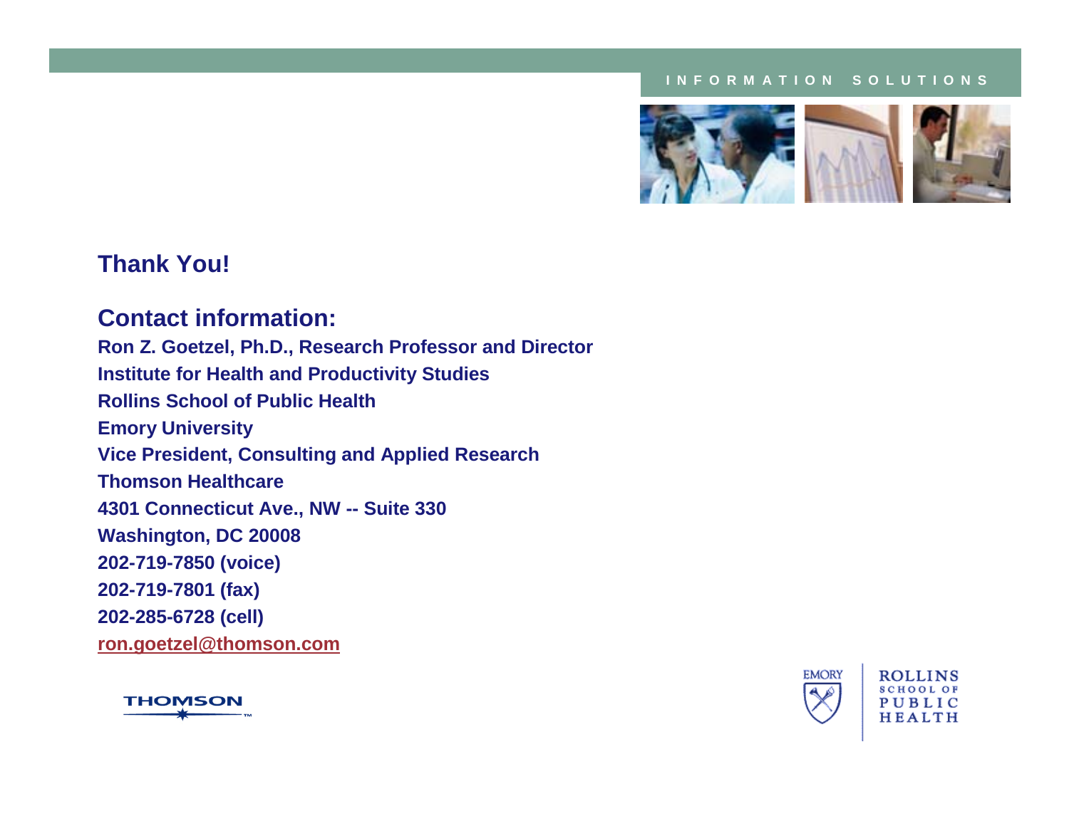## Thank You!

## Contact information:

**Ron Z. Goetzel, Ph.D., Research Professor and Director**
**Institute for Health and Productivity Studies**
**Rollins School of Public Health**
**Emory University**
**Vice President, Consulting and Applied Research**
**Thomson Healthcare**
**4301 Connecticut Ave., NW -- Suite 330**
**Washington, DC 20008**
**202-719-7850 (voice)**
**202-719-7801 (fax)**
**202-285-6728 (cell)**
**ron.goetzel@thomson.com**